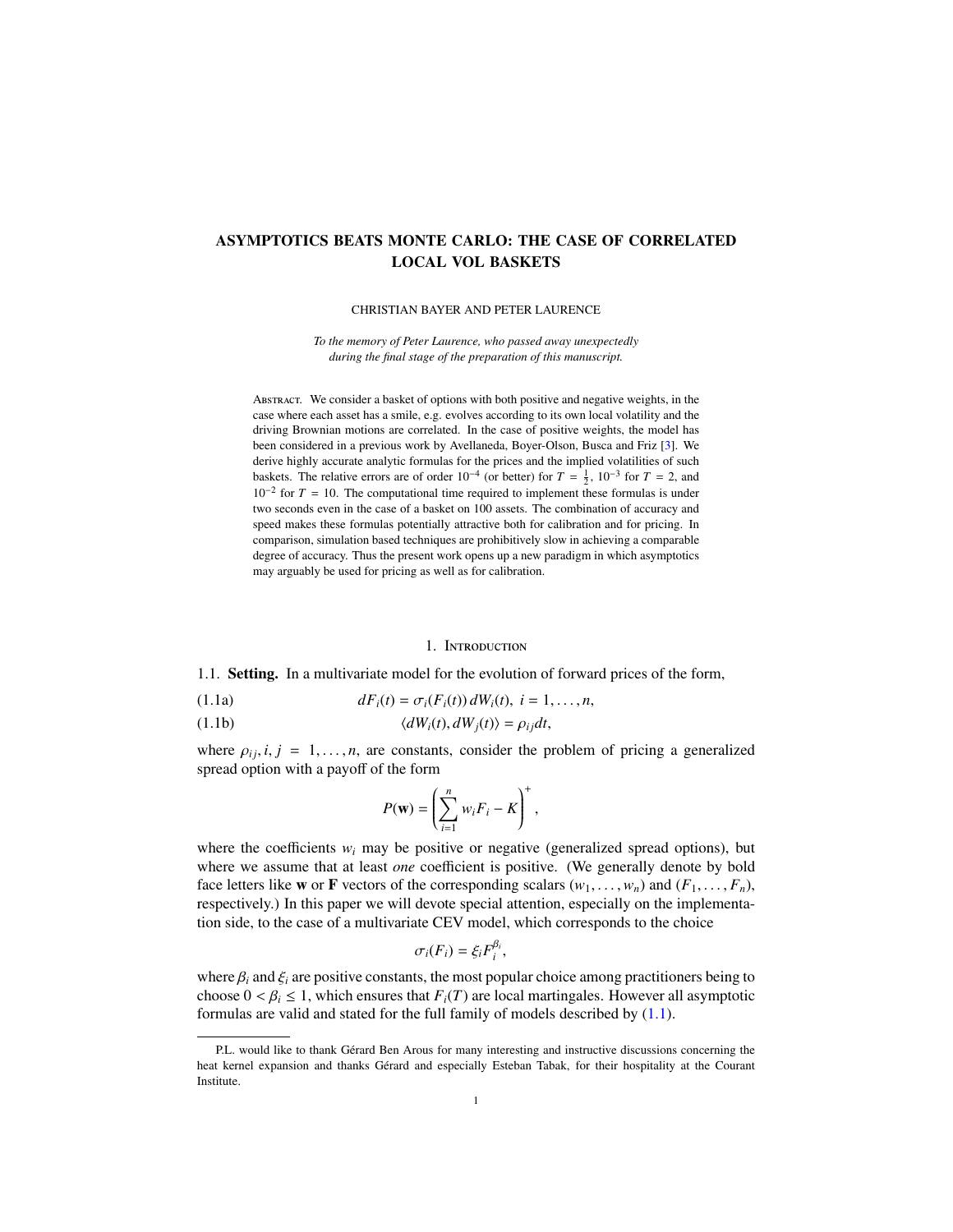# ASYMPTOTICS BEATS MONTE CARLO: THE CASE OF CORRELATED LOCAL VOL BASKETS

CHRISTIAN BAYER AND PETER LAURENCE

*To the memory of Peter Laurence, who passed away unexpectedly during the final stage of the preparation of this manuscript.*

Abstract. We consider a basket of options with both positive and negative weights, in the case where each asset has a smile, e.g. evolves according to its own local volatility and the driving Brownian motions are correlated. In the case of positive weights, the model has been considered in a previous work by Avellaneda, Boyer-Olson, Busca and Friz [3]. We derive highly accurate analytic formulas for the prices and the implied volatilities of such baskets. The relative errors are of order $10^{-4}$ (or better) for $T = \frac{1}{2}$, $10^{-3}$ for $T = 2$, and $10^{-2}$ for $T = 10$. The computational time required to implement these formulas is under two seconds even in the case of a basket on 100 assets. The combination of accuracy and speed makes these formulas potentially attractive both for calibration and for pricing. In comparison, simulation based techniques are prohibitively slow in achieving a comparable degree of accuracy. Thus the present work opens up a new paradigm in which asymptotics may arguably be used for pricing as well as for calibration.

## 1. Introduction

### 1.1. Setting.

In a multivariate model for the evolution of forward prices of the form,

$$dF_i(t) = \sigma_i(F_i(t))\, dW_i(t),\ i = 1, \dots, n, \tag{1.1a}$$

$$\langle dW_i(t), dW_j(t) \rangle = \rho_{ij} dt, \tag{1.1b}$$

where $\rho_{ij}, i, j = 1, \dots, n$, are constants, consider the problem of pricing a generalized spread option with a payoff of the form

$$P(\mathbf{w}) = \left( \sum_{i=1}^{n} w_i F_i - K \right)^+,$$

where the coefficients $w_i$ may be positive or negative (generalized spread options), but where we assume that at least *one* coefficient is positive. (We generally denote by bold face letters like $\mathbf{w}$ or $\mathbf{F}$ vectors of the corresponding scalars $(w_1, \dots, w_n)$ and $(F_1, \dots, F_n)$, respectively.) In this paper we will devote special attention, especially on the implementation side, to the case of a multivariate CEV model, which corresponds to the choice

$$\sigma_i(F_i) = \xi_i F_i^{\beta_i},$$

where $\beta_i$ and $\xi_i$ are positive constants, the most popular choice among practitioners being to choose $0 < \beta_i \leq 1$, which ensures that $F_i(T)$ are local martingales. However all asymptotic formulas are valid and stated for the full family of models described by (1.1).

P.L. would like to thank Gérard Ben Arous for many interesting and instructive discussions concerning the heat kernel expansion and thanks Gérard and especially Esteban Tabak, for their hospitality at the Courant Institute.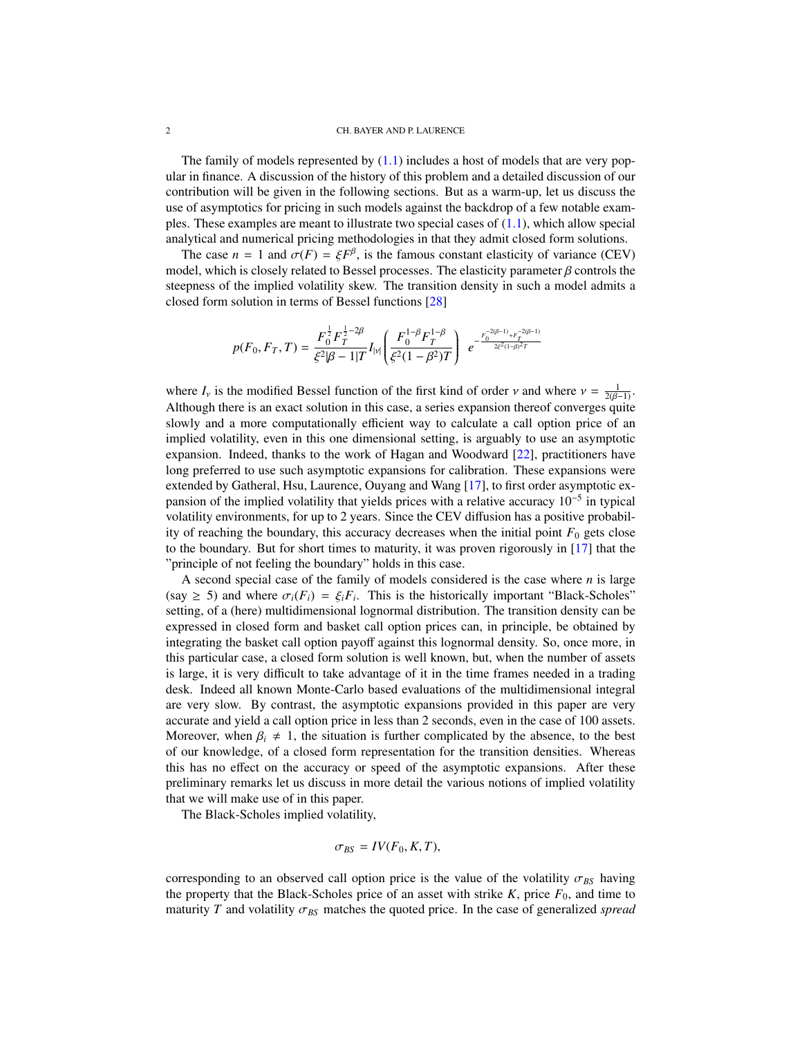The family of models represented by (1.1) includes a host of models that are very popular in finance. A discussion of the history of this problem and a detailed discussion of our contribution will be given in the following sections. But as a warm-up, let us discuss the use of asymptotics for pricing in such models against the backdrop of a few notable examples. These examples are meant to illustrate two special cases of (1.1), which allow special analytical and numerical pricing methodologies in that they admit closed form solutions.

The case $n = 1$ and $\sigma(F) = \xi F^{\beta}$, is the famous constant elasticity of variance (CEV) model, which is closely related to Bessel processes. The elasticity parameter $\beta$ controls the steepness of the implied volatility skew. The transition density in such a model admits a closed form solution in terms of Bessel functions [28]

$$p(F_0, F_T, T) = \frac{F_0^{\frac{1}{2}} F_T^{\frac{1}{2}-2\beta}}{\xi^2 |\beta - 1| T} I_{|\nu|}\left( \frac{F_0^{1-\beta} F_T^{1-\beta}}{\xi^2 (1-\beta^2) T} \right) \; e^{-\frac{F_0^{-2(\beta-1)} + F_T^{-2(\beta-1)}}{2\xi^2 (1-\beta)^2 T}}$$

where $I_\nu$ is the modified Bessel function of the first kind of order $\nu$ and where $\nu = \frac{1}{2(\beta-1)}$. Although there is an exact solution in this case, a series expansion thereof converges quite slowly and a more computationally efficient way to calculate a call option price of an implied volatility, even in this one dimensional setting, is arguably to use an asymptotic expansion. Indeed, thanks to the work of Hagan and Woodward [22], practitioners have long preferred to use such asymptotic expansions for calibration. These expansions were extended by Gatheral, Hsu, Laurence, Ouyang and Wang [17], to first order asymptotic expansion of the implied volatility that yields prices with a relative accuracy $10^{-5}$ in typical volatility environments, for up to 2 years. Since the CEV diffusion has a positive probability of reaching the boundary, this accuracy decreases when the initial point $F_0$ gets close to the boundary. But for short times to maturity, it was proven rigorously in [17] that the "principle of not feeling the boundary" holds in this case.

A second special case of the family of models considered is the case where $n$ is large (say $\geq 5$) and where $\sigma_i(F_i) = \xi_i F_i$. This is the historically important "Black-Scholes" setting, of a (here) multidimensional lognormal distribution. The transition density can be expressed in closed form and basket call option prices can, in principle, be obtained by integrating the basket call option payoff against this lognormal density. So, once more, in this particular case, a closed form solution is well known, but, when the number of assets is large, it is very difficult to take advantage of it in the time frames needed in a trading desk. Indeed all known Monte-Carlo based evaluations of the multidimensional integral are very slow. By contrast, the asymptotic expansions provided in this paper are very accurate and yield a call option price in less than 2 seconds, even in the case of 100 assets. Moreover, when $\beta_i \neq 1$, the situation is further complicated by the absence, to the best of our knowledge, of a closed form representation for the transition densities. Whereas this has no effect on the accuracy or speed of the asymptotic expansions. After these preliminary remarks let us discuss in more detail the various notions of implied volatility that we will make use of in this paper.

The Black-Scholes implied volatility,

$$\sigma_{BS} = IV(F_0, K, T),$$

corresponding to an observed call option price is the value of the volatility $\sigma_{BS}$ having the property that the Black-Scholes price of an asset with strike $K$, price $F_0$, and time to maturity $T$ and volatility $\sigma_{BS}$ matches the quoted price. In the case of generalized *spread*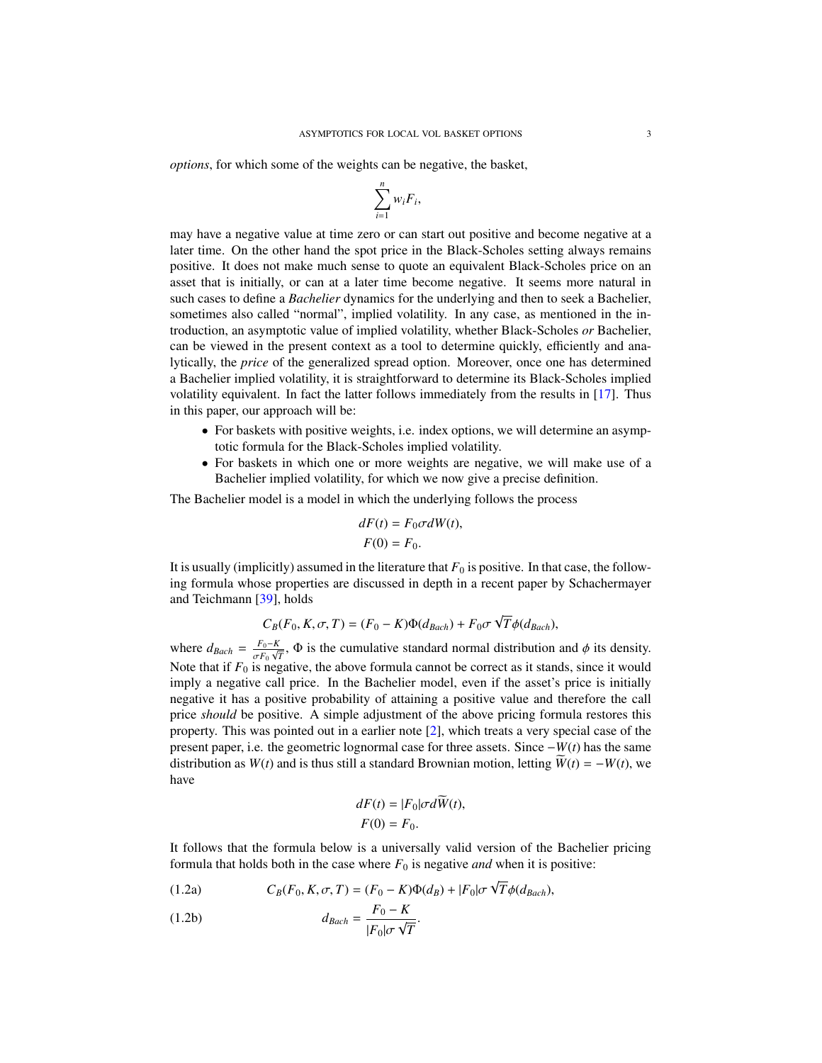*options*, for which some of the weights can be negative, the basket,

$$\sum_{i=1}^{n} w_i F_i,$$

may have a negative value at time zero or can start out positive and become negative at a later time. On the other hand the spot price in the Black-Scholes setting always remains positive. It does not make much sense to quote an equivalent Black-Scholes price on an asset that is initially, or can at a later time become negative. It seems more natural in such cases to define a *Bachelier* dynamics for the underlying and then to seek a Bachelier, sometimes also called "normal", implied volatility. In any case, as mentioned in the introduction, an asymptotic value of implied volatility, whether Black-Scholes *or* Bachelier, can be viewed in the present context as a tool to determine quickly, efficiently and analytically, the *price* of the generalized spread option. Moreover, once one has determined a Bachelier implied volatility, it is straightforward to determine its Black-Scholes implied volatility equivalent. In fact the latter follows immediately from the results in [17]. Thus in this paper, our approach will be:

- For baskets with positive weights, i.e. index options, we will determine an asymptotic formula for the Black-Scholes implied volatility.
- For baskets in which one or more weights are negative, we will make use of a Bachelier implied volatility, for which we now give a precise definition.

The Bachelier model is a model in which the underlying follows the process

$$dF(t) = F_0 \sigma dW(t),$$
$$F(0) = F_0.$$

It is usually (implicitly) assumed in the literature that $F_0$ is positive. In that case, the following formula whose properties are discussed in depth in a recent paper by Schachermayer and Teichmann [39], holds

$$C_B(F_0, K, \sigma, T) = (F_0 - K)\Phi(d_{Bach}) + F_0 \sigma \sqrt{T} \phi(d_{Bach}),$$

where $d_{Bach} = \frac{F_0 - K}{\sigma F_0 \sqrt{T}}$, $\Phi$ is the cumulative standard normal distribution and $\phi$ its density. Note that if $F_0$ is negative, the above formula cannot be correct as it stands, since it would imply a negative call price. In the Bachelier model, even if the asset's price is initially negative it has a positive probability of attaining a positive value and therefore the call price *should* be positive. A simple adjustment of the above pricing formula restores this property. This was pointed out in a earlier note [2], which treats a very special case of the present paper, i.e. the geometric lognormal case for three assets. Since $-W(t)$ has the same distribution as $W(t)$ and is thus still a standard Brownian motion, letting $\widetilde{W}(t) = -W(t)$, we have

$$dF(t) = |F_0| \sigma d\widetilde{W}(t),$$
$$F(0) = F_0.$$

It follows that the formula below is a universally valid version of the Bachelier pricing formula that holds both in the case where $F_0$ is negative *and* when it is positive:

$$C_B(F_0, K, \sigma, T) = (F_0 - K)\Phi(d_B) + |F_0| \sigma \sqrt{T} \phi(d_{Bach}), \tag{1.2a}$$

$$d_{Bach} = \frac{F_0 - K}{|F_0| \sigma \sqrt{T}}. \tag{1.2b}$$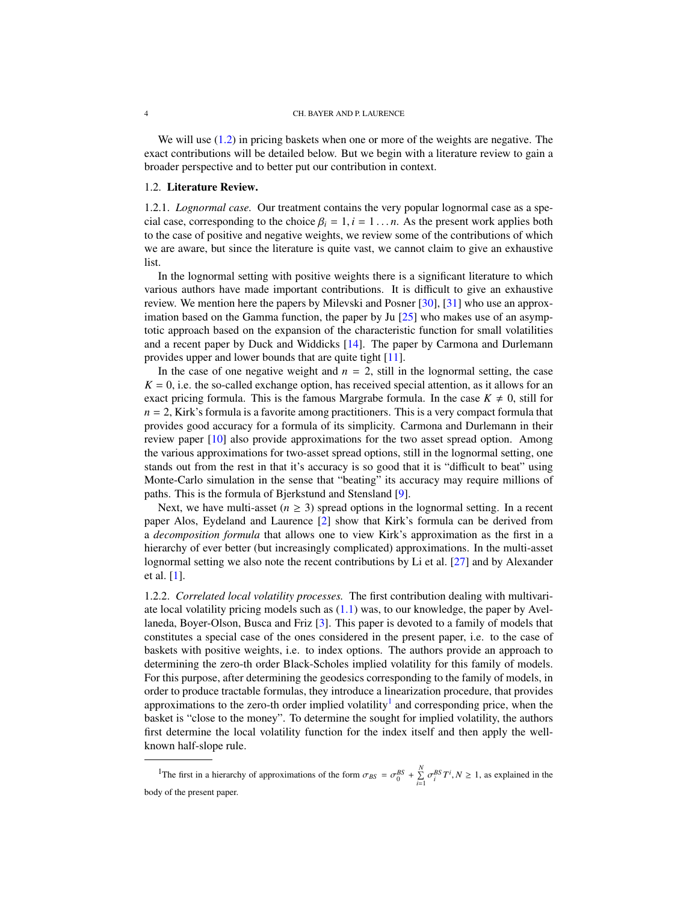We will use (1.2) in pricing baskets when one or more of the weights are negative. The exact contributions will be detailed below. But we begin with a literature review to gain a broader perspective and to better put our contribution in context.

## 1.2. Literature Review.

### 1.2.1. *Lognormal case.*

Our treatment contains the very popular lognormal case as a special case, corresponding to the choice $\beta_i = 1, i = 1 \dots n$. As the present work applies both to the case of positive and negative weights, we review some of the contributions of which we are aware, but since the literature is quite vast, we cannot claim to give an exhaustive list.

In the lognormal setting with positive weights there is a significant literature to which various authors have made important contributions. It is difficult to give an exhaustive review. We mention here the papers by Milevski and Posner [30], [31] who use an approximation based on the Gamma function, the paper by Ju [25] who makes use of an asymptotic approach based on the expansion of the characteristic function for small volatilities and a recent paper by Duck and Widdicks [14]. The paper by Carmona and Durlemann provides upper and lower bounds that are quite tight [11].

In the case of one negative weight and $n = 2$, still in the lognormal setting, the case $K = 0$, i.e. the so-called exchange option, has received special attention, as it allows for an exact pricing formula. This is the famous Margrabe formula. In the case $K \neq 0$, still for $n = 2$, Kirk's formula is a favorite among practitioners. This is a very compact formula that provides good accuracy for a formula of its simplicity. Carmona and Durlemann in their review paper [10] also provide approximations for the two asset spread option. Among the various approximations for two-asset spread options, still in the lognormal setting, one stands out from the rest in that it's accuracy is so good that it is "difficult to beat" using Monte-Carlo simulation in the sense that "beating" its accuracy may require millions of paths. This is the formula of Bjerkstund and Stensland [9].

Next, we have multi-asset ($n \geq 3$) spread options in the lognormal setting. In a recent paper Alos, Eydeland and Laurence [2] show that Kirk's formula can be derived from a *decomposition formula* that allows one to view Kirk's approximation as the first in a hierarchy of ever better (but increasingly complicated) approximations. In the multi-asset lognormal setting we also note the recent contributions by Li et al. [27] and by Alexander et al. [1].

### 1.2.2. *Correlated local volatility processes.*

The first contribution dealing with multivariate local volatility pricing models such as (1.1) was, to our knowledge, the paper by Avellaneda, Boyer-Olson, Busca and Friz [3]. This paper is devoted to a family of models that constitutes a special case of the ones considered in the present paper, i.e. to the case of baskets with positive weights, i.e. to index options. The authors provide an approach to determining the zero-th order Black-Scholes implied volatility for this family of models. For this purpose, after determining the geodesics corresponding to the family of models, in order to produce tractable formulas, they introduce a linearization procedure, that provides approximations to the zero-th order implied volatility[1] and corresponding price, when the basket is "close to the money". To determine the sought for implied volatility, the authors first determine the local volatility function for the index itself and then apply the well-known half-slope rule.

---

[1] The first in a hierarchy of approximations of the form $\sigma_{BS} = \sigma_0^{BS} + \sum_{i=1}^{N} \sigma_i^{BS} T^i, N \geq 1$, as explained in the body of the present paper.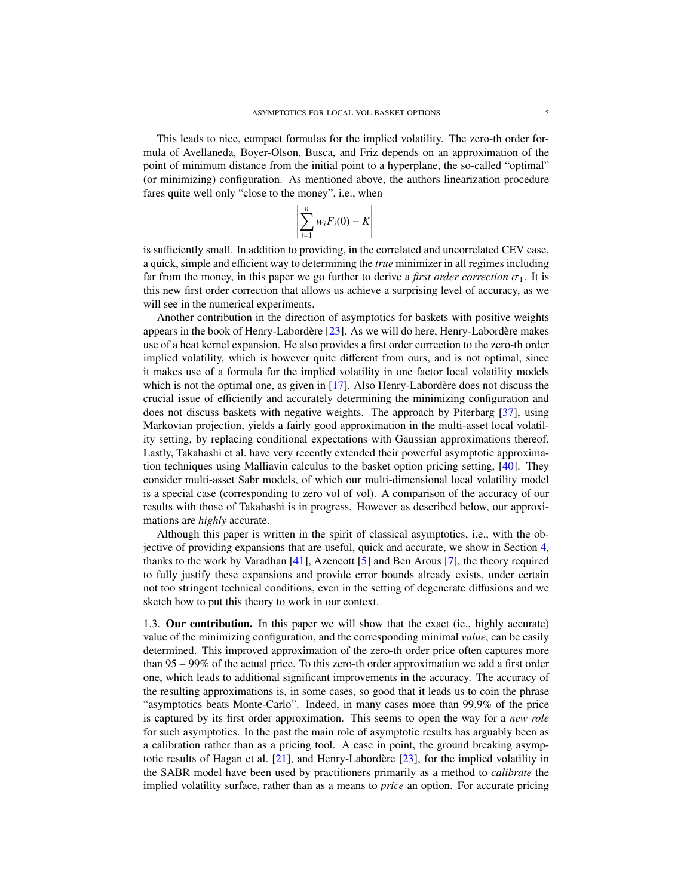This leads to nice, compact formulas for the implied volatility. The zero-th order formula of Avellaneda, Boyer-Olson, Busca, and Friz depends on an approximation of the point of minimum distance from the initial point to a hyperplane, the so-called "optimal" (or minimizing) configuration. As mentioned above, the authors linearization procedure fares quite well only "close to the money", i.e., when

$$\left| \sum_{i=1}^{n} w_i F_i(0) - K \right|$$

is sufficiently small. In addition to providing, in the correlated and uncorrelated CEV case, a quick, simple and efficient way to determining the *true* minimizer in all regimes including far from the money, in this paper we go further to derive a *first order correction* $\sigma_1$. It is this new first order correction that allows us achieve a surprising level of accuracy, as we will see in the numerical experiments.

Another contribution in the direction of asymptotics for baskets with positive weights appears in the book of Henry-Labordère [23]. As we will do here, Henry-Labordère makes use of a heat kernel expansion. He also provides a first order correction to the zero-th order implied volatility, which is however quite different from ours, and is not optimal, since it makes use of a formula for the implied volatility in one factor local volatility models which is not the optimal one, as given in [17]. Also Henry-Labordère does not discuss the crucial issue of efficiently and accurately determining the minimizing configuration and does not discuss baskets with negative weights. The approach by Piterbarg [37], using Markovian projection, yields a fairly good approximation in the multi-asset local volatility setting, by replacing conditional expectations with Gaussian approximations thereof. Lastly, Takahashi et al. have very recently extended their powerful asymptotic approximation techniques using Malliavin calculus to the basket option pricing setting, [40]. They consider multi-asset Sabr models, of which our multi-dimensional local volatility model is a special case (corresponding to zero vol of vol). A comparison of the accuracy of our results with those of Takahashi is in progress. However as described below, our approximations are *highly* accurate.

Although this paper is written in the spirit of classical asymptotics, i.e., with the objective of providing expansions that are useful, quick and accurate, we show in Section 4, thanks to the work by Varadhan [41], Azencott [5] and Ben Arous [7], the theory required to fully justify these expansions and provide error bounds already exists, under certain not too stringent technical conditions, even in the setting of degenerate diffusions and we sketch how to put this theory to work in our context.

1.3. **Our contribution.** In this paper we will show that the exact (ie., highly accurate) value of the minimizing configuration, and the corresponding minimal *value*, can be easily determined. This improved approximation of the zero-th order price often captures more than $95 - 99\%$ of the actual price. To this zero-th order approximation we add a first order one, which leads to additional significant improvements in the accuracy. The accuracy of the resulting approximations is, in some cases, so good that it leads us to coin the phrase "asymptotics beats Monte-Carlo". Indeed, in many cases more than 99.9% of the price is captured by its first order approximation. This seems to open the way for a *new role* for such asymptotics. In the past the main role of asymptotic results has arguably been as a calibration rather than as a pricing tool. A case in point, the ground breaking asymptotic results of Hagan et al. [21], and Henry-Labordère [23], for the implied volatility in the SABR model have been used by practitioners primarily as a method to *calibrate* the implied volatility surface, rather than as a means to *price* an option. For accurate pricing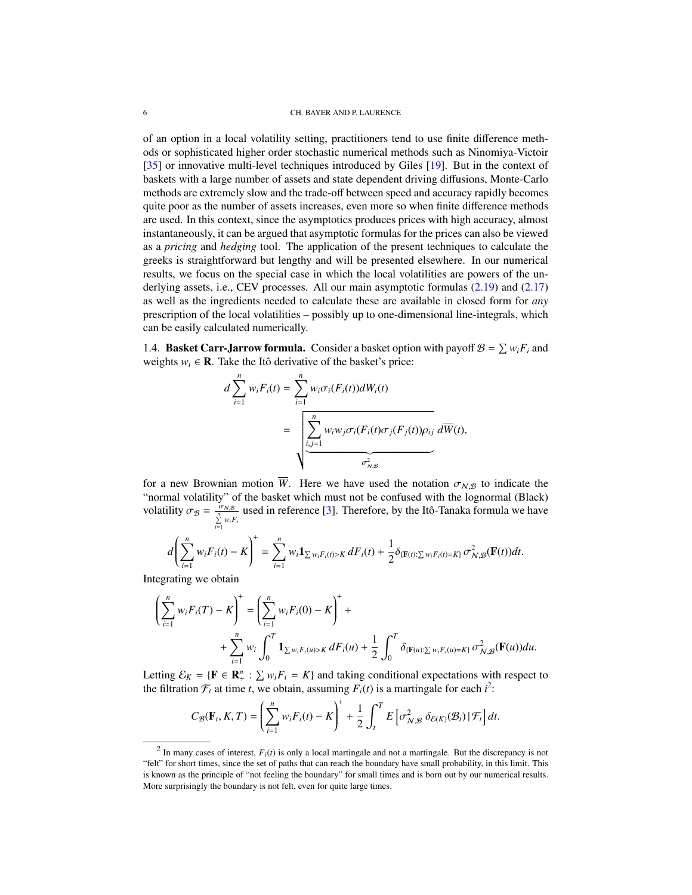of an option in a local volatility setting, practitioners tend to use finite difference methods or sophisticated higher order stochastic numerical methods such as Ninomiya-Victoir [35] or innovative multi-level techniques introduced by Giles [19]. But in the context of baskets with a large number of assets and state dependent driving diffusions, Monte-Carlo methods are extremely slow and the trade-off between speed and accuracy rapidly becomes quite poor as the number of assets increases, even more so when finite difference methods are used. In this context, since the asymptotics produces prices with high accuracy, almost instantaneously, it can be argued that asymptotic formulas for the prices can also be viewed as a *pricing* and *hedging* tool. The application of the present techniques to calculate the greeks is straightforward but lengthy and will be presented elsewhere. In our numerical results, we focus on the special case in which the local volatilities are powers of the underlying assets, i.e., CEV processes. All our main asymptotic formulas (2.19) and (2.17) as well as the ingredients needed to calculate these are available in closed form for *any* prescription of the local volatilities – possibly up to one-dimensional line-integrals, which can be easily calculated numerically.

1.4. **Basket Carr-Jarrow formula.** Consider a basket option with payoff $\mathcal{B} = \sum w_i F_i$ and weights $w_i \in \mathbf{R}$. Take the Itô derivative of the basket's price:

$$
\begin{aligned}
d\sum_{i=1}^{n} w_i F_i(t) &= \sum_{i=1}^{n} w_i \sigma_i(F_i(t)) dW_i(t)\\
&= \sqrt{\underbrace{\sum_{i,j=1}^{n} w_i w_j \sigma_i(F_i(t)\sigma_j(F_j(t))\rho_{ij}}_{\sigma^2_{\mathcal{N},\mathcal{B}}}}\, d\overline{W}(t),
\end{aligned}
$$

for a new Brownian motion $\overline{W}$. Here we have used the notation $\sigma_{\mathcal{N},\mathcal{B}}$ to indicate the "normal volatility" of the basket which must not be confused with the lognormal (Black) volatility $\sigma_{\mathcal{B}} = \frac{\sigma_{\mathcal{N},\mathcal{B}}}{\sum_{i=1}^{n} w_i F_i}$ used in reference [3]. Therefore, by the Itô-Tanaka formula we have

$$
d\left(\sum_{i=1}^{n} w_i F_i(t) - K\right)^{+} = \sum_{i=1}^{n} w_i \mathbf{1}_{\sum w_i F_i(t) > K}\, dF_i(t) + \frac{1}{2}\delta_{\{\mathbf{F}(t):\sum w_i F_i(t) = K\}}\, \sigma^2_{\mathcal{N},\mathcal{B}}(\mathbf{F}(t)) dt.
$$

Integrating we obtain

$$
\begin{aligned}
\left(\sum_{i=1}^{n} w_i F_i(T) - K\right)^{+} &= \left(\sum_{i=1}^{n} w_i F_i(0) - K\right)^{+} + \\
&+ \sum_{i=1}^{n} w_i \int_0^T \mathbf{1}_{\sum w_i F_i(u) > K}\, dF_i(u) + \frac{1}{2}\int_0^T \delta_{\{\mathbf{F}(u):\sum w_i F_i(u) = K\}}\, \sigma^2_{\mathcal{N},\mathcal{B}}(\mathbf{F}(u)) du.
\end{aligned}
$$

Letting $\mathcal{E}_K = \{\mathbf{F} \in \mathbf{R}^n_+ : \sum w_i F_i = K\}$ and taking conditional expectations with respect to the filtration $\mathcal{F}_t$ at time $t$, we obtain, assuming $F_i(t)$ is a martingale for each $i$[2]:

$$
C_{\mathcal{B}}(\mathbf{F}_t, K, T) = \left(\sum_{i=1}^{n} w_i F_i(t) - K\right)^{+} + \frac{1}{2}\int_t^T E\left[\sigma^2_{\mathcal{N},\mathcal{B}}\, \delta_{\mathcal{E}(K)}(\mathcal{B}_t)\,|\,\mathcal{F}_t\right] dt.
$$

---

[2] In many cases of interest, $F_i(t)$ is only a local martingale and not a martingale. But the discrepancy is not "felt" for short times, since the set of paths that can reach the boundary have small probability, in this limit. This is known as the principle of "not feeling the boundary" for small times and is born out by our numerical results. More surprisingly the boundary is not felt, even for quite large times.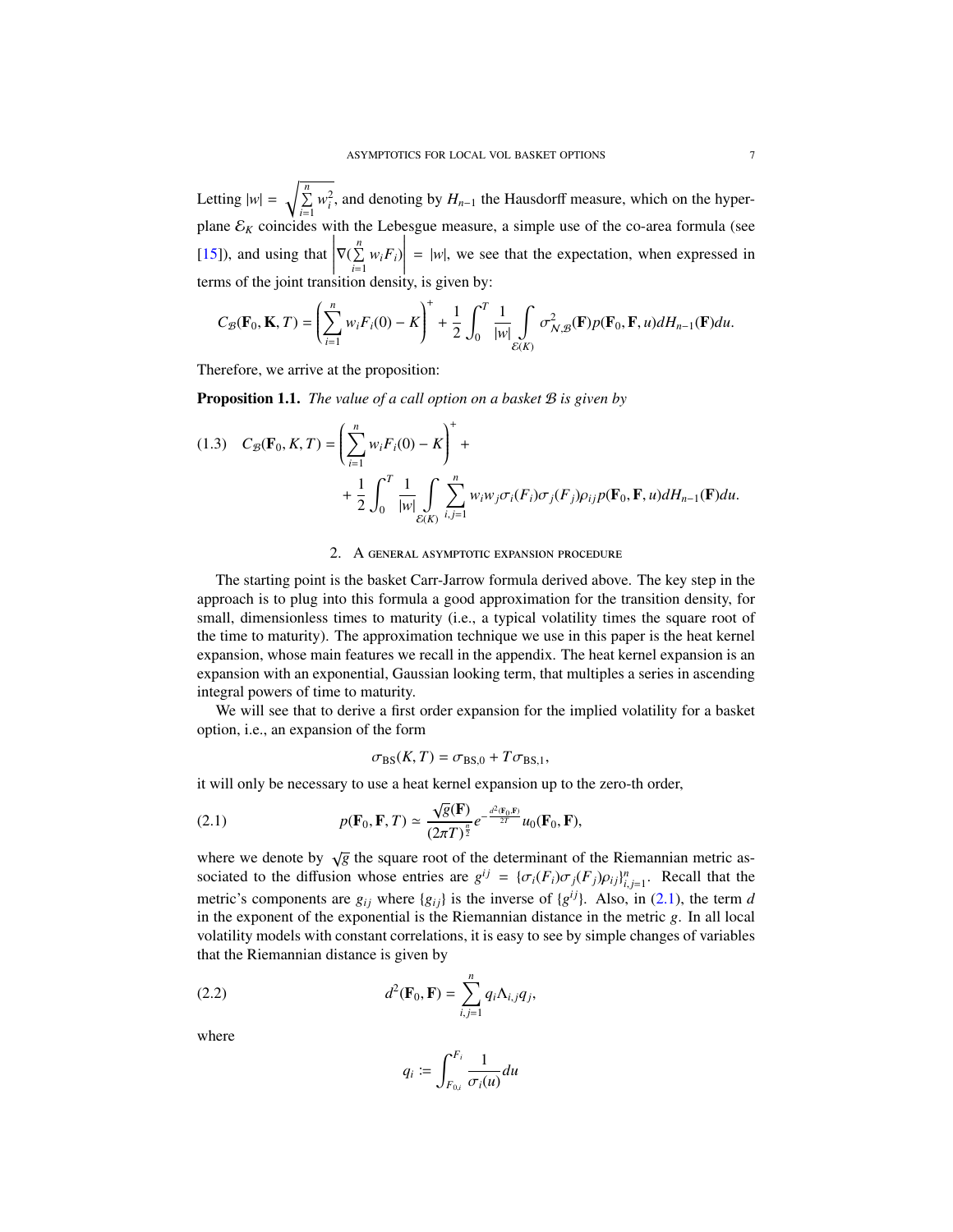Letting $|w| = \sqrt{\sum_{i=1}^{n} w_i^2}$, and denoting by $H_{n-1}$ the Hausdorff measure, which on the hyperplane $\mathcal{E}_K$ coincides with the Lebesgue measure, a simple use of the co-area formula (see [15]), and using that $\left|\nabla(\sum_{i=1}^{n} w_i F_i)\right| = |w|$, we see that the expectation, when expressed in terms of the joint transition density, is given by:

$$C_{\mathcal{B}}(\mathbf{F}_0, \mathbf{K}, T) = \left(\sum_{i=1}^{n} w_i F_i(0) - K\right)^+ + \frac{1}{2}\int_0^T \frac{1}{|w|} \int_{\mathcal{E}(K)} \sigma^2_{\mathcal{N},\mathcal{B}}(\mathbf{F}) p(\mathbf{F}_0, \mathbf{F}, u) dH_{n-1}(\mathbf{F}) du.$$

Therefore, we arrive at the proposition:

**Proposition 1.1.** *The value of a call option on a basket $\mathcal{B}$ is given by*

$$\begin{aligned}(1.3)\quad C_{\mathcal{B}}(\mathbf{F}_0, K, T) = &\left(\sum_{i=1}^{n} w_i F_i(0) - K\right)^+ + \\ &+ \frac{1}{2}\int_0^T \frac{1}{|w|} \int_{\mathcal{E}(K)} \sum_{i,j=1}^{n} w_i w_j \sigma_i(F_i)\sigma_j(F_j)\rho_{ij} p(\mathbf{F}_0, \mathbf{F}, u) dH_{n-1}(\mathbf{F}) du.\end{aligned}$$

## 2. A general asymptotic expansion procedure

The starting point is the basket Carr-Jarrow formula derived above. The key step in the approach is to plug into this formula a good approximation for the transition density, for small, dimensionless times to maturity (i.e., a typical volatility times the square root of the time to maturity). The approximation technique we use in this paper is the heat kernel expansion, whose main features we recall in the appendix. The heat kernel expansion is an expansion with an exponential, Gaussian looking term, that multiples a series in ascending integral powers of time to maturity.

We will see that to derive a first order expansion for the implied volatility for a basket option, i.e., an expansion of the form

$$\sigma_{\mathrm{BS}}(K, T) = \sigma_{\mathrm{BS},0} + T\sigma_{\mathrm{BS},1},$$

it will only be necessary to use a heat kernel expansion up to the zero-th order,

$$p(\mathbf{F}_0, \mathbf{F}, T) \simeq \frac{\sqrt{g}(\mathbf{F})}{(2\pi T)^{\frac{n}{2}}} e^{-\frac{d^2(\mathbf{F}_0, \mathbf{F})}{2T}} u_0(\mathbf{F}_0, \mathbf{F}), \tag{2.1}$$

where we denote by $\sqrt{g}$ the square root of the determinant of the Riemannian metric associated to the diffusion whose entries are $g^{ij} = \{\sigma_i(F_i)\sigma_j(F_j)\rho_{ij}\}_{i,j=1}^n$. Recall that the metric's components are $g_{ij}$ where $\{g_{ij}\}$ is the inverse of $\{g^{ij}\}$. Also, in (2.1), the term $d$ in the exponent of the exponential is the Riemannian distance in the metric $g$. In all local volatility models with constant correlations, it is easy to see by simple changes of variables that the Riemannian distance is given by

$$d^2(\mathbf{F}_0, \mathbf{F}) = \sum_{i,j=1}^{n} q_i \Lambda_{i,j} q_j, \tag{2.2}$$

where

$$q_i := \int_{F_{0,i}}^{F_i} \frac{1}{\sigma_i(u)} du$$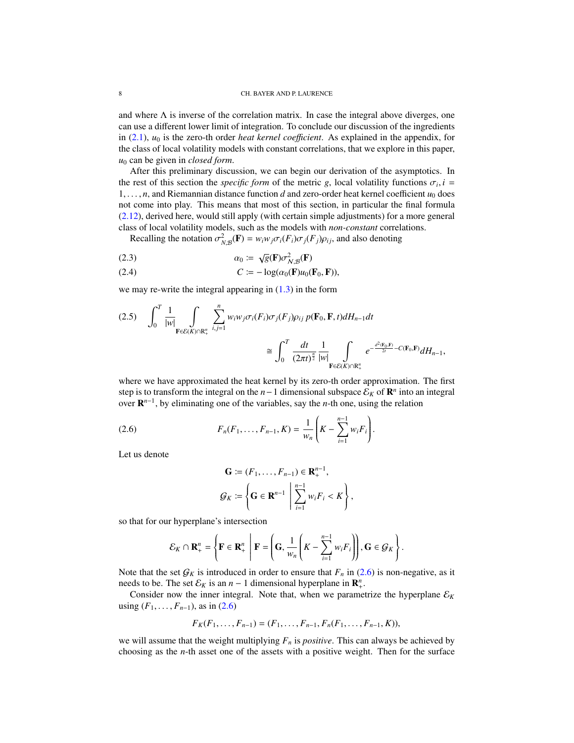and where $\Lambda$ is inverse of the correlation matrix. In case the integral above diverges, one can use a different lower limit of integration. To conclude our discussion of the ingredients in (2.1), $u_0$ is the zero-th order *heat kernel coefficient*. As explained in the appendix, for the class of local volatility models with constant correlations, that we explore in this paper, $u_0$ can be given in *closed form*.

After this preliminary discussion, we can begin our derivation of the asymptotics. In the rest of this section the *specific form* of the metric $g$, local volatility functions $\sigma_i, i = 1, \ldots, n$, and Riemannian distance function $d$ and zero-order heat kernel coefficient $u_0$ does not come into play. This means that most of this section, in particular the final formula (2.12), derived here, would still apply (with certain simple adjustments) for a more general class of local volatility models, such as the models with *non-constant* correlations.

Recalling the notation $\sigma^2_{\mathcal{N},\mathcal{B}}(\mathbf{F}) = w_i w_j \sigma_i(F_i)\sigma_j(F_j)\rho_{ij}$, and also denoting

$$\alpha_0 := \sqrt{g}(\mathbf{F})\sigma^2_{\mathcal{N},\mathcal{B}}(\mathbf{F}) \tag{2.3}$$

$$C := -\log(\alpha_0(\mathbf{F})u_0(\mathbf{F}_0, \mathbf{F})), \tag{2.4}$$

we may re-write the integral appearing in (1.3) in the form

$$\int_0^T \frac{1}{|w|} \int_{\mathbf{F}\in\mathcal{E}(K)\cap\mathbf{R}^n_+} \sum_{i,j=1}^{n} w_i w_j \sigma_i(F_i)\sigma_j(F_j)\rho_{ij}\, p(\mathbf{F}_0, \mathbf{F}, t) dH_{n-1} dt$$
$$\cong \int_0^T \frac{dt}{(2\pi t)^{\frac{n}{2}}} \frac{1}{|w|} \int_{\mathbf{F}\in\mathcal{E}(K)\cap\mathbf{R}^n_+} e^{-\frac{d^2(\mathbf{F}_0,\mathbf{F})}{2t} - C(\mathbf{F}_0,\mathbf{F})} dH_{n-1}, \tag{2.5}$$

where we have approximated the heat kernel by its zero-th order approximation. The first step is to transform the integral on the $n-1$ dimensional subspace $\mathcal{E}_K$ of $\mathbf{R}^n$ into an integral over $\mathbf{R}^{n-1}$, by eliminating one of the variables, say the $n$-th one, using the relation

$$F_n(F_1, \ldots, F_{n-1}, K) = \frac{1}{w_n}\left(K - \sum_{i=1}^{n-1} w_i F_i\right). \tag{2.6}$$

Let us denote

$$\mathbf{G} := (F_1, \ldots, F_{n-1}) \in \mathbf{R}^{n-1}_+,$$
$$\mathcal{G}_K := \left\{ \mathbf{G} \in \mathbf{R}^{n-1} \;\middle|\; \sum_{i=1}^{n-1} w_i F_i < K \right\},$$

so that for our hyperplane's intersection

$$\mathcal{E}_K \cap \mathbf{R}^n_+ = \left\{ \mathbf{F} \in \mathbf{R}^n_+ \;\middle|\; \mathbf{F} = \left(\mathbf{G}, \frac{1}{w_n}\left(K - \sum_{i=1}^{n-1} w_i F_i\right)\right), \mathbf{G} \in \mathcal{G}_K \right\}.$$

Note that the set $\mathcal{G}_K$ is introduced in order to ensure that $F_n$ in (2.6) is non-negative, as it needs to be. The set $\mathcal{E}_K$ is an $n-1$ dimensional hyperplane in $\mathbf{R}^n_+$.

Consider now the inner integral. Note that, when we parametrize the hyperplane $\mathcal{E}_K$ using $(F_1, \ldots, F_{n-1})$, as in (2.6)

$$F_K(F_1, \ldots, F_{n-1}) = (F_1, \ldots, F_{n-1}, F_n(F_1, \ldots, F_{n-1}, K)),$$

we will assume that the weight multiplying $F_n$ is *positive*. This can always be achieved by choosing as the $n$-th asset one of the assets with a positive weight. Then for the surface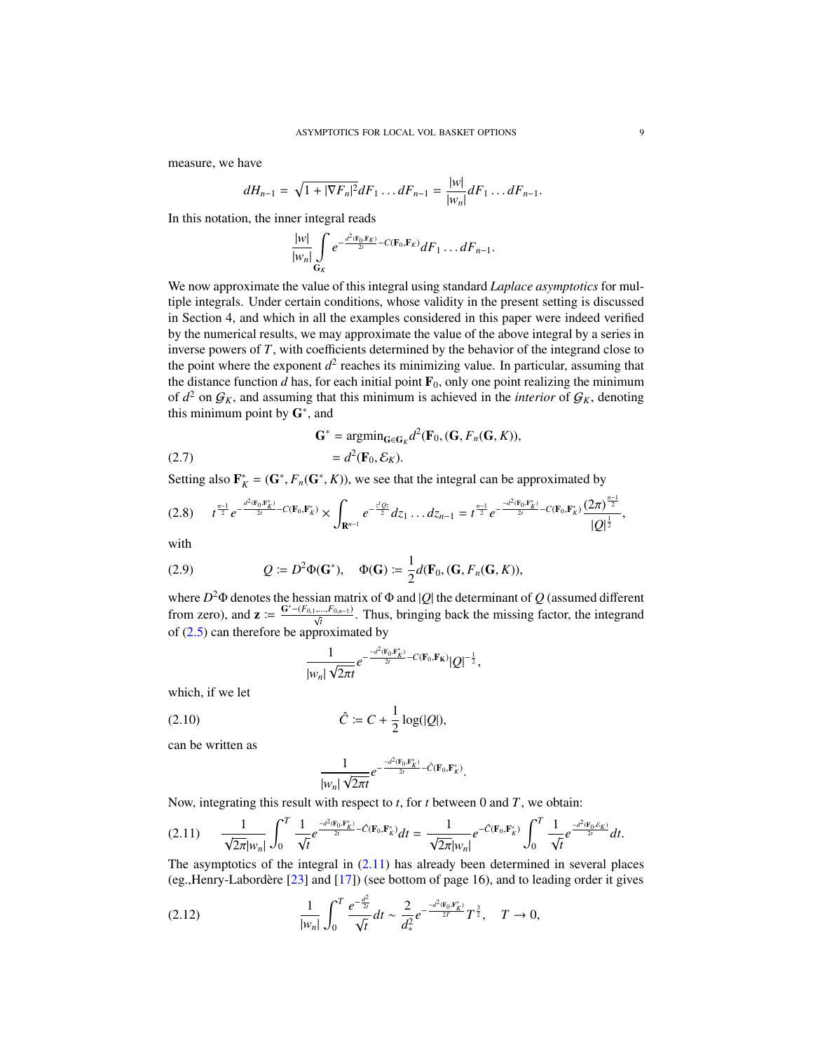measure, we have

$$dH_{n-1} = \sqrt{1 + |\nabla F_n|^2} dF_1 \dots dF_{n-1} = \frac{|w|}{|w_n|} dF_1 \dots dF_{n-1}.$$

In this notation, the inner integral reads

$$\frac{|w|}{|w_n|} \int_{\mathbf{G}_K} e^{-\frac{d^2(\mathbf{F}_0, \mathbf{F}_K)}{2t} - C(\mathbf{F}_0, \mathbf{F}_K)} dF_1 \dots dF_{n-1}.$$

We now approximate the value of this integral using standard *Laplace asymptotics* for multiple integrals. Under certain conditions, whose validity in the present setting is discussed in Section 4, and which in all the examples considered in this paper were indeed verified by the numerical results, we may approximate the value of the above integral by a series in inverse powers of $T$, with coefficients determined by the behavior of the integrand close to the point where the exponent $d^2$ reaches its minimizing value. In particular, assuming that the distance function $d$ has, for each initial point $\mathbf{F}_0$, only one point realizing the minimum of $d^2$ on $\mathcal{G}_K$, and assuming that this minimum is achieved in the *interior* of $\mathcal{G}_K$, denoting this minimum point by $\mathbf{G}^*$, and

$$\begin{aligned} \mathbf{G}^* &= \operatorname{argmin}_{\mathbf{G} \in \mathbf{G}_K} d^2(\mathbf{F}_0, (\mathbf{G}, F_n(\mathbf{G}, K)), \\ &= d^2(\mathbf{F}_0, \mathcal{E}_K). \end{aligned} \tag{2.7}$$

Setting also $\mathbf{F}_K^* = (\mathbf{G}^*, F_n(\mathbf{G}^*, K))$, we see that the integral can be approximated by

$$t^{\frac{n-1}{2}} e^{-\frac{d^2(\mathbf{F}_0, \mathbf{F}_K^*)}{2t} - C(\mathbf{F}_0, \mathbf{F}_K^*)} \times \int_{\mathbf{R}^{n-1}} e^{-\frac{z^t Q z}{2}} dz_1 \dots dz_{n-1} = t^{\frac{n-1}{2}} e^{-\frac{-d^2(\mathbf{F}_0, \mathbf{F}_K^*)}{2t} - C(\mathbf{F}_0, \mathbf{F}_K^*)} \frac{(2\pi)^{\frac{n-1}{2}}}{|Q|^{\frac{1}{2}}}, \tag{2.8}$$

with

$$Q := D^2 \Phi(\mathbf{G}^*), \quad \Phi(\mathbf{G}) := \frac{1}{2} d(\mathbf{F}_0, (\mathbf{G}, F_n(\mathbf{G}, K)), \tag{2.9}$$

where $D^2\Phi$ denotes the hessian matrix of $\Phi$ and $|Q|$ the determinant of $Q$ (assumed different from zero), and $\mathbf{z} := \frac{\mathbf{G}^* - (F_{0,1}, \dots, F_{0,n-1})}{\sqrt{t}}$. Thus, bringing back the missing factor, the integrand of (2.5) can therefore be approximated by

$$\frac{1}{|w_n| \sqrt{2\pi t}} e^{-\frac{-d^2(\mathbf{F}_0, \mathbf{F}_K^*)}{2t} - C(\mathbf{F}_0, \mathbf{F_K})} |Q|^{-\frac{1}{2}},$$

which, if we let

$$\hat{C} := C + \frac{1}{2} \log(|Q|), \tag{2.10}$$

can be written as

$$\frac{1}{|w_n| \sqrt{2\pi t}} e^{-\frac{-d^2(\mathbf{F}_0, \mathbf{F}_K^*)}{2t} - \hat{C}(\mathbf{F}_0, \mathbf{F}_K^*)}.$$

Now, integrating this result with respect to $t$, for $t$ between 0 and $T$, we obtain:

$$\frac{1}{\sqrt{2\pi}|w_n|} \int_0^T \frac{1}{\sqrt{t}} e^{\frac{-d^2(\mathbf{F}_0, \mathbf{F}_K^*)}{2t} - \hat{C}(\mathbf{F}_0, \mathbf{F}_K^*)} dt = \frac{1}{\sqrt{2\pi}|w_n|} e^{-\hat{C}(\mathbf{F}_0, \mathbf{F}_K^*)} \int_0^T \frac{1}{\sqrt{t}} e^{\frac{-d^2(\mathbf{F}_0, \mathcal{E}_K)}{2t}} dt. \tag{2.11}$$

The asymptotics of the integral in (2.11) has already been determined in several places (eg.,Henry-Labordère [23] and [17]) (see bottom of page 16), and to leading order it gives

$$\frac{1}{|w_n|} \int_0^T \frac{e^{-\frac{d^2}{2t}}}{\sqrt{t}} dt \sim \frac{2}{d_*^2} e^{-\frac{-d^2(\mathbf{F}_0, \mathbf{F}_K^*)}{2T}} T^{\frac{3}{2}}, \quad T \to 0, \tag{2.12}$$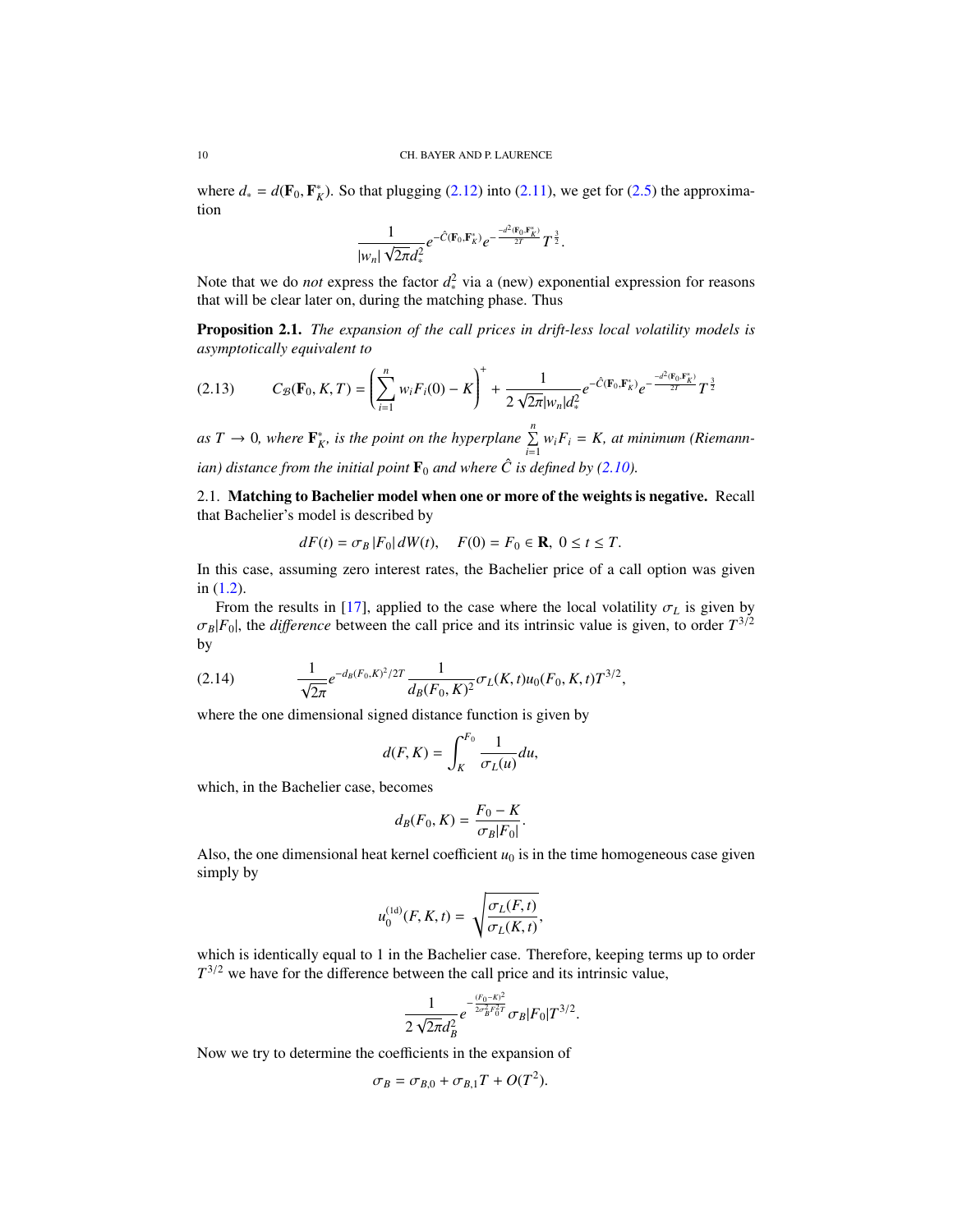where $d_* = d(\mathbf{F}_0, \mathbf{F}_K^*)$. So that plugging (2.12) into (2.11), we get for (2.5) the approximation

$$\frac{1}{|w_n|\sqrt{2\pi}d_*^2} e^{-\hat{C}(\mathbf{F}_0, \mathbf{F}_K^*)} e^{-\frac{-d^2(\mathbf{F}_0, \mathbf{F}_K^*)}{2T}} T^{\frac{3}{2}}.$$

Note that we do *not* express the factor $d_*^2$ via a (new) exponential expression for reasons that will be clear later on, during the matching phase. Thus

**Proposition 2.1.** *The expansion of the call prices in drift-less local volatility models is asymptotically equivalent to*

$$C_{\mathcal{B}}(\mathbf{F}_0, K, T) = \left(\sum_{i=1}^{n} w_i F_i(0) - K\right)^+ + \frac{1}{2\sqrt{2\pi}|w_n|d_*^2} e^{-\hat{C}(\mathbf{F}_0, \mathbf{F}_K^*)} e^{-\frac{-d^2(\mathbf{F}_0, \mathbf{F}_K^*)}{2T}} T^{\frac{3}{2}} \tag{2.13}$$

*as $T \to 0$, where $\mathbf{F}_K^*$, is the point on the hyperplane $\sum_{i=1}^{n} w_i F_i = K$, at minimum (Riemannian) distance from the initial point $\mathbf{F}_0$ and where $\hat{C}$ is defined by (2.10).*

## 2.1. Matching to Bachelier model when one or more of the weights is negative.

Recall that Bachelier's model is described by

$$dF(t) = \sigma_B |F_0| dW(t), \quad F(0) = F_0 \in \mathbf{R}, \ 0 \le t \le T.$$

In this case, assuming zero interest rates, the Bachelier price of a call option was given in (1.2).

From the results in [17], applied to the case where the local volatility $\sigma_L$ is given by $\sigma_B|F_0|$, the *difference* between the call price and its intrinsic value is given, to order $T^{3/2}$ by

$$\frac{1}{\sqrt{2\pi}} e^{-d_B(F_0,K)^2/2T} \frac{1}{d_B(F_0,K)^2} \sigma_L(K,t) u_0(F_0,K,t) T^{3/2}, \tag{2.14}$$

where the one dimensional signed distance function is given by

$$d(F,K) = \int_K^{F_0} \frac{1}{\sigma_L(u)} du,$$

which, in the Bachelier case, becomes

$$d_B(F_0, K) = \frac{F_0 - K}{\sigma_B |F_0|}.$$

Also, the one dimensional heat kernel coefficient $u_0$ is in the time homogeneous case given simply by

$$u_0^{(1d)}(F, K, t) = \sqrt{\frac{\sigma_L(F,t)}{\sigma_L(K,t)}},$$

which is identically equal to 1 in the Bachelier case. Therefore, keeping terms up to order $T^{3/2}$ we have for the difference between the call price and its intrinsic value,

$$\frac{1}{2\sqrt{2\pi}d_B^2} e^{-\frac{(F_0-K)^2}{2\sigma_B^2 F_0^2 T}} \sigma_B |F_0| T^{3/2}.$$

Now we try to determine the coefficients in the expansion of

$$\sigma_B = \sigma_{B,0} + \sigma_{B,1} T + O(T^2).$$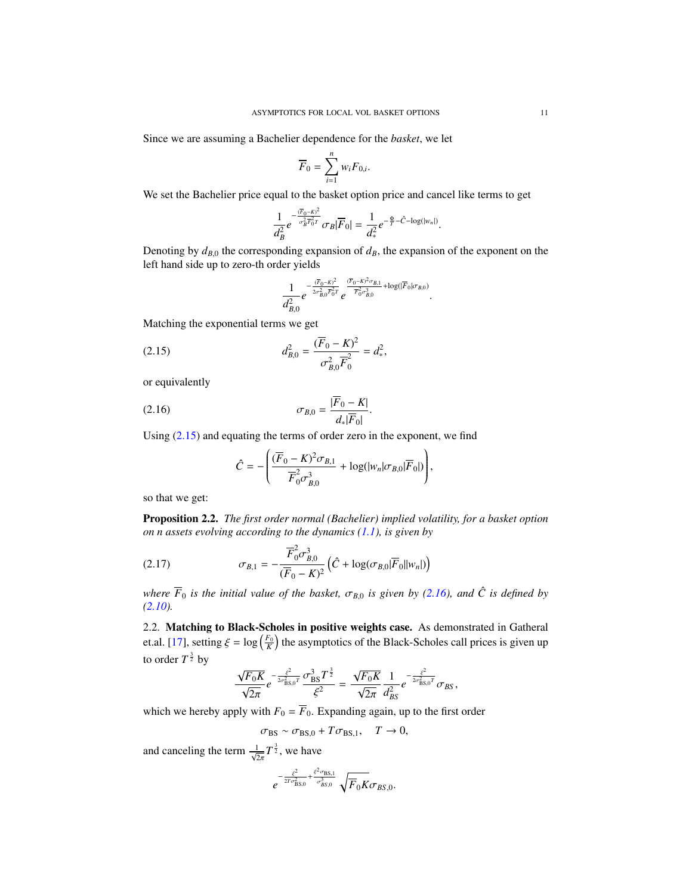Since we are assuming a Bachelier dependence for the *basket*, we let

$$\overline{F}_0 = \sum_{i=1}^{n} w_i F_{0,i}.$$

We set the Bachelier price equal to the basket option price and cancel like terms to get

$$\frac{1}{d_B^2} e^{-\frac{(\overline{F}_0 - K)^2}{\sigma_B^2 \overline{F}_0^2 T}} \sigma_B |\overline{F}_0| = \frac{1}{d_*^2} e^{-\frac{\Phi}{T} - \hat{C} - \log(|w_n|)}.$$

Denoting by $d_{B,0}$ the corresponding expansion of $d_B$, the expansion of the exponent on the left hand side up to zero-th order yields

$$\frac{1}{d_{B,0}^2} e^{-\frac{(\overline{F}_0 - K)^2}{2\sigma_{B,0}^2 \overline{F}_0^2 T}} e^{\frac{(\overline{F}_0 - K)^2 \sigma_{B,1}}{\overline{F}_0^2 \sigma_{B,0}^3} + \log(|\overline{F}_0| \sigma_{B,0})}.$$

Matching the exponential terms we get

$$d_{B,0}^2 = \frac{(\overline{F}_0 - K)^2}{\sigma_{B,0}^2 \overline{F}_0^2} = d_*^2, \tag{2.15}$$

or equivalently

$$\sigma_{B,0} = \frac{|\overline{F}_0 - K|}{d_* |\overline{F}_0|}. \tag{2.16}$$

Using (2.15) and equating the terms of order zero in the exponent, we find

$$\hat{C} = -\left( \frac{(\overline{F}_0 - K)^2 \sigma_{B,1}}{\overline{F}_0^2 \sigma_{B,0}^3} + \log(|w_n| \sigma_{B,0} |\overline{F}_0|) \right),$$

so that we get:

**Proposition 2.2.** *The first order normal (Bachelier) implied volatility, for a basket option on n assets evolving according to the dynamics (1.1), is given by*

$$\sigma_{B,1} = -\frac{\overline{F}_0^2 \sigma_{B,0}^3}{(\overline{F}_0 - K)^2} \left( \hat{C} + \log(\sigma_{B,0} |\overline{F}_0| |w_n|) \right) \tag{2.17}$$

*where $\overline{F}_0$ is the initial value of the basket, $\sigma_{B,0}$ is given by (2.16), and $\hat{C}$ is defined by (2.10).*

### 2.2. Matching to Black-Scholes in positive weights case.

As demonstrated in Gatheral et.al. [17], setting $\xi = \log\left(\frac{F_0}{K}\right)$ the asymptotics of the Black-Scholes call prices is given up to order $T^{\frac{3}{2}}$ by

$$\frac{\sqrt{F_0 K}}{\sqrt{2\pi}} e^{-\frac{\xi^2}{2\sigma_{\mathrm{BS},0}^2 T}} \frac{\sigma_{\mathrm{BS}}^3 T^{\frac{3}{2}}}{\xi^2} = \frac{\sqrt{F_0 K}}{\sqrt{2\pi}} \frac{1}{d_{BS}^2} e^{-\frac{\xi^2}{2\sigma_{\mathrm{BS},0}^2 T}} \sigma_{BS},$$

which we hereby apply with $F_0 = \overline{F}_0$. Expanding again, up to the first order

$$\sigma_{\mathrm{BS}} \sim \sigma_{\mathrm{BS},0} + T\sigma_{\mathrm{BS},1}, \quad T \to 0,$$

and canceling the term $\frac{1}{\sqrt{2\pi}} T^{\frac{3}{2}}$, we have

$$e^{-\frac{\xi^2}{2T\sigma_{\mathrm{BS},0}^2} + \frac{\xi^2 \sigma_{\mathrm{BS},1}}{\sigma_{BS,0}^3}} \sqrt{F_0 K} \sigma_{BS,0}.$$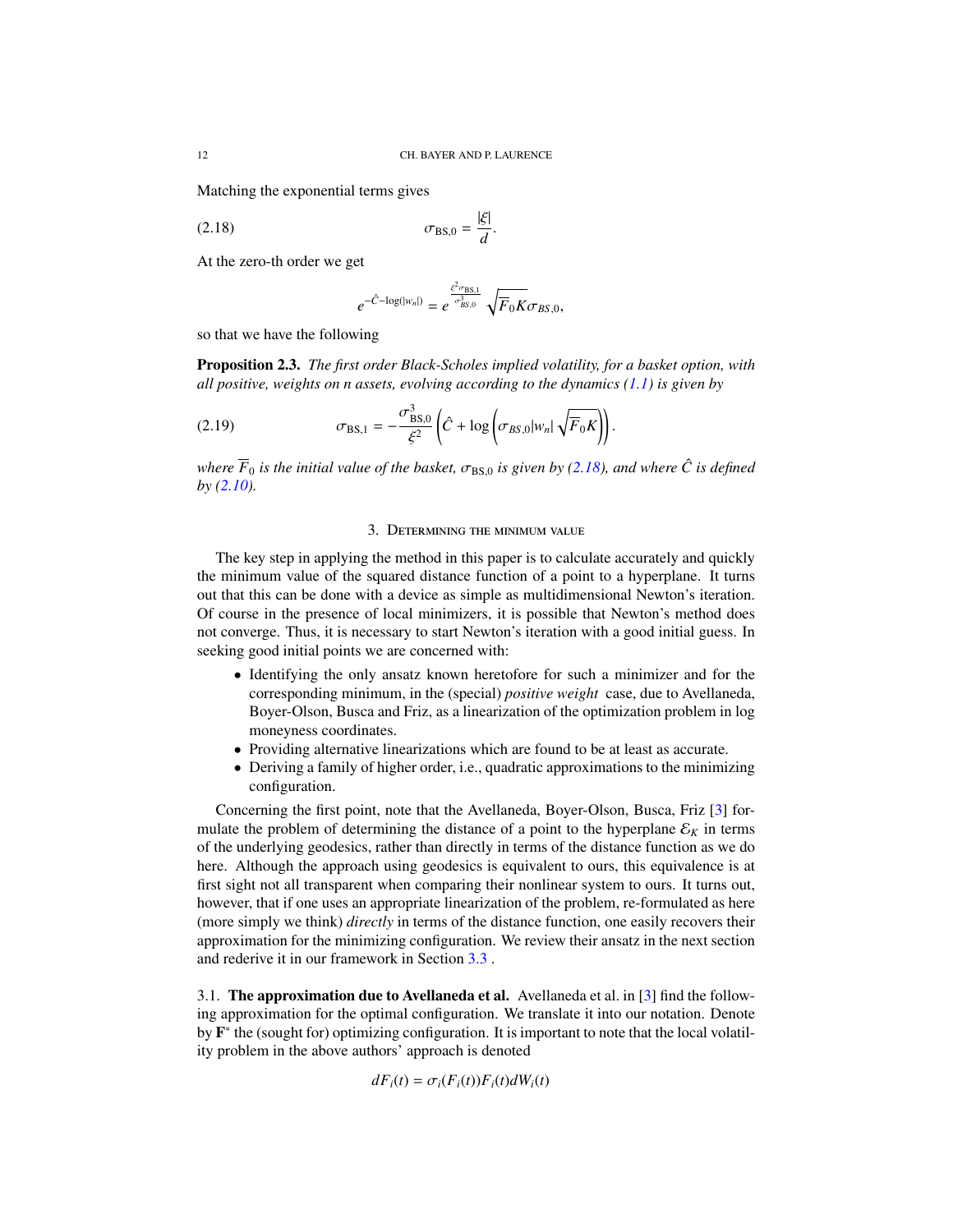Matching the exponential terms gives

$$\sigma_{\mathrm{BS},0} = \frac{|\xi|}{d}. \tag{2.18}$$

At the zero-th order we get

$$e^{-\hat{C}-\log(|w_n|)} = e^{\frac{\xi^2 \sigma_{\mathrm{BS},1}}{\sigma^3_{BS,0}}} \sqrt{\overline{F}_0 K}\sigma_{BS,0},$$

so that we have the following

**Proposition 2.3.** *The first order Black-Scholes implied volatility, for a basket option, with all positive, weights on n assets, evolving according to the dynamics (1.1) is given by*

$$\sigma_{\mathrm{BS},1} = -\frac{\sigma^3_{\mathrm{BS},0}}{\xi^2}\left(\hat{C} + \log\left(\sigma_{BS,0}|w_n|\sqrt{\overline{F}_0 K}\right)\right). \tag{2.19}$$

*where $\overline{F}_0$ is the initial value of the basket, $\sigma_{\mathrm{BS},0}$ is given by (2.18), and where $\hat{C}$ is defined by (2.10).*

## 3. Determining the minimum value

The key step in applying the method in this paper is to calculate accurately and quickly the minimum value of the squared distance function of a point to a hyperplane. It turns out that this can be done with a device as simple as multidimensional Newton's iteration. Of course in the presence of local minimizers, it is possible that Newton's method does not converge. Thus, it is necessary to start Newton's iteration with a good initial guess. In seeking good initial points we are concerned with:

- Identifying the only ansatz known heretofore for such a minimizer and for the corresponding minimum, in the (special) *positive weight* case, due to Avellaneda, Boyer-Olson, Busca and Friz, as a linearization of the optimization problem in log moneyness coordinates.
- Providing alternative linearizations which are found to be at least as accurate.
- Deriving a family of higher order, i.e., quadratic approximations to the minimizing configuration.

Concerning the first point, note that the Avellaneda, Boyer-Olson, Busca, Friz [3] formulate the problem of determining the distance of a point to the hyperplane $\mathcal{E}_K$ in terms of the underlying geodesics, rather than directly in terms of the distance function as we do here. Although the approach using geodesics is equivalent to ours, this equivalence is at first sight not all transparent when comparing their nonlinear system to ours. It turns out, however, that if one uses an appropriate linearization of the problem, re-formulated as here (more simply we think) *directly* in terms of the distance function, one easily recovers their approximation for the minimizing configuration. We review their ansatz in the next section and rederive it in our framework in Section 3.3 .

### 3.1. The approximation due to Avellaneda et al.

Avellaneda et al. in [3] find the following approximation for the optimal configuration. We translate it into our notation. Denote by $\mathbf{F}^*$ the (sought for) optimizing configuration. It is important to note that the local volatility problem in the above authors' approach is denoted

$$dF_i(t) = \sigma_i(F_i(t))F_i(t)dW_i(t)$$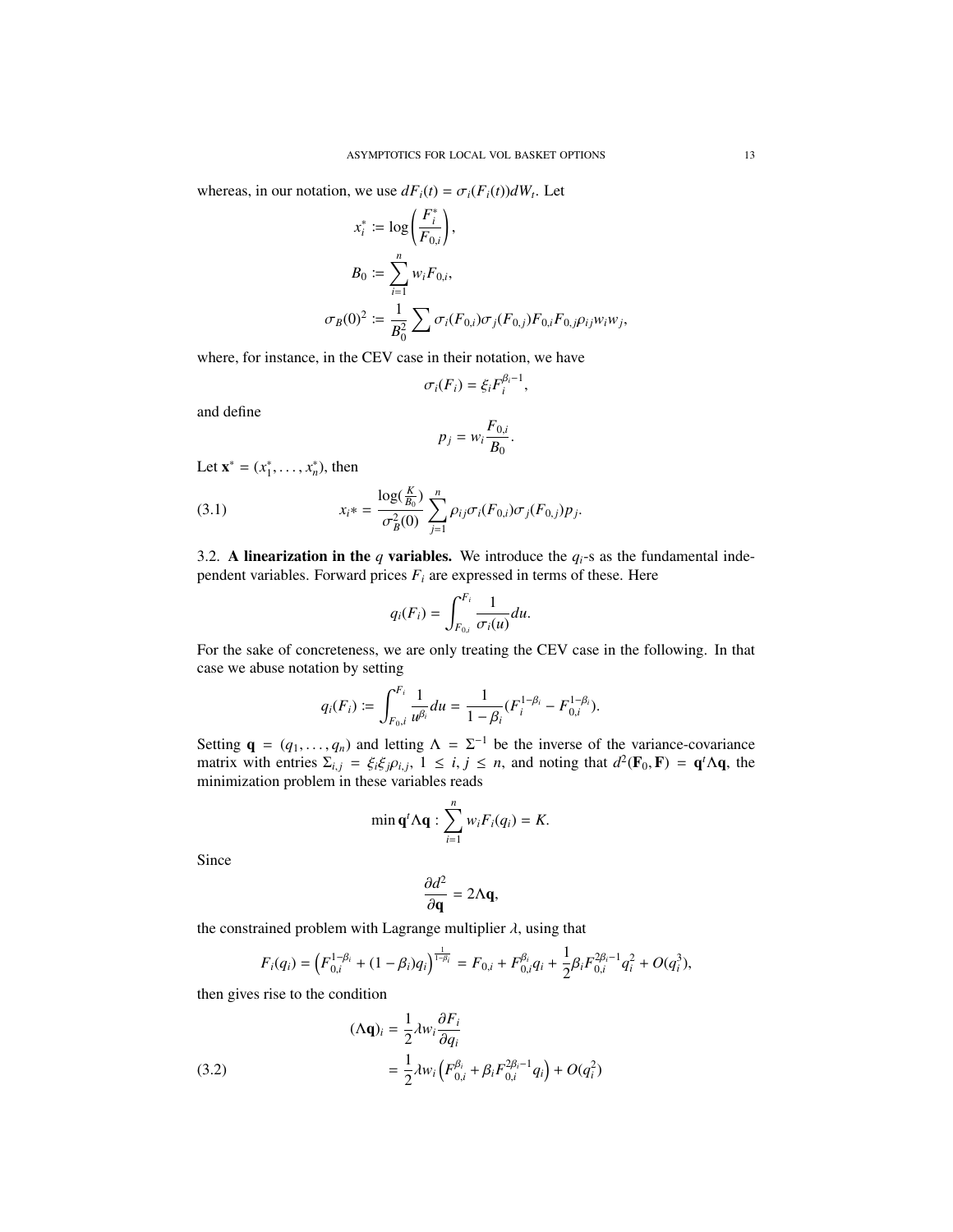whereas, in our notation, we use $dF_i(t) = \sigma_i(F_i(t))dW_t$. Let

$$
\begin{aligned}
x_i^* &:= \log\left(\frac{F_i^*}{F_{0,i}}\right), \\
B_0 &:= \sum_{i=1}^n w_i F_{0,i}, \\
\sigma_B(0)^2 &:= \frac{1}{B_0^2} \sum \sigma_i(F_{0,i})\sigma_j(F_{0,j})F_{0,i}F_{0,j}\rho_{ij}w_i w_j,
\end{aligned}
$$

where, for instance, in the CEV case in their notation, we have

$$
\sigma_i(F_i) = \xi_i F_i^{\beta_i - 1},
$$

and define

$$
p_j = w_i \frac{F_{0,i}}{B_0}.
$$

Let $\mathbf{x}^* = (x_1^*, \ldots, x_n^*)$, then

$$
x_i * = \frac{\log(\frac{K}{B_0})}{\sigma_B^2(0)} \sum_{j=1}^n \rho_{ij}\sigma_i(F_{0,i})\sigma_j(F_{0,j})p_j. \tag{3.1}
$$

3.2. **A linearization in the $q$ variables.** We introduce the $q_i$-s as the fundamental independent variables. Forward prices $F_i$ are expressed in terms of these. Here

$$
q_i(F_i) = \int_{F_{0,i}}^{F_i} \frac{1}{\sigma_i(u)} du.
$$

For the sake of concreteness, we are only treating the CEV case in the following. In that case we abuse notation by setting

$$
q_i(F_i) := \int_{F_{0,i}}^{F_i} \frac{1}{u^{\beta_i}} du = \frac{1}{1-\beta_i}(F_i^{1-\beta_i} - F_{0,i}^{1-\beta_i}).
$$

Setting $\mathbf{q} = (q_1, \ldots, q_n)$ and letting $\Lambda = \Sigma^{-1}$ be the inverse of the variance-covariance matrix with entries $\Sigma_{i,j} = \xi_i \xi_j \rho_{i,j}$, $1 \leq i, j \leq n$, and noting that $d^2(\mathbf{F}_0, \mathbf{F}) = \mathbf{q}^t \Lambda \mathbf{q}$, the minimization problem in these variables reads

$$
\min \mathbf{q}^t \Lambda \mathbf{q} : \sum_{i=1}^n w_i F_i(q_i) = K.
$$

Since

$$
\frac{\partial d^2}{\partial \mathbf{q}} = 2\Lambda \mathbf{q},
$$

the constrained problem with Lagrange multiplier $\lambda$, using that

$$
F_i(q_i) = \left(F_{0,i}^{1-\beta_i} + (1-\beta_i)q_i\right)^{\frac{1}{1-\beta_i}} = F_{0,i} + F_{0,i}^{\beta_i} q_i + \frac{1}{2}\beta_i F_{0,i}^{2\beta_i - 1} q_i^2 + O(q_i^3),
$$

then gives rise to the condition

$$
\begin{aligned}
(\Lambda \mathbf{q})_i &= \frac{1}{2}\lambda w_i \frac{\partial F_i}{\partial q_i} \\
&= \frac{1}{2}\lambda w_i \left(F_{0,i}^{\beta_i} + \beta_i F_{0,i}^{2\beta_i - 1} q_i\right) + O(q_i^2)
\end{aligned} \tag{3.2}
$$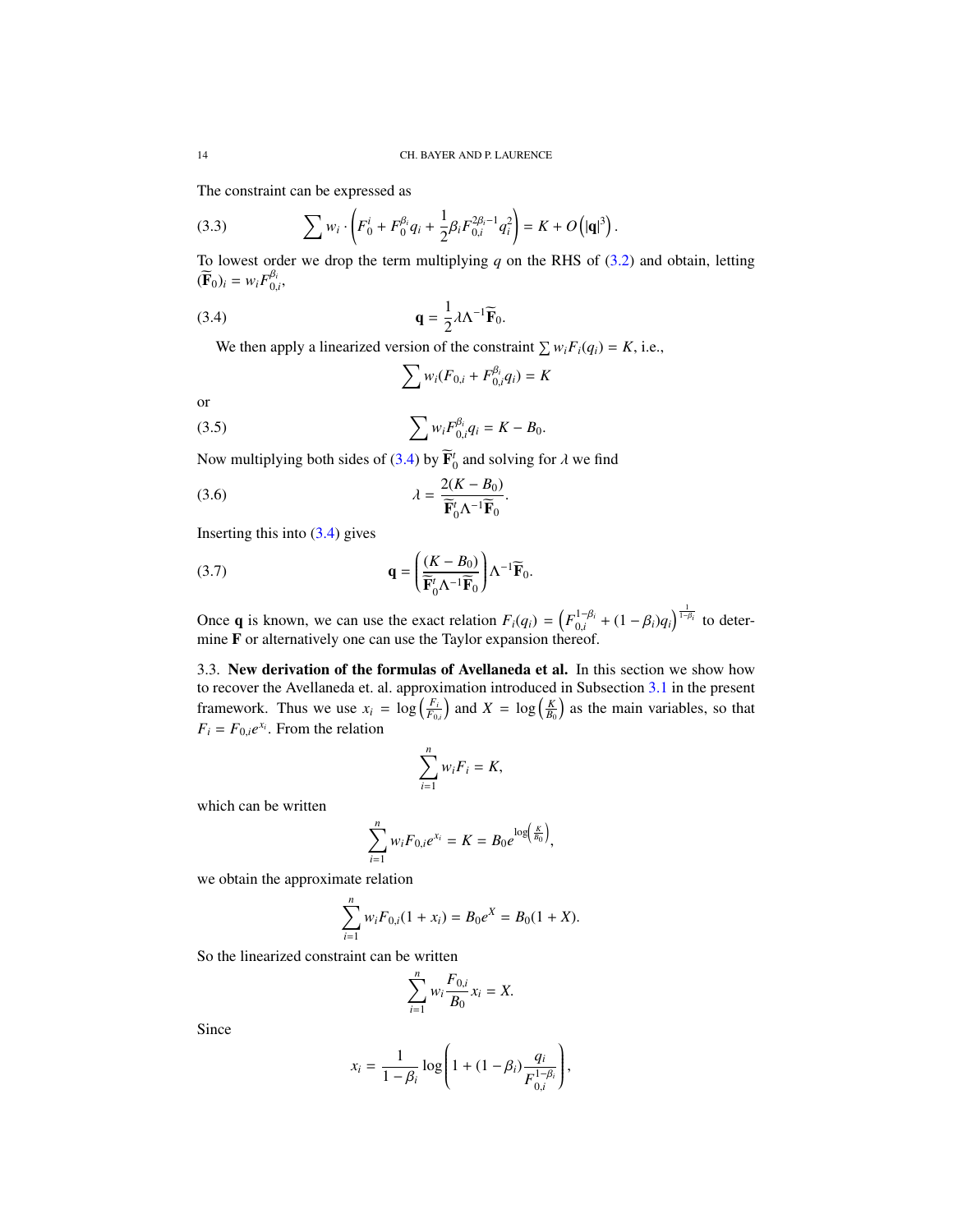The constraint can be expressed as

$$\sum w_i \cdot \left( F_0^i + F_0^{\beta_i} q_i + \frac{1}{2} \beta_i F_{0,i}^{2\beta_i - 1} q_i^2 \right) = K + O\left( |\mathbf{q}|^3 \right). \tag{3.3}$$

To lowest order we drop the term multiplying $q$ on the RHS of (3.2) and obtain, letting $(\widetilde{\mathbf{F}}_0)_i = w_i F_{0,i}^{\beta_i}$,

$$\mathbf{q} = \frac{1}{2} \lambda \Lambda^{-1} \widetilde{\mathbf{F}}_0. \tag{3.4}$$

We then apply a linearized version of the constraint $\sum w_i F_i(q_i) = K$, i.e.,

$$\sum w_i (F_{0,i} + F_{0,i}^{\beta_i} q_i) = K$$

or

$$\sum w_i F_{0,i}^{\beta_i} q_i = K - B_0. \tag{3.5}$$

Now multiplying both sides of (3.4) by $\widetilde{\mathbf{F}}_0^t$ and solving for $\lambda$ we find

$$\lambda = \frac{2(K - B_0)}{\widetilde{\mathbf{F}}_0^t \Lambda^{-1} \widetilde{\mathbf{F}}_0}. \tag{3.6}$$

Inserting this into (3.4) gives

$$\mathbf{q} = \left( \frac{(K - B_0)}{\widetilde{\mathbf{F}}_0^t \Lambda^{-1} \widetilde{\mathbf{F}}_0} \right) \Lambda^{-1} \widetilde{\mathbf{F}}_0. \tag{3.7}$$

Once $\mathbf{q}$ is known, we can use the exact relation $F_i(q_i) = \left( F_{0,i}^{1-\beta_i} + (1 - \beta_i) q_i \right)^{\frac{1}{1-\beta_i}}$ to determine $\mathbf{F}$ or alternatively one can use the Taylor expansion thereof.

### 3.3. New derivation of the formulas of Avellaneda et al.

In this section we show how to recover the Avellaneda et. al. approximation introduced in Subsection 3.1 in the present framework. Thus we use $x_i = \log\left(\frac{F_i}{F_{0,i}}\right)$ and $X = \log\left(\frac{K}{B_0}\right)$ as the main variables, so that $F_i = F_{0,i} e^{x_i}$. From the relation

$$\sum_{i=1}^{n} w_i F_i = K,$$

which can be written

$$\sum_{i=1}^{n} w_i F_{0,i} e^{x_i} = K = B_0 e^{\log\left(\frac{K}{B_0}\right)},$$

we obtain the approximate relation

$$\sum_{i=1}^{n} w_i F_{0,i} (1 + x_i) = B_0 e^X = B_0 (1 + X).$$

So the linearized constraint can be written

$$\sum_{i=1}^{n} w_i \frac{F_{0,i}}{B_0} x_i = X.$$

Since

$$x_i = \frac{1}{1 - \beta_i} \log\left( 1 + (1 - \beta_i) \frac{q_i}{F_{0,i}^{1-\beta_i}} \right),$$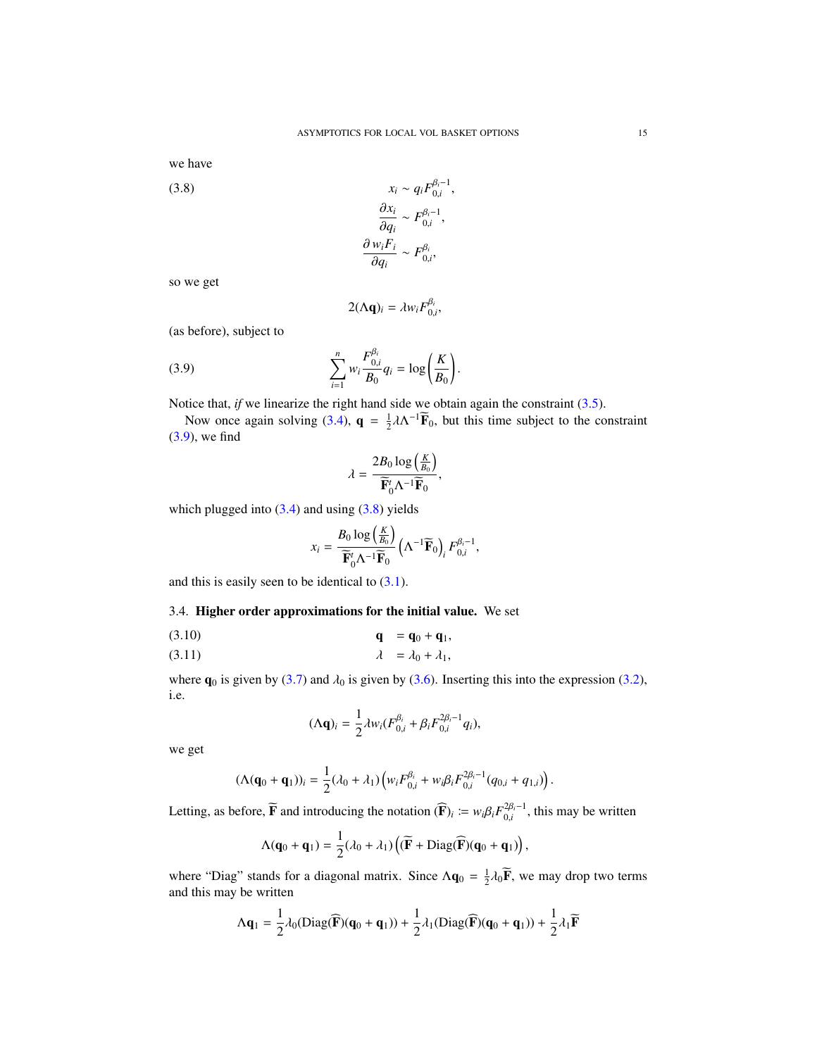we have

$$
\begin{aligned}
x_i &\sim q_i F_{0,i}^{\beta_i - 1}, \\
\frac{\partial x_i}{\partial q_i} &\sim F_{0,i}^{\beta_i - 1}, \\
\frac{\partial\, w_i F_i}{\partial q_i} &\sim F_{0,i}^{\beta_i},
\end{aligned}
\tag{3.8}
$$

so we get

$$
2(\Lambda \mathbf{q})_i = \lambda w_i F_{0,i}^{\beta_i},
$$

(as before), subject to

$$
\sum_{i=1}^{n} w_i \frac{F_{0,i}^{\beta_i}}{B_0} q_i = \log\left(\frac{K}{B_0}\right).
\tag{3.9}
$$

Notice that, *if* we linearize the right hand side we obtain again the constraint (3.5).

Now once again solving (3.4), $\mathbf{q} = \frac{1}{2}\lambda \Lambda^{-1}\widetilde{\mathbf{F}}_0$, but this time subject to the constraint (3.9), we find

$$
\lambda = \frac{2B_0 \log\left(\frac{K}{B_0}\right)}{\widetilde{\mathbf{F}}_0^t \Lambda^{-1} \widetilde{\mathbf{F}}_0},
$$

which plugged into (3.4) and using (3.8) yields

$$
x_i = \frac{B_0 \log\left(\frac{K}{B_0}\right)}{\widetilde{\mathbf{F}}_0^t \Lambda^{-1} \widetilde{\mathbf{F}}_0} \left(\Lambda^{-1}\widetilde{\mathbf{F}}_0\right)_i F_{0,i}^{\beta_i - 1},
$$

and this is easily seen to be identical to (3.1).

### 3.4. Higher order approximations for the initial value.

We set

$$
\mathbf{q} = \mathbf{q}_0 + \mathbf{q}_1,
\tag{3.10}
$$

$$
\lambda = \lambda_0 + \lambda_1,
\tag{3.11}
$$

where $\mathbf{q}_0$ is given by (3.7) and $\lambda_0$ is given by (3.6). Inserting this into the expression (3.2), i.e.

$$
(\Lambda \mathbf{q})_i = \frac{1}{2}\lambda w_i (F_{0,i}^{\beta_i} + \beta_i F_{0,i}^{2\beta_i - 1} q_i),
$$

we get

$$
(\Lambda(\mathbf{q}_0 + \mathbf{q}_1))_i = \frac{1}{2}(\lambda_0 + \lambda_1)\left(w_i F_{0,i}^{\beta_i} + w_i \beta_i F_{0,i}^{2\beta_i - 1}(q_{0,i} + q_{1,i})\right).
$$

Letting, as before, $\widetilde{\mathbf{F}}$ and introducing the notation $(\widehat{\mathbf{F}})_i := w_i \beta_i F_{0,i}^{2\beta_i - 1}$, this may be written

$$
\Lambda(\mathbf{q}_0 + \mathbf{q}_1) = \frac{1}{2}(\lambda_0 + \lambda_1)\left((\widetilde{\mathbf{F}} + \mathrm{Diag}(\widehat{\mathbf{F}})(\mathbf{q}_0 + \mathbf{q}_1)\right),
$$

where "Diag" stands for a diagonal matrix. Since $\Lambda \mathbf{q}_0 = \frac{1}{2}\lambda_0 \widetilde{\mathbf{F}}$, we may drop two terms and this may be written

$$
\Lambda \mathbf{q}_1 = \frac{1}{2}\lambda_0 (\mathrm{Diag}(\widehat{\mathbf{F}})(\mathbf{q}_0 + \mathbf{q}_1)) + \frac{1}{2}\lambda_1 (\mathrm{Diag}(\widehat{\mathbf{F}})(\mathbf{q}_0 + \mathbf{q}_1)) + \frac{1}{2}\lambda_1 \widetilde{\mathbf{F}}
$$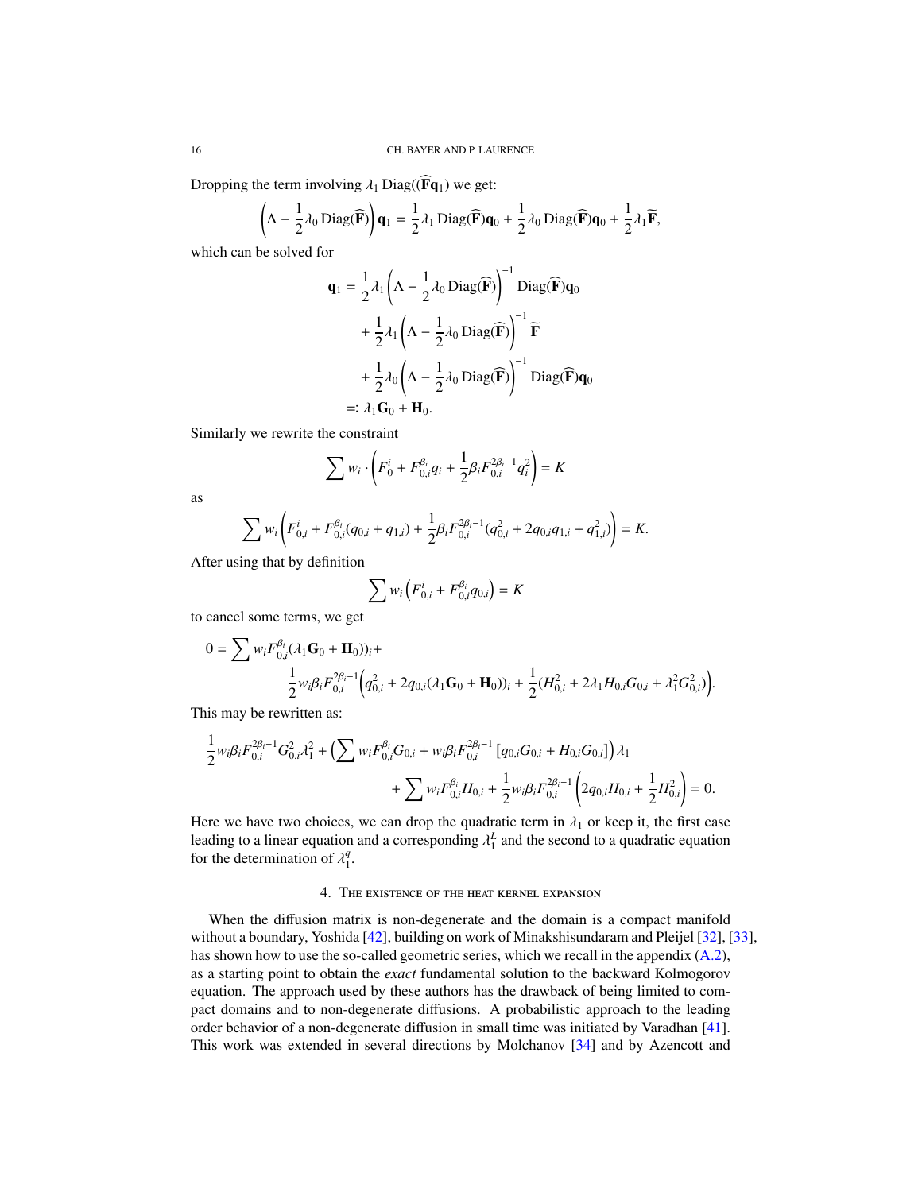Dropping the term involving $\lambda_1 \operatorname{Diag}((\widehat{\mathbf{F}}\mathbf{q}_1)$ we get:

$$\left(\Lambda - \frac{1}{2}\lambda_0 \operatorname{Diag}(\widehat{\mathbf{F}})\right)\mathbf{q}_1 = \frac{1}{2}\lambda_1 \operatorname{Diag}(\widehat{\mathbf{F}})\mathbf{q}_0 + \frac{1}{2}\lambda_0 \operatorname{Diag}(\widehat{\mathbf{F}})\mathbf{q}_0 + \frac{1}{2}\lambda_1 \widetilde{\mathbf{F}},$$

which can be solved for

$$\begin{aligned}
\mathbf{q}_1 &= \frac{1}{2}\lambda_1 \left(\Lambda - \frac{1}{2}\lambda_0 \operatorname{Diag}(\widehat{\mathbf{F}})\right)^{-1} \operatorname{Diag}(\widehat{\mathbf{F}})\mathbf{q}_0 \\
&\quad + \frac{1}{2}\lambda_1 \left(\Lambda - \frac{1}{2}\lambda_0 \operatorname{Diag}(\widehat{\mathbf{F}})\right)^{-1} \widetilde{\mathbf{F}} \\
&\quad + \frac{1}{2}\lambda_0 \left(\Lambda - \frac{1}{2}\lambda_0 \operatorname{Diag}(\widehat{\mathbf{F}})\right)^{-1} \operatorname{Diag}(\widehat{\mathbf{F}})\mathbf{q}_0 \\
&=: \lambda_1 \mathbf{G}_0 + \mathbf{H}_0.
\end{aligned}$$

Similarly we rewrite the constraint

$$\sum w_i \cdot \left(F_0^i + F_{0,i}^{\beta_i} q_i + \frac{1}{2}\beta_i F_{0,i}^{2\beta_i - 1} q_i^2\right) = K$$

as

$$\sum w_i \left(F_{0,i}^i + F_{0,i}^{\beta_i}(q_{0,i} + q_{1,i}) + \frac{1}{2}\beta_i F_{0,i}^{2\beta_i-1}(q_{0,i}^2 + 2q_{0,i}q_{1,i} + q_{1,i}^2)\right) = K.$$

After using that by definition

$$\sum w_i \left(F_{0,i}^i + F_{0,i}^{\beta_i} q_{0,i}\right) = K$$

to cancel some terms, we get

$$\begin{aligned}
0 = \sum w_i F_{0,i}^{\beta_i}(\lambda_1 \mathbf{G}_0 + \mathbf{H}_0))_i + \\
\frac{1}{2} w_i \beta_i F_{0,i}^{2\beta_i - 1}\Big(q_{0,i}^2 + 2q_{0,i}(\lambda_1 \mathbf{G}_0 + \mathbf{H}_0))_i + \frac{1}{2}(H_{0,i}^2 + 2\lambda_1 H_{0,i}G_{0,i} + \lambda_1^2 G_{0,i}^2)\Big).
\end{aligned}$$

This may be rewritten as:

$$\begin{aligned}
\frac{1}{2} w_i \beta_i F_{0,i}^{2\beta_i - 1} G_{0,i}^2 \lambda_1^2 + \left(\sum w_i F_{0,i}^{\beta_i} G_{0,i} + w_i \beta_i F_{0,i}^{2\beta_i - 1}\left[q_{0,i}G_{0,i} + H_{0,i}G_{0,i}\right]\right)\lambda_1 \\
+ \sum w_i F_{0,i}^{\beta_i} H_{0,i} + \frac{1}{2} w_i \beta_i F_{0,i}^{2\beta_i - 1}\left(2q_{0,i}H_{0,i} + \frac{1}{2}H_{0,i}^2\right) = 0.
\end{aligned}$$

Here we have two choices, we can drop the quadratic term in $\lambda_1$ or keep it, the first case leading to a linear equation and a corresponding $\lambda_1^L$ and the second to a quadratic equation for the determination of $\lambda_1^q$.

## 4. The existence of the heat kernel expansion

When the diffusion matrix is non-degenerate and the domain is a compact manifold without a boundary, Yoshida [42], building on work of Minakshisundaram and Pleijel [32], [33], has shown how to use the so-called geometric series, which we recall in the appendix (A.2), as a starting point to obtain the *exact* fundamental solution to the backward Kolmogorov equation. The approach used by these authors has the drawback of being limited to compact domains and to non-degenerate diffusions. A probabilistic approach to the leading order behavior of a non-degenerate diffusion in small time was initiated by Varadhan [41]. This work was extended in several directions by Molchanov [34] and by Azencott and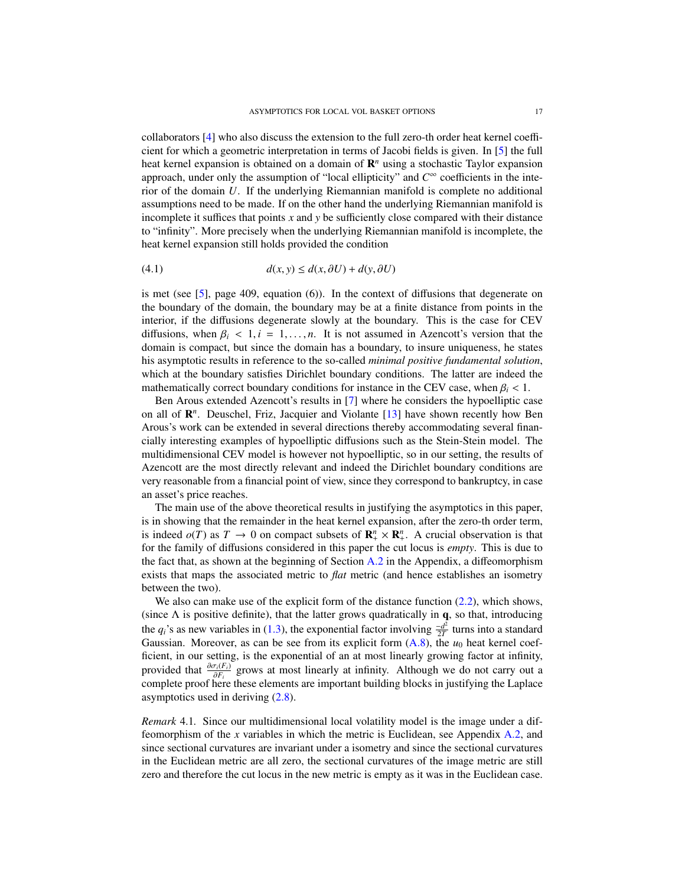collaborators [4] who also discuss the extension to the full zero-th order heat kernel coefficient for which a geometric interpretation in terms of Jacobi fields is given. In [5] the full heat kernel expansion is obtained on a domain of $\mathbf{R}^n$ using a stochastic Taylor expansion approach, under only the assumption of "local ellipticity" and $C^\infty$ coefficients in the interior of the domain $U$. If the underlying Riemannian manifold is complete no additional assumptions need to be made. If on the other hand the underlying Riemannian manifold is incomplete it suffices that points $x$ and $y$ be sufficiently close compared with their distance to "infinity". More precisely when the underlying Riemannian manifold is incomplete, the heat kernel expansion still holds provided the condition

$$d(x, y) \leq d(x, \partial U) + d(y, \partial U) \tag{4.1}$$

is met (see [5], page 409, equation (6)). In the context of diffusions that degenerate on the boundary of the domain, the boundary may be at a finite distance from points in the interior, if the diffusions degenerate slowly at the boundary. This is the case for CEV diffusions, when $\beta_i < 1, i = 1, \ldots, n$. It is not assumed in Azencott's version that the domain is compact, but since the domain has a boundary, to insure uniqueness, he states his asymptotic results in reference to the so-called *minimal positive fundamental solution*, which at the boundary satisfies Dirichlet boundary conditions. The latter are indeed the mathematically correct boundary conditions for instance in the CEV case, when $\beta_i < 1$.

Ben Arous extended Azencott's results in [7] where he considers the hypoelliptic case on all of $\mathbf{R}^n$. Deuschel, Friz, Jacquier and Violante [13] have shown recently how Ben Arous's work can be extended in several directions thereby accommodating several financially interesting examples of hypoelliptic diffusions such as the Stein-Stein model. The multidimensional CEV model is however not hypoelliptic, so in our setting, the results of Azencott are the most directly relevant and indeed the Dirichlet boundary conditions are very reasonable from a financial point of view, since they correspond to bankruptcy, in case an asset's price reaches.

The main use of the above theoretical results in justifying the asymptotics in this paper, is in showing that the remainder in the heat kernel expansion, after the zero-th order term, is indeed $o(T)$ as $T \to 0$ on compact subsets of $\mathbf{R}^n_+ \times \mathbf{R}^n_+$. A crucial observation is that for the family of diffusions considered in this paper the cut locus is *empty*. This is due to the fact that, as shown at the beginning of Section A.2 in the Appendix, a diffeomorphism exists that maps the associated metric to *flat* metric (and hence establishes an isometry between the two).

We also can make use of the explicit form of the distance function (2.2), which shows, (since $\Lambda$ is positive definite), that the latter grows quadratically in $\mathbf{q}$, so that, introducing the $q_i$'s as new variables in (1.3), the exponential factor involving $\frac{-d^2}{2T}$ turns into a standard Gaussian. Moreover, as can be see from its explicit form (A.8), the $u_0$ heat kernel coefficient, in our setting, is the exponential of an at most linearly growing factor at infinity, provided that $\frac{\partial \sigma_i(F_i)}{\partial F_i}$ grows at most linearly at infinity. Although we do not carry out a complete proof here these elements are important building blocks in justifying the Laplace asymptotics used in deriving (2.8).

*Remark* 4.1. Since our multidimensional local volatility model is the image under a diffeomorphism of the $x$ variables in which the metric is Euclidean, see Appendix A.2, and since sectional curvatures are invariant under a isometry and since the sectional curvatures in the Euclidean metric are all zero, the sectional curvatures of the image metric are still zero and therefore the cut locus in the new metric is empty as it was in the Euclidean case.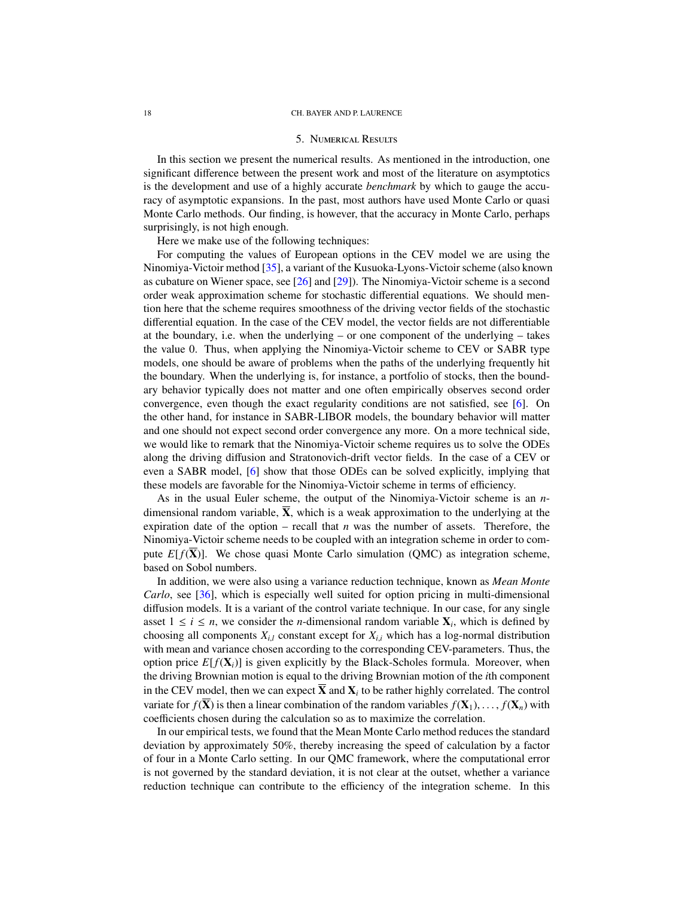## 5. Numerical Results

In this section we present the numerical results. As mentioned in the introduction, one significant difference between the present work and most of the literature on asymptotics is the development and use of a highly accurate *benchmark* by which to gauge the accuracy of asymptotic expansions. In the past, most authors have used Monte Carlo or quasi Monte Carlo methods. Our finding, is however, that the accuracy in Monte Carlo, perhaps surprisingly, is not high enough.

Here we make use of the following techniques:

For computing the values of European options in the CEV model we are using the Ninomiya-Victoir method [35], a variant of the Kusuoka-Lyons-Victoir scheme (also known as cubature on Wiener space, see [26] and [29]). The Ninomiya-Victoir scheme is a second order weak approximation scheme for stochastic differential equations. We should mention here that the scheme requires smoothness of the driving vector fields of the stochastic differential equation. In the case of the CEV model, the vector fields are not differentiable at the boundary, i.e. when the underlying – or one component of the underlying – takes the value 0. Thus, when applying the Ninomiya-Victoir scheme to CEV or SABR type models, one should be aware of problems when the paths of the underlying frequently hit the boundary. When the underlying is, for instance, a portfolio of stocks, then the boundary behavior typically does not matter and one often empirically observes second order convergence, even though the exact regularity conditions are not satisfied, see [6]. On the other hand, for instance in SABR-LIBOR models, the boundary behavior will matter and one should not expect second order convergence any more. On a more technical side, we would like to remark that the Ninomiya-Victoir scheme requires us to solve the ODEs along the driving diffusion and Stratonovich-drift vector fields. In the case of a CEV or even a SABR model, [6] show that those ODEs can be solved explicitly, implying that these models are favorable for the Ninomiya-Victoir scheme in terms of efficiency.

As in the usual Euler scheme, the output of the Ninomiya-Victoir scheme is an $n$-dimensional random variable, $\overline{\mathbf{X}}$, which is a weak approximation to the underlying at the expiration date of the option – recall that $n$ was the number of assets. Therefore, the Ninomiya-Victoir scheme needs to be coupled with an integration scheme in order to compute $E[f(\overline{\mathbf{X}})]$. We chose quasi Monte Carlo simulation (QMC) as integration scheme, based on Sobol numbers.

In addition, we were also using a variance reduction technique, known as *Mean Monte Carlo*, see [36], which is especially well suited for option pricing in multi-dimensional diffusion models. It is a variant of the control variate technique. In our case, for any single asset $1 \leq i \leq n$, we consider the $n$-dimensional random variable $\mathbf{X}_i$, which is defined by choosing all components $X_{i,l}$ constant except for $X_{i,i}$ which has a log-normal distribution with mean and variance chosen according to the corresponding CEV-parameters. Thus, the option price $E[f(\mathbf{X}_i)]$ is given explicitly by the Black-Scholes formula. Moreover, when the driving Brownian motion is equal to the driving Brownian motion of the $i$th component in the CEV model, then we can expect $\overline{\mathbf{X}}$ and $\mathbf{X}_i$ to be rather highly correlated. The control variate for $f(\overline{\mathbf{X}})$ is then a linear combination of the random variables $f(\mathbf{X}_1), \ldots, f(\mathbf{X}_n)$ with coefficients chosen during the calculation so as to maximize the correlation.

In our empirical tests, we found that the Mean Monte Carlo method reduces the standard deviation by approximately 50%, thereby increasing the speed of calculation by a factor of four in a Monte Carlo setting. In our QMC framework, where the computational error is not governed by the standard deviation, it is not clear at the outset, whether a variance reduction technique can contribute to the efficiency of the integration scheme. In this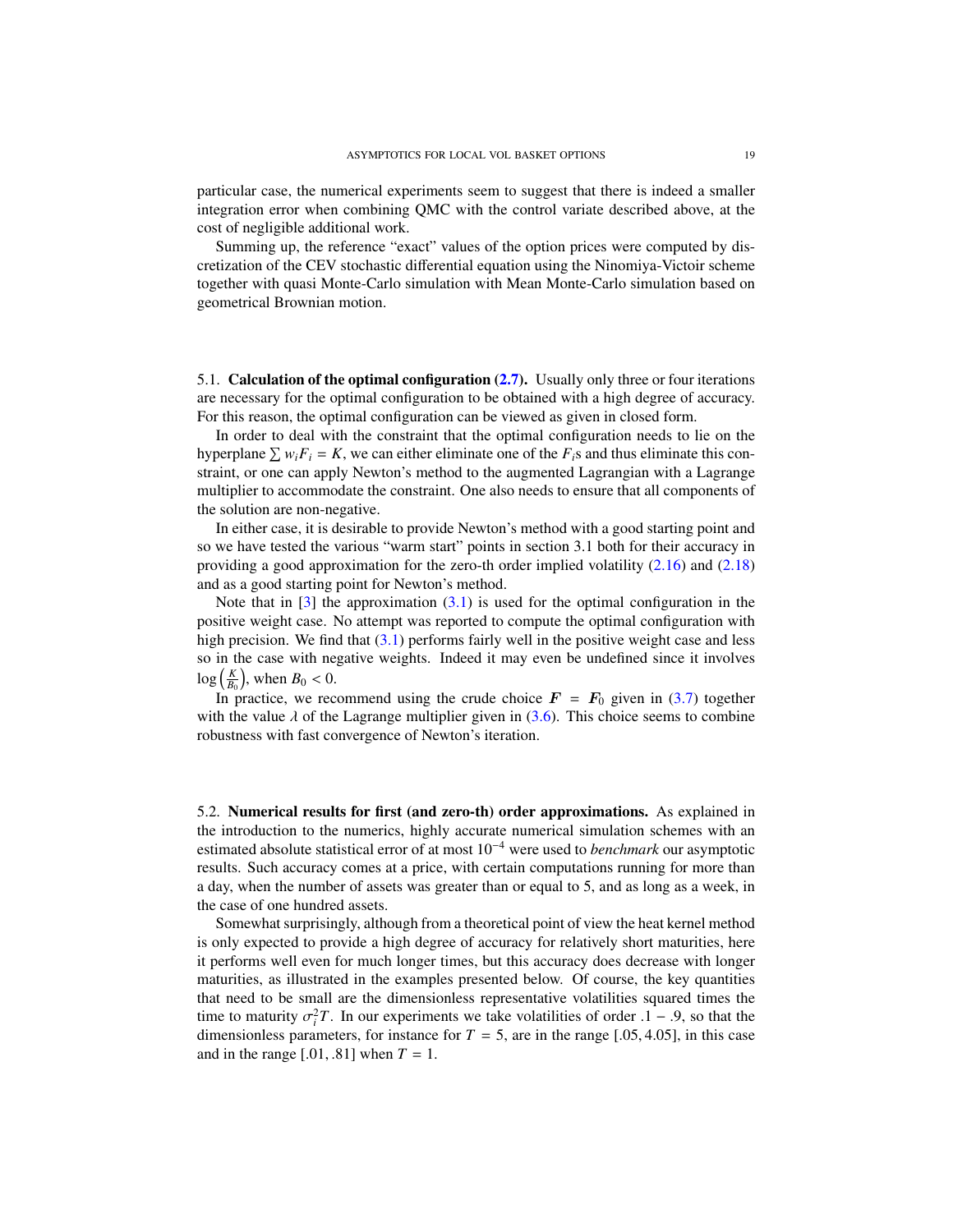particular case, the numerical experiments seem to suggest that there is indeed a smaller integration error when combining QMC with the control variate described above, at the cost of negligible additional work.

Summing up, the reference "exact" values of the option prices were computed by discretization of the CEV stochastic differential equation using the Ninomiya-Victoir scheme together with quasi Monte-Carlo simulation with Mean Monte-Carlo simulation based on geometrical Brownian motion.

### 5.1. Calculation of the optimal configuration (2.7).

Usually only three or four iterations are necessary for the optimal configuration to be obtained with a high degree of accuracy. For this reason, the optimal configuration can be viewed as given in closed form.

In order to deal with the constraint that the optimal configuration needs to lie on the hyperplane $\sum w_i F_i = K$, we can either eliminate one of the $F_i$s and thus eliminate this constraint, or one can apply Newton's method to the augmented Lagrangian with a Lagrange multiplier to accommodate the constraint. One also needs to ensure that all components of the solution are non-negative.

In either case, it is desirable to provide Newton's method with a good starting point and so we have tested the various "warm start" points in section 3.1 both for their accuracy in providing a good approximation for the zero-th order implied volatility (2.16) and (2.18) and as a good starting point for Newton's method.

Note that in [3] the approximation (3.1) is used for the optimal configuration in the positive weight case. No attempt was reported to compute the optimal configuration with high precision. We find that (3.1) performs fairly well in the positive weight case and less so in the case with negative weights. Indeed it may even be undefined since it involves $\log\left(\frac{K}{B_0}\right)$, when $B_0 < 0$.

In practice, we recommend using the crude choice $\boldsymbol{F} = \boldsymbol{F}_0$ given in (3.7) together with the value $\lambda$ of the Lagrange multiplier given in (3.6). This choice seems to combine robustness with fast convergence of Newton's iteration.

### 5.2. Numerical results for first (and zero-th) order approximations.

As explained in the introduction to the numerics, highly accurate numerical simulation schemes with an estimated absolute statistical error of at most $10^{-4}$ were used to *benchmark* our asymptotic results. Such accuracy comes at a price, with certain computations running for more than a day, when the number of assets was greater than or equal to 5, and as long as a week, in the case of one hundred assets.

Somewhat surprisingly, although from a theoretical point of view the heat kernel method is only expected to provide a high degree of accuracy for relatively short maturities, here it performs well even for much longer times, but this accuracy does decrease with longer maturities, as illustrated in the examples presented below. Of course, the key quantities that need to be small are the dimensionless representative volatilities squared times the time to maturity $\sigma_i^2 T$. In our experiments we take volatilities of order $.1 - .9$, so that the dimensionless parameters, for instance for $T = 5$, are in the range $[.05, 4.05]$, in this case and in the range $[.01, .81]$ when $T = 1$.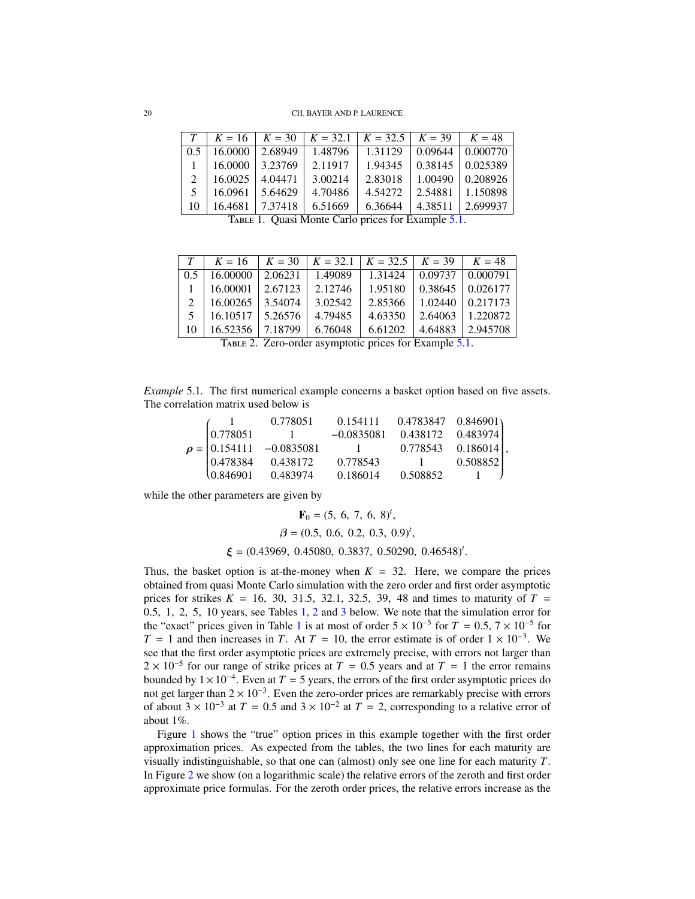| $T$ | $K = 16$ | $K = 30$ | $K = 32.1$ | $K = 32.5$ | $K = 39$ | $K = 48$ |
|---|---|---|---|---|---|---|
| 0.5 | 16.0000 | 2.68949 | 1.48796 | 1.31129 | 0.09644 | 0.000770 |
| 1 | 16.0000 | 3.23769 | 2.11917 | 1.94345 | 0.38145 | 0.025389 |
| 2 | 16.0025 | 4.04471 | 3.00214 | 2.83018 | 1.00490 | 0.208926 |
| 5 | 16.0961 | 5.64629 | 4.70486 | 4.54272 | 2.54881 | 1.150898 |
| 10 | 16.4681 | 7.37418 | 6.51669 | 6.36644 | 4.38511 | 2.699937 |

TABLE 1. Quasi Monte Carlo prices for Example 5.1.

| $T$ | $K = 16$ | $K = 30$ | $K = 32.1$ | $K = 32.5$ | $K = 39$ | $K = 48$ |
|---|---|---|---|---|---|---|
| 0.5 | 16.00000 | 2.06231 | 1.49089 | 1.31424 | 0.09737 | 0.000791 |
| 1 | 16.00001 | 2.67123 | 2.12746 | 1.95180 | 0.38645 | 0.026177 |
| 2 | 16.00265 | 3.54074 | 3.02542 | 2.85366 | 1.02440 | 0.217173 |
| 5 | 16.10517 | 5.26576 | 4.79485 | 4.63350 | 2.64063 | 1.220872 |
| 10 | 16.52356 | 7.18799 | 6.76048 | 6.61202 | 4.64883 | 2.945708 |

TABLE 2. Zero-order asymptotic prices for Example 5.1.

*Example* 5.1. The first numerical example concerns a basket option based on five assets. The correlation matrix used below is

$$\boldsymbol{\rho} = \begin{pmatrix} 1 & 0.778051 & 0.154111 & 0.4783847 & 0.846901 \\ 0.778051 & 1 & -0.0835081 & 0.438172 & 0.483974 \\ 0.154111 & -0.0835081 & 1 & 0.778543 & 0.186014 \\ 0.478384 & 0.438172 & 0.778543 & 1 & 0.508852 \\ 0.846901 & 0.483974 & 0.186014 & 0.508852 & 1 \end{pmatrix},$$

while the other parameters are given by

$$\mathbf{F}_0 = (5,\ 6,\ 7,\ 6,\ 8)^t,$$

$$\boldsymbol{\beta} = (0.5,\ 0.6,\ 0.2,\ 0.3,\ 0.9)^t,$$

$$\boldsymbol{\xi} = (0.43969,\ 0.45080,\ 0.3837,\ 0.50290,\ 0.46548)^t.$$

Thus, the basket option is at-the-money when $K = 32$. Here, we compare the prices obtained from quasi Monte Carlo simulation with the zero order and first order asymptotic prices for strikes $K = 16, 30, 31.5, 32.1, 32.5, 39, 48$ and times to maturity of $T = 0.5, 1, 2, 5, 10$ years, see Tables 1, 2 and 3 below. We note that the simulation error for the "exact" prices given in Table 1 is at most of order $5 \times 10^{-5}$ for $T = 0.5$, $7 \times 10^{-5}$ for $T = 1$ and then increases in $T$. At $T = 10$, the error estimate is of order $1 \times 10^{-3}$. We see that the first order asymptotic prices are extremely precise, with errors not larger than $2 \times 10^{-5}$ for our range of strike prices at $T = 0.5$ years and at $T = 1$ the error remains bounded by $1 \times 10^{-4}$. Even at $T = 5$ years, the errors of the first order asymptotic prices do not get larger than $2 \times 10^{-3}$. Even the zero-order prices are remarkably precise with errors of about $3 \times 10^{-3}$ at $T = 0.5$ and $3 \times 10^{-2}$ at $T = 2$, corresponding to a relative error of about 1%.

Figure 1 shows the "true" option prices in this example together with the first order approximation prices. As expected from the tables, the two lines for each maturity are visually indistinguishable, so that one can (almost) only see one line for each maturity $T$. In Figure 2 we show (on a logarithmic scale) the relative errors of the zeroth and first order approximate price formulas. For the zeroth order prices, the relative errors increase as the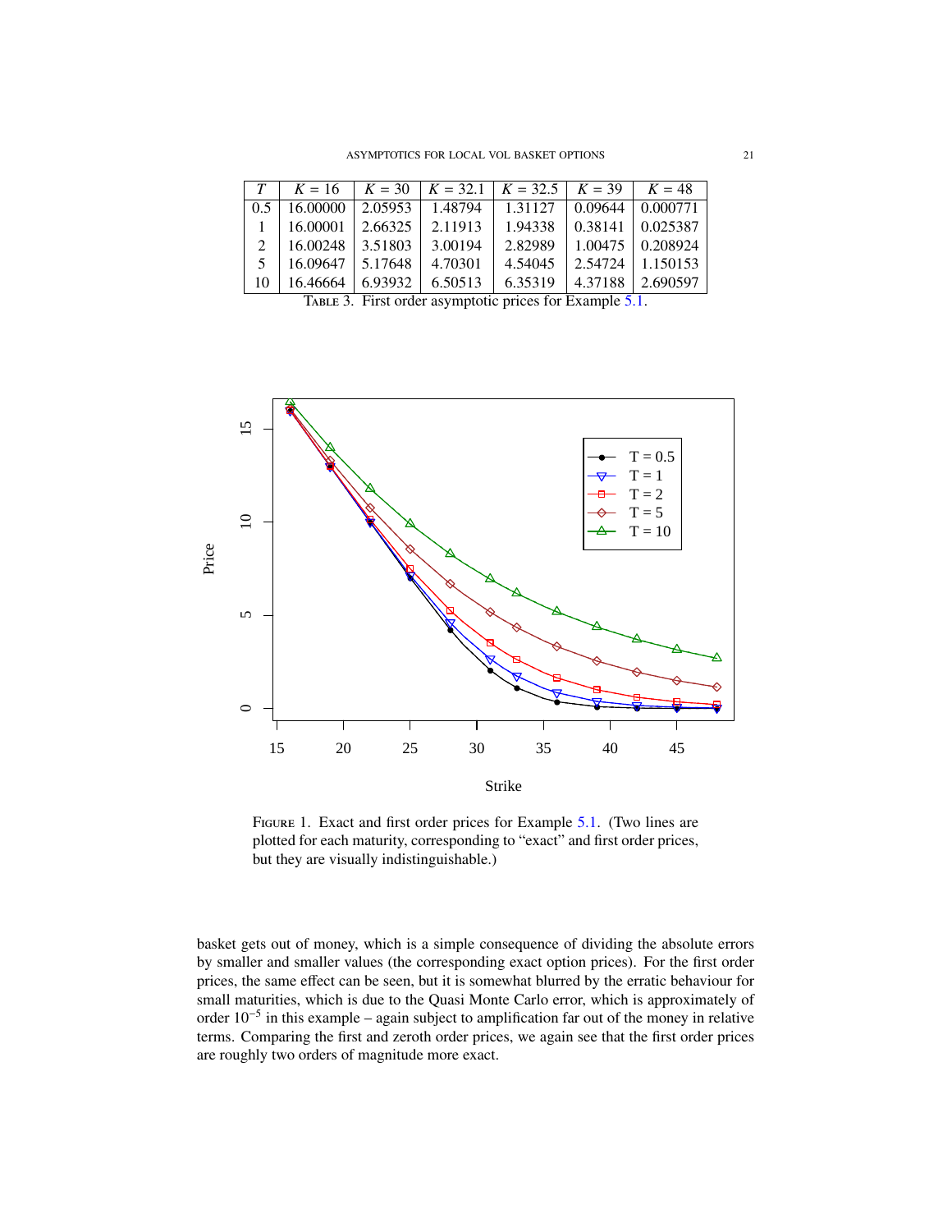| $T$ | $K = 16$ | $K = 30$ | $K = 32.1$ | $K = 32.5$ | $K = 39$ | $K = 48$ |
|---|---|---|---|---|---|---|
| 0.5 | 16.00000 | 2.05953 | 1.48794 | 1.31127 | 0.09644 | 0.000771 |
| 1 | 16.00001 | 2.66325 | 2.11913 | 1.94338 | 0.38141 | 0.025387 |
| 2 | 16.00248 | 3.51803 | 3.00194 | 2.82989 | 1.00475 | 0.208924 |
| 5 | 16.09647 | 5.17648 | 4.70301 | 4.54045 | 2.54724 | 1.150153 |
| 10 | 16.46664 | 6.93932 | 6.50513 | 6.35319 | 4.37188 | 2.690597 |

TABLE 3. First order asymptotic prices for Example 5.1.

FIGURE 1. Exact and first order prices for Example 5.1. (Two lines are plotted for each maturity, corresponding to "exact" and first order prices, but they are visually indistinguishable.)

basket gets out of money, which is a simple consequence of dividing the absolute errors by smaller and smaller values (the corresponding exact option prices). For the first order prices, the same effect can be seen, but it is somewhat blurred by the erratic behaviour for small maturities, which is due to the Quasi Monte Carlo error, which is approximately of order $10^{-5}$ in this example – again subject to amplification far out of the money in relative terms. Comparing the first and zeroth order prices, we again see that the first order prices are roughly two orders of magnitude more exact.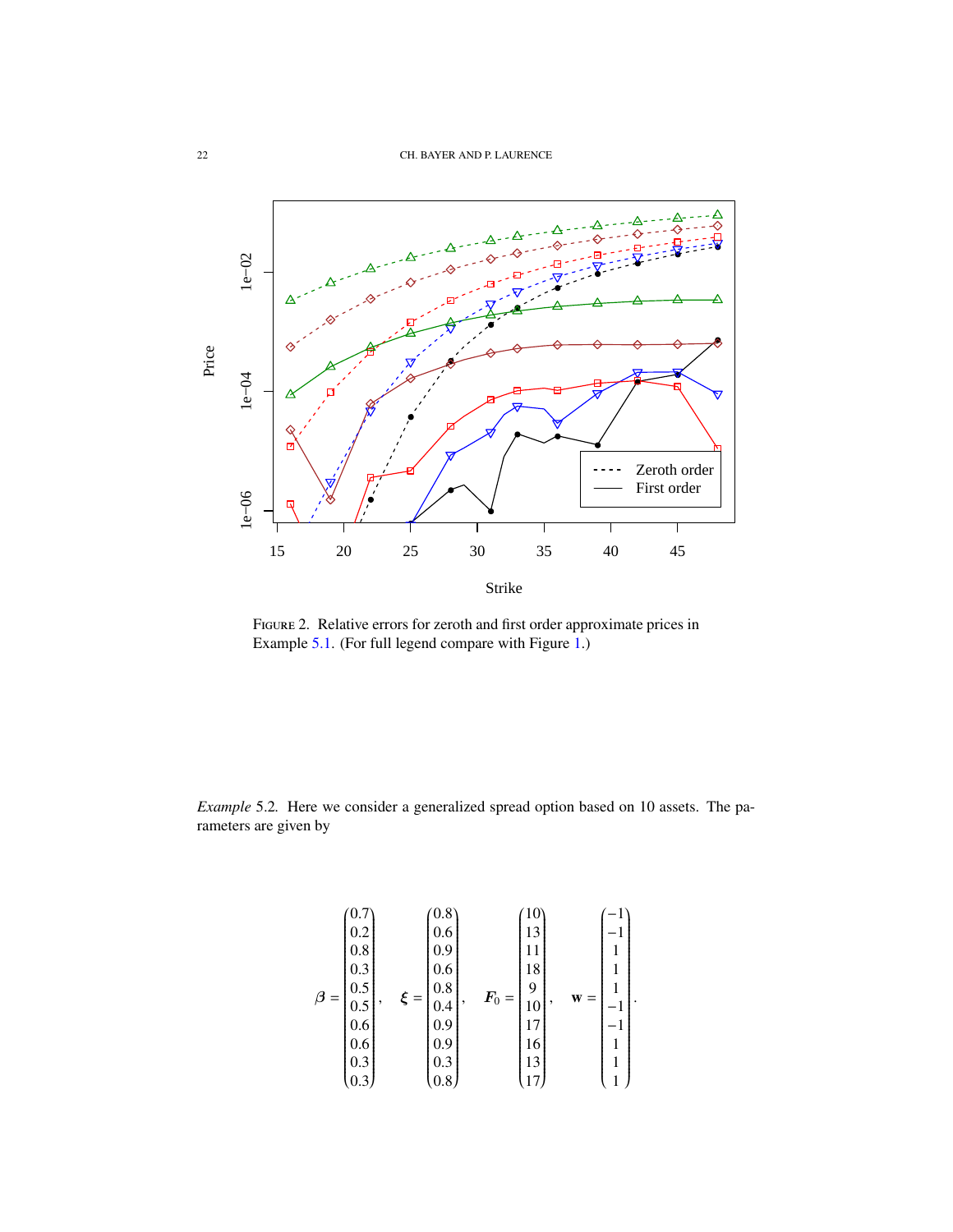FIGURE 2. Relative errors for zeroth and first order approximate prices in Example 5.1. (For full legend compare with Figure 1.)

*Example* 5.2. Here we consider a generalized spread option based on 10 assets. The parameters are given by

$$\boldsymbol{\beta} = \begin{pmatrix} 0.7 \\ 0.2 \\ 0.8 \\ 0.3 \\ 0.5 \\ 0.5 \\ 0.6 \\ 0.6 \\ 0.3 \\ 0.3 \end{pmatrix}, \quad \boldsymbol{\xi} = \begin{pmatrix} 0.8 \\ 0.6 \\ 0.9 \\ 0.6 \\ 0.8 \\ 0.4 \\ 0.9 \\ 0.9 \\ 0.3 \\ 0.8 \end{pmatrix}, \quad \boldsymbol{F}_0 = \begin{pmatrix} 10 \\ 13 \\ 11 \\ 18 \\ 9 \\ 10 \\ 17 \\ 16 \\ 13 \\ 17 \end{pmatrix}, \quad \mathbf{w} = \begin{pmatrix} -1 \\ -1 \\ 1 \\ 1 \\ 1 \\ -1 \\ -1 \\ 1 \\ 1 \\ 1 \end{pmatrix}.$$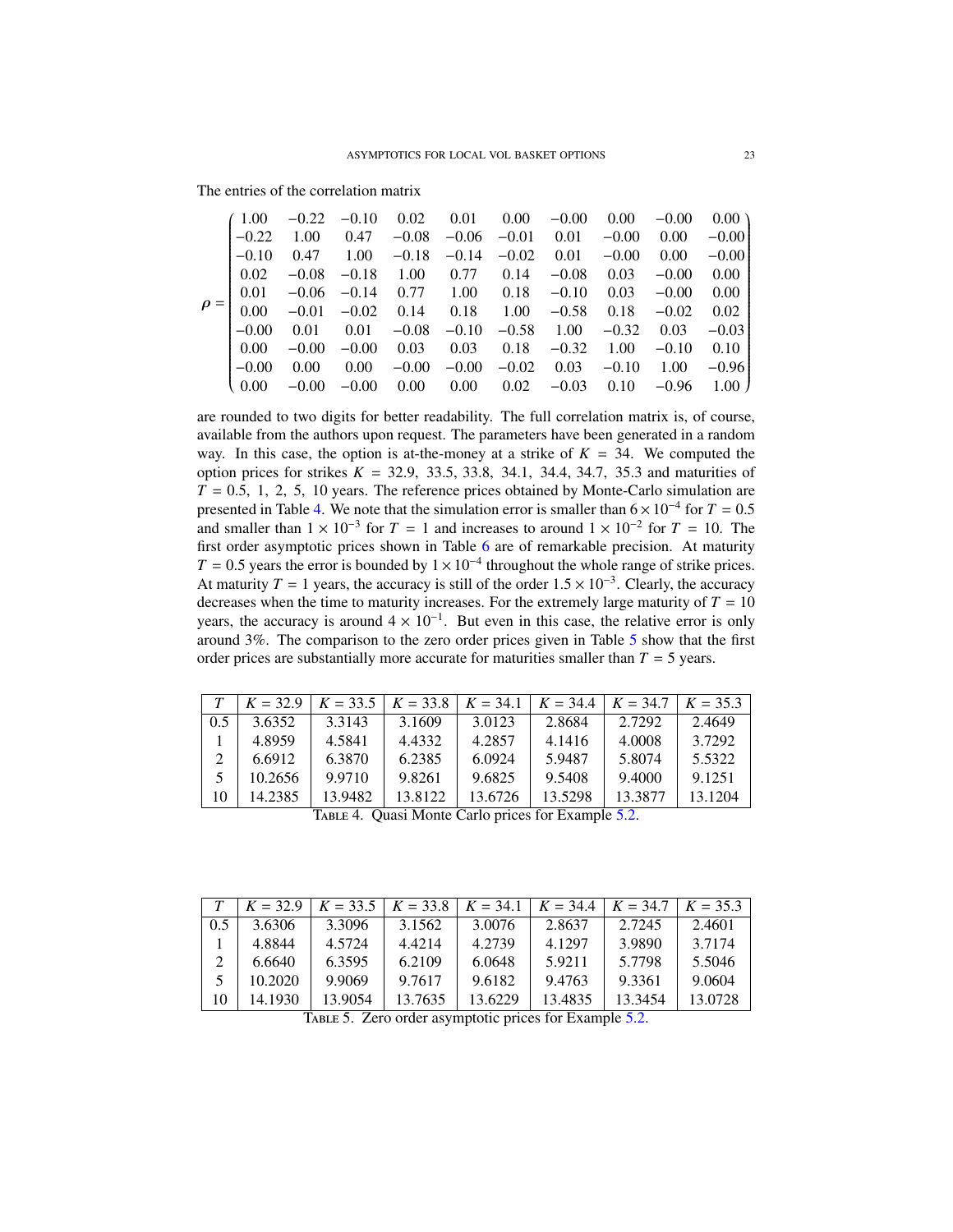The entries of the correlation matrix

$$
\rho = \begin{pmatrix}
1.00 & -0.22 & -0.10 & 0.02 & 0.01 & 0.00 & -0.00 & 0.00 & -0.00 & 0.00 \\
-0.22 & 1.00 & 0.47 & -0.08 & -0.06 & -0.01 & 0.01 & -0.00 & 0.00 & -0.00 \\
-0.10 & 0.47 & 1.00 & -0.18 & -0.14 & -0.02 & 0.01 & -0.00 & 0.00 & -0.00 \\
0.02 & -0.08 & -0.18 & 1.00 & 0.77 & 0.14 & -0.08 & 0.03 & -0.00 & 0.00 \\
0.01 & -0.06 & -0.14 & 0.77 & 1.00 & 0.18 & -0.10 & 0.03 & -0.00 & 0.00 \\
0.00 & -0.01 & -0.02 & 0.14 & 0.18 & 1.00 & -0.58 & 0.18 & -0.02 & 0.02 \\
-0.00 & 0.01 & 0.01 & -0.08 & -0.10 & -0.58 & 1.00 & -0.32 & 0.03 & -0.03 \\
0.00 & -0.00 & -0.00 & 0.03 & 0.03 & 0.18 & -0.32 & 1.00 & -0.10 & 0.10 \\
-0.00 & 0.00 & 0.00 & -0.00 & -0.00 & -0.02 & 0.03 & -0.10 & 1.00 & -0.96 \\
0.00 & -0.00 & -0.00 & 0.00 & 0.00 & 0.02 & -0.03 & 0.10 & -0.96 & 1.00
\end{pmatrix}
$$

are rounded to two digits for better readability. The full correlation matrix is, of course, available from the authors upon request. The parameters have been generated in a random way. In this case, the option is at-the-money at a strike of $K = 34$. We computed the option prices for strikes $K = 32.9,\ 33.5,\ 33.8,\ 34.1,\ 34.4,\ 34.7,\ 35.3$ and maturities of $T = 0.5,\ 1,\ 2,\ 5,\ 10$ years. The reference prices obtained by Monte-Carlo simulation are presented in Table 4. We note that the simulation error is smaller than $6\times10^{-4}$ for $T = 0.5$ and smaller than $1 \times 10^{-3}$ for $T = 1$ and increases to around $1 \times 10^{-2}$ for $T = 10$. The first order asymptotic prices shown in Table 6 are of remarkable precision. At maturity $T = 0.5$ years the error is bounded by $1\times10^{-4}$ throughout the whole range of strike prices. At maturity $T = 1$ years, the accuracy is still of the order $1.5\times10^{-3}$. Clearly, the accuracy decreases when the time to maturity increases. For the extremely large maturity of $T = 10$ years, the accuracy is around $4 \times 10^{-1}$. But even in this case, the relative error is only around 3%. The comparison to the zero order prices given in Table 5 show that the first order prices are substantially more accurate for maturities smaller than $T = 5$ years.

| $T$ | $K = 32.9$ | $K = 33.5$ | $K = 33.8$ | $K = 34.1$ | $K = 34.4$ | $K = 34.7$ | $K = 35.3$ |
|---|---|---|---|---|---|---|---|
| 0.5 | 3.6352 | 3.3143 | 3.1609 | 3.0123 | 2.8684 | 2.7292 | 2.4649 |
| 1 | 4.8959 | 4.5841 | 4.4332 | 4.2857 | 4.1416 | 4.0008 | 3.7292 |
| 2 | 6.6912 | 6.3870 | 6.2385 | 6.0924 | 5.9487 | 5.8074 | 5.5322 |
| 5 | 10.2656 | 9.9710 | 9.8261 | 9.6825 | 9.5408 | 9.4000 | 9.1251 |
| 10 | 14.2385 | 13.9482 | 13.8122 | 13.6726 | 13.5298 | 13.3877 | 13.1204 |

Table 4. Quasi Monte Carlo prices for Example 5.2.

| $T$ | $K = 32.9$ | $K = 33.5$ | $K = 33.8$ | $K = 34.1$ | $K = 34.4$ | $K = 34.7$ | $K = 35.3$ |
|---|---|---|---|---|---|---|---|
| 0.5 | 3.6306 | 3.3096 | 3.1562 | 3.0076 | 2.8637 | 2.7245 | 2.4601 |
| 1 | 4.8844 | 4.5724 | 4.4214 | 4.2739 | 4.1297 | 3.9890 | 3.7174 |
| 2 | 6.6640 | 6.3595 | 6.2109 | 6.0648 | 5.9211 | 5.7798 | 5.5046 |
| 5 | 10.2020 | 9.9069 | 9.7617 | 9.6182 | 9.4763 | 9.3361 | 9.0604 |
| 10 | 14.1930 | 13.9054 | 13.7635 | 13.6229 | 13.4835 | 13.3454 | 13.0728 |

Table 5. Zero order asymptotic prices for Example 5.2.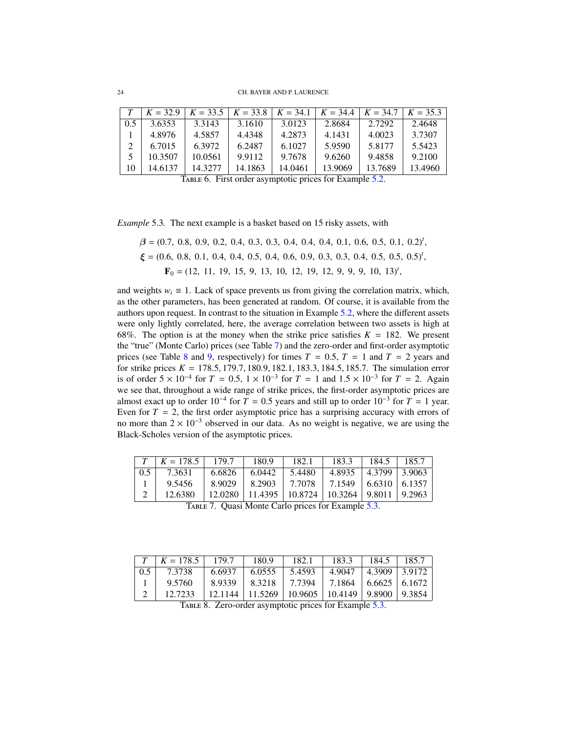| $T$ | $K = 32.9$ | $K = 33.5$ | $K = 33.8$ | $K = 34.1$ | $K = 34.4$ | $K = 34.7$ | $K = 35.3$ |
|---|---|---|---|---|---|---|---|
| 0.5 | 3.6353 | 3.3143 | 3.1610 | 3.0123 | 2.8684 | 2.7292 | 2.4648 |
| 1 | 4.8976 | 4.5857 | 4.4348 | 4.2873 | 4.1431 | 4.0023 | 3.7307 |
| 2 | 6.7015 | 6.3972 | 6.2487 | 6.1027 | 5.9590 | 5.8177 | 5.5423 |
| 5 | 10.3507 | 10.0561 | 9.9112 | 9.7678 | 9.6260 | 9.4858 | 9.2100 |
| 10 | 14.6137 | 14.3277 | 14.1863 | 14.0461 | 13.9069 | 13.7689 | 13.4960 |

TABLE 6. First order asymptotic prices for Example 5.2.

*Example* 5.3. The next example is a basket based on 15 risky assets, with

$$\boldsymbol{\beta} = (0.7,\ 0.8,\ 0.9,\ 0.2,\ 0.4,\ 0.3,\ 0.3,\ 0.4,\ 0.4,\ 0.4,\ 0.1,\ 0.6,\ 0.5,\ 0.1,\ 0.2)^t,$$

$$\boldsymbol{\xi} = (0.6,\ 0.8,\ 0.1,\ 0.4,\ 0.4,\ 0.5,\ 0.4,\ 0.6,\ 0.9,\ 0.3,\ 0.3,\ 0.4,\ 0.5,\ 0.5,\ 0.5)^t,$$

$$\mathbf{F}_0 = (12,\ 11,\ 19,\ 15,\ 9,\ 13,\ 10,\ 12,\ 19,\ 12,\ 9,\ 9,\ 9,\ 10,\ 13)^t,$$

and weights $w_i \equiv 1$. Lack of space prevents us from giving the correlation matrix, which, as the other parameters, has been generated at random. Of course, it is available from the authors upon request. In contrast to the situation in Example 5.2, where the different assets were only lightly correlated, here, the average correlation between two assets is high at 68%. The option is at the money when the strike price satisfies $K = 182$. We present the "true" (Monte Carlo) prices (see Table 7) and the zero-order and first-order asymptotic prices (see Table 8 and 9, respectively) for times $T = 0.5$, $T = 1$ and $T = 2$ years and for strike prices $K = 178.5, 179.7, 180.9, 182.1, 183.3, 184.5, 185.7$. The simulation error is of order $5 \times 10^{-4}$ for $T = 0.5$, $1 \times 10^{-3}$ for $T = 1$ and $1.5 \times 10^{-3}$ for $T = 2$. Again we see that, throughout a wide range of strike prices, the first-order asymptotic prices are almost exact up to order $10^{-4}$ for $T = 0.5$ years and still up to order $10^{-3}$ for $T = 1$ year. Even for $T = 2$, the first order asymptotic price has a surprising accuracy with errors of no more than $2 \times 10^{-3}$ observed in our data. As no weight is negative, we are using the Black-Scholes version of the asymptotic prices.

| $T$ | $K = 178.5$ | 179.7 | 180.9 | 182.1 | 183.3 | 184.5 | 185.7 |
|---|---|---|---|---|---|---|---|
| 0.5 | 7.3631 | 6.6826 | 6.0442 | 5.4480 | 4.8935 | 4.3799 | 3.9063 |
| 1 | 9.5456 | 8.9029 | 8.2903 | 7.7078 | 7.1549 | 6.6310 | 6.1357 |
| 2 | 12.6380 | 12.0280 | 11.4395 | 10.8724 | 10.3264 | 9.8011 | 9.2963 |

TABLE 7. Quasi Monte Carlo prices for Example 5.3.

| $T$ | $K = 178.5$ | 179.7 | 180.9 | 182.1 | 183.3 | 184.5 | 185.7 |
|---|---|---|---|---|---|---|---|
| 0.5 | 7.3738 | 6.6937 | 6.0555 | 5.4593 | 4.9047 | 4.3909 | 3.9172 |
| 1 | 9.5760 | 8.9339 | 8.3218 | 7.7394 | 7.1864 | 6.6625 | 6.1672 |
| 2 | 12.7233 | 12.1144 | 11.5269 | 10.9605 | 10.4149 | 9.8900 | 9.3854 |

TABLE 8. Zero-order asymptotic prices for Example 5.3.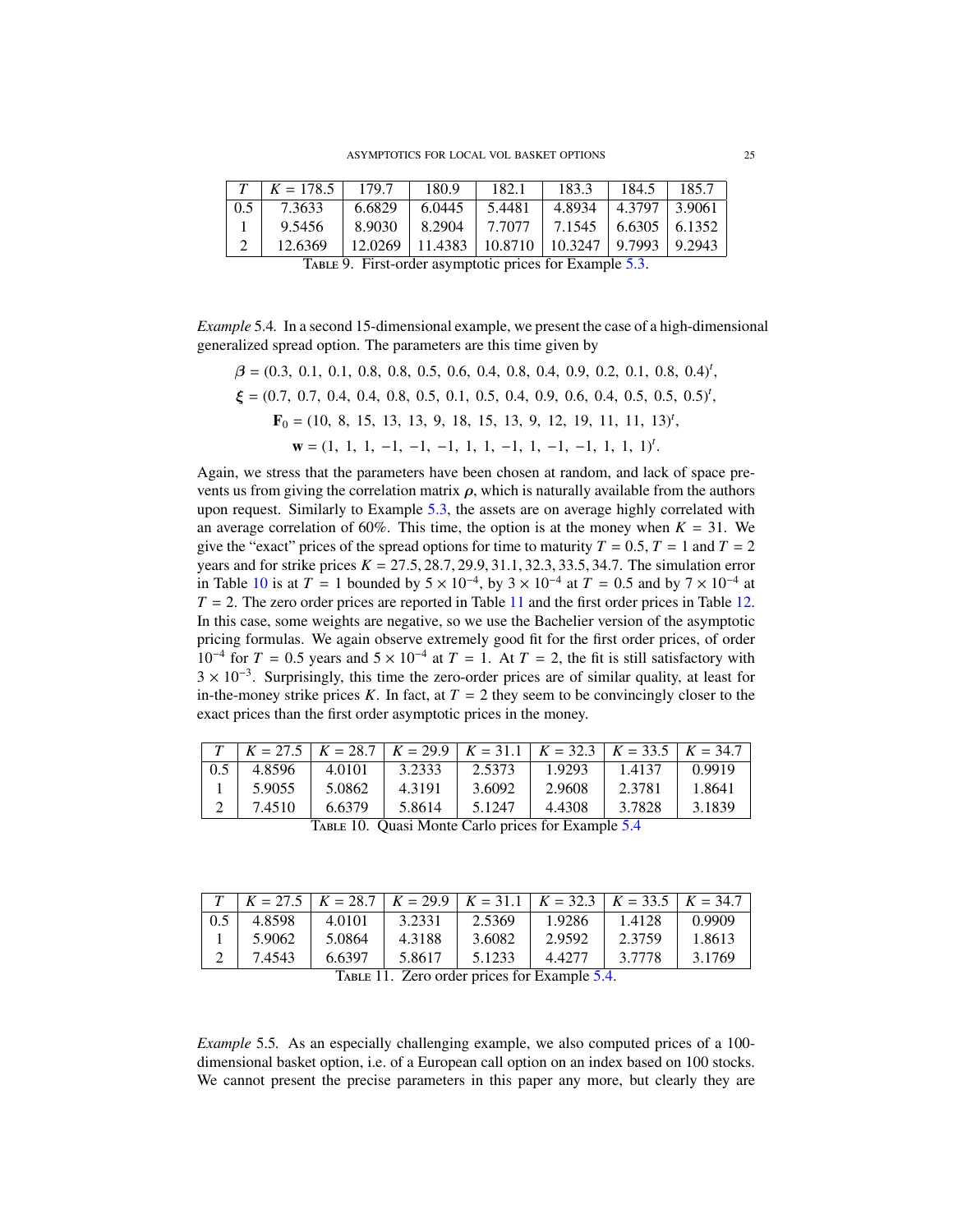| $T$ | $K = 178.5$ | 179.7 | 180.9 | 182.1 | 183.3 | 184.5 | 185.7 |
|---|---|---|---|---|---|---|---|
| 0.5 | 7.3633 | 6.6829 | 6.0445 | 5.4481 | 4.8934 | 4.3797 | 3.9061 |
| 1 | 9.5456 | 8.9030 | 8.2904 | 7.7077 | 7.1545 | 6.6305 | 6.1352 |
| 2 | 12.6369 | 12.0269 | 11.4383 | 10.8710 | 10.3247 | 9.7993 | 9.2943 |

Table 9. First-order asymptotic prices for Example 5.3.

*Example* 5.4. In a second 15-dimensional example, we present the case of a high-dimensional generalized spread option. The parameters are this time given by

$$\boldsymbol{\beta} = (0.3,\ 0.1,\ 0.1,\ 0.8,\ 0.8,\ 0.5,\ 0.6,\ 0.4,\ 0.8,\ 0.4,\ 0.9,\ 0.2,\ 0.1,\ 0.8,\ 0.4)^t,$$

$$\boldsymbol{\xi} = (0.7,\ 0.7,\ 0.4,\ 0.4,\ 0.8,\ 0.5,\ 0.1,\ 0.5,\ 0.4,\ 0.9,\ 0.6,\ 0.4,\ 0.5,\ 0.5,\ 0.5)^t,$$

$$\mathbf{F}_0 = (10,\ 8,\ 15,\ 13,\ 13,\ 9,\ 18,\ 15,\ 13,\ 9,\ 12,\ 19,\ 11,\ 11,\ 13)^t,$$

$$\mathbf{w} = (1,\ 1,\ 1,\ -1,\ -1,\ -1,\ 1,\ 1,\ -1,\ 1,\ -1,\ -1,\ 1,\ 1,\ 1)^t.$$

Again, we stress that the parameters have been chosen at random, and lack of space prevents us from giving the correlation matrix $\boldsymbol{\rho}$, which is naturally available from the authors upon request. Similarly to Example 5.3, the assets are on average highly correlated with an average correlation of 60%. This time, the option is at the money when $K = 31$. We give the "exact" prices of the spread options for time to maturity $T = 0.5$, $T = 1$ and $T = 2$ years and for strike prices $K = 27.5, 28.7, 29.9, 31.1, 32.3, 33.5, 34.7$. The simulation error in Table 10 is at $T = 1$ bounded by $5 \times 10^{-4}$, by $3 \times 10^{-4}$ at $T = 0.5$ and by $7 \times 10^{-4}$ at $T = 2$. The zero order prices are reported in Table 11 and the first order prices in Table 12. In this case, some weights are negative, so we use the Bachelier version of the asymptotic pricing formulas. We again observe extremely good fit for the first order prices, of order $10^{-4}$ for $T = 0.5$ years and $5 \times 10^{-4}$ at $T = 1$. At $T = 2$, the fit is still satisfactory with $3 \times 10^{-3}$. Surprisingly, this time the zero-order prices are of similar quality, at least for in-the-money strike prices $K$. In fact, at $T = 2$ they seem to be convincingly closer to the exact prices than the first order asymptotic prices in the money.

| $T$ | $K = 27.5$ | $K = 28.7$ | $K = 29.9$ | $K = 31.1$ | $K = 32.3$ | $K = 33.5$ | $K = 34.7$ |
|---|---|---|---|---|---|---|---|
| 0.5 | 4.8596 | 4.0101 | 3.2333 | 2.5373 | 1.9293 | 1.4137 | 0.9919 |
| 1 | 5.9055 | 5.0862 | 4.3191 | 3.6092 | 2.9608 | 2.3781 | 1.8641 |
| 2 | 7.4510 | 6.6379 | 5.8614 | 5.1247 | 4.4308 | 3.7828 | 3.1839 |

Table 10. Quasi Monte Carlo prices for Example 5.4

| $T$ | $K = 27.5$ | $K = 28.7$ | $K = 29.9$ | $K = 31.1$ | $K = 32.3$ | $K = 33.5$ | $K = 34.7$ |
|---|---|---|---|---|---|---|---|
| 0.5 | 4.8598 | 4.0101 | 3.2331 | 2.5369 | 1.9286 | 1.4128 | 0.9909 |
| 1 | 5.9062 | 5.0864 | 4.3188 | 3.6082 | 2.9592 | 2.3759 | 1.8613 |
| 2 | 7.4543 | 6.6397 | 5.8617 | 5.1233 | 4.4277 | 3.7778 | 3.1769 |

Table 11. Zero order prices for Example 5.4.

*Example* 5.5. As an especially challenging example, we also computed prices of a 100-dimensional basket option, i.e. of a European call option on an index based on 100 stocks. We cannot present the precise parameters in this paper any more, but clearly they are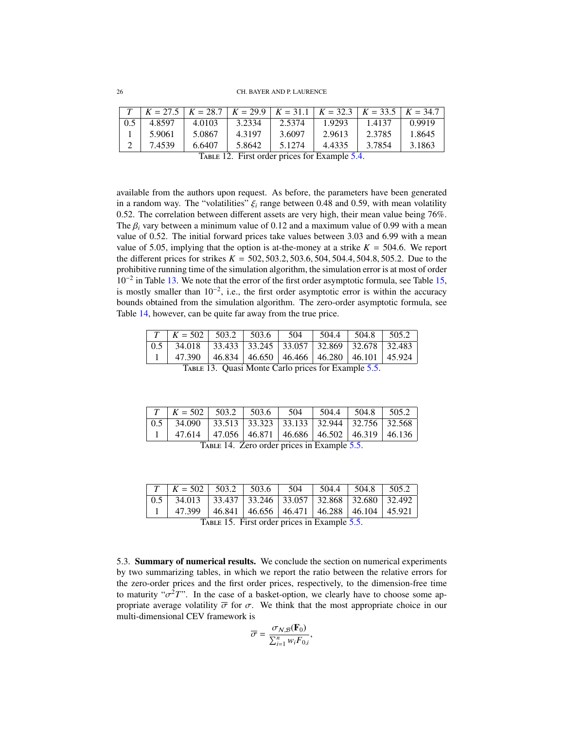| $T$ | $K = 27.5$ | $K = 28.7$ | $K = 29.9$ | $K = 31.1$ | $K = 32.3$ | $K = 33.5$ | $K = 34.7$ |
|---|---|---|---|---|---|---|---|
| 0.5 | 4.8597 | 4.0103 | 3.2334 | 2.5374 | 1.9293 | 1.4137 | 0.9919 |
| 1 | 5.9061 | 5.0867 | 4.3197 | 3.6097 | 2.9613 | 2.3785 | 1.8645 |
| 2 | 7.4539 | 6.6407 | 5.8642 | 5.1274 | 4.4335 | 3.7854 | 3.1863 |

Table 12. First order prices for Example 5.4.

available from the authors upon request. As before, the parameters have been generated in a random way. The "volatilities" $\xi_i$ range between 0.48 and 0.59, with mean volatility 0.52. The correlation between different assets are very high, their mean value being 76%. The $\beta_i$ vary between a minimum value of 0.12 and a maximum value of 0.99 with a mean value of 0.52. The initial forward prices take values between 3.03 and 6.99 with a mean value of 5.05, implying that the option is at-the-money at a strike $K = 504.6$. We report the different prices for strikes $K = 502, 503.2, 503.6, 504, 504.4, 504.8, 505.2$. Due to the prohibitive running time of the simulation algorithm, the simulation error is at most of order $10^{-2}$ in Table 13. We note that the error of the first order asymptotic formula, see Table 15, is mostly smaller than $10^{-2}$, i.e., the first order asymptotic error is within the accuracy bounds obtained from the simulation algorithm. The zero-order asymptotic formula, see Table 14, however, can be quite far away from the true price.

| $T$ | $K = 502$ | 503.2 | 503.6 | 504 | 504.4 | 504.8 | 505.2 |
|---|---|---|---|---|---|---|---|
| 0.5 | 34.018 | 33.433 | 33.245 | 33.057 | 32.869 | 32.678 | 32.483 |
| 1 | 47.390 | 46.834 | 46.650 | 46.466 | 46.280 | 46.101 | 45.924 |

Table 13. Quasi Monte Carlo prices for Example 5.5.

| $T$ | $K = 502$ | 503.2 | 503.6 | 504 | 504.4 | 504.8 | 505.2 |
|---|---|---|---|---|---|---|---|
| 0.5 | 34.090 | 33.513 | 33.323 | 33.133 | 32.944 | 32.756 | 32.568 |
| 1 | 47.614 | 47.056 | 46.871 | 46.686 | 46.502 | 46.319 | 46.136 |

Table 14. Zero order prices in Example 5.5.

| $T$ | $K = 502$ | 503.2 | 503.6 | 504 | 504.4 | 504.8 | 505.2 |
|---|---|---|---|---|---|---|---|
| 0.5 | 34.013 | 33.437 | 33.246 | 33.057 | 32.868 | 32.680 | 32.492 |
| 1 | 47.399 | 46.841 | 46.656 | 46.471 | 46.288 | 46.104 | 45.921 |

Table 15. First order prices in Example 5.5.

5.3. **Summary of numerical results.** We conclude the section on numerical experiments by two summarizing tables, in which we report the ratio between the relative errors for the zero-order prices and the first order prices, respectively, to the dimension-free time to maturity "$\sigma^2 T$". In the case of a basket-option, we clearly have to choose some appropriate average volatility $\overline{\sigma}$ for $\sigma$. We think that the most appropriate choice in our multi-dimensional CEV framework is

$$\overline{\sigma} = \frac{\sigma_{\mathcal{N},\mathcal{B}}(\mathbf{F}_0)}{\sum_{i=1}^n w_i F_{0,i}},$$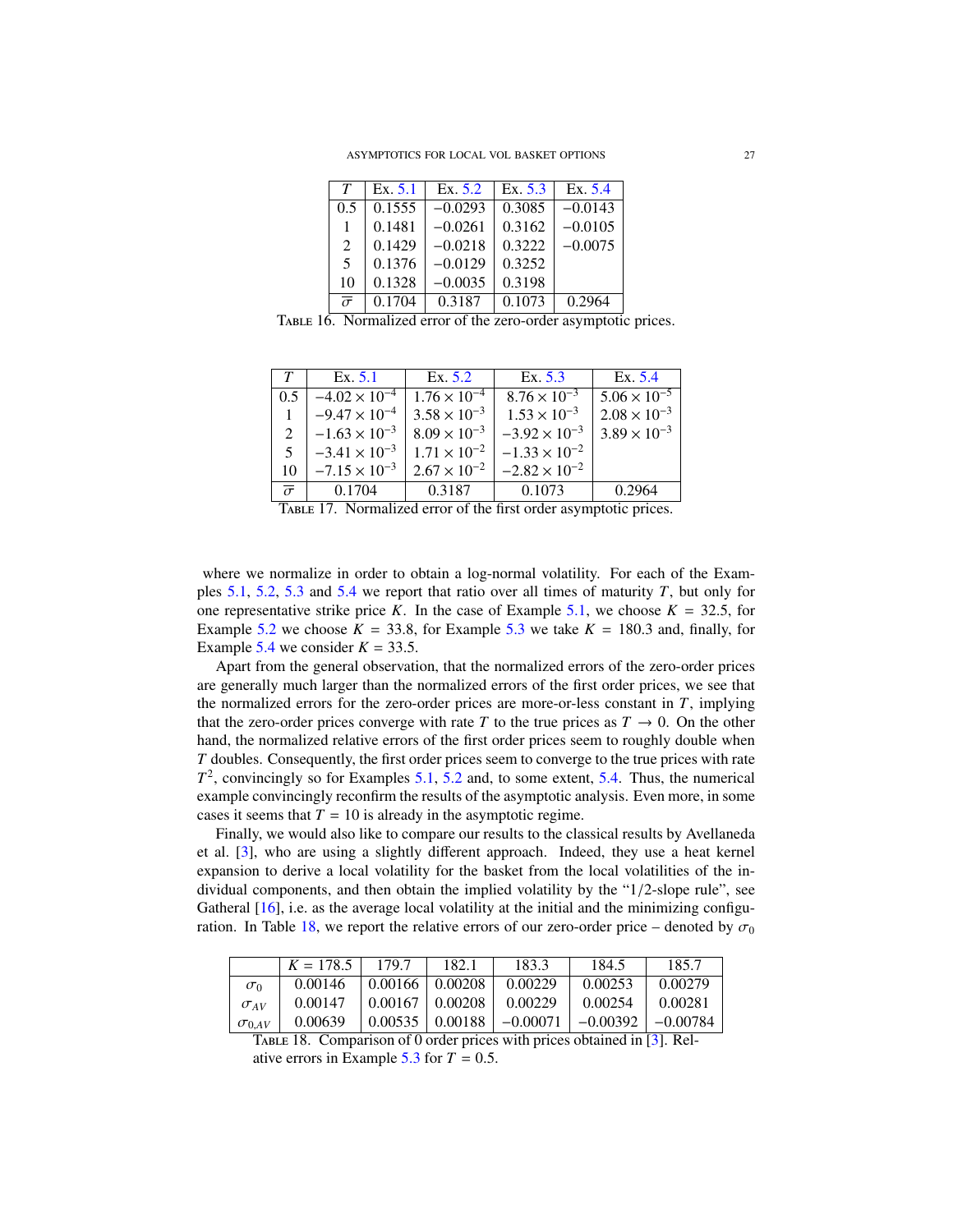| $T$ | Ex. 5.1 | Ex. 5.2 | Ex. 5.3 | Ex. 5.4 |
|---|---|---|---|---|
| 0.5 | 0.1555 | $-0.0293$ | 0.3085 | $-0.0143$ |
| 1 | 0.1481 | $-0.0261$ | 0.3162 | $-0.0105$ |
| 2 | 0.1429 | $-0.0218$ | 0.3222 | $-0.0075$ |
| 5 | 0.1376 | $-0.0129$ | 0.3252 | |
| 10 | 0.1328 | $-0.0035$ | 0.3198 | |
| $\overline{\sigma}$ | 0.1704 | 0.3187 | 0.1073 | 0.2964 |

Table 16. Normalized error of the zero-order asymptotic prices.

| $T$ | Ex. 5.1 | Ex. 5.2 | Ex. 5.3 | Ex. 5.4 |
|---|---|---|---|---|
| 0.5 | $-4.02 \times 10^{-4}$ | $1.76 \times 10^{-4}$ | $8.76 \times 10^{-3}$ | $5.06 \times 10^{-5}$ |
| 1 | $-9.47 \times 10^{-4}$ | $3.58 \times 10^{-3}$ | $1.53 \times 10^{-3}$ | $2.08 \times 10^{-3}$ |
| 2 | $-1.63 \times 10^{-3}$ | $8.09 \times 10^{-3}$ | $-3.92 \times 10^{-3}$ | $3.89 \times 10^{-3}$ |
| 5 | $-3.41 \times 10^{-3}$ | $1.71 \times 10^{-2}$ | $-1.33 \times 10^{-2}$ | |
| 10 | $-7.15 \times 10^{-3}$ | $2.67 \times 10^{-2}$ | $-2.82 \times 10^{-2}$ | |
| $\overline{\sigma}$ | 0.1704 | 0.3187 | 0.1073 | 0.2964 |

Table 17. Normalized error of the first order asymptotic prices.

where we normalize in order to obtain a log-normal volatility. For each of the Examples 5.1, 5.2, 5.3 and 5.4 we report that ratio over all times of maturity $T$, but only for one representative strike price $K$. In the case of Example 5.1, we choose $K = 32.5$, for Example 5.2 we choose $K = 33.8$, for Example 5.3 we take $K = 180.3$ and, finally, for Example 5.4 we consider $K = 33.5$.

Apart from the general observation, that the normalized errors of the zero-order prices are generally much larger than the normalized errors of the first order prices, we see that the normalized errors for the zero-order prices are more-or-less constant in $T$, implying that the zero-order prices converge with rate $T$ to the true prices as $T \to 0$. On the other hand, the normalized relative errors of the first order prices seem to roughly double when $T$ doubles. Consequently, the first order prices seem to converge to the true prices with rate $T^2$, convincingly so for Examples 5.1, 5.2 and, to some extent, 5.4. Thus, the numerical example convincingly reconfirm the results of the asymptotic analysis. Even more, in some cases it seems that $T = 10$ is already in the asymptotic regime.

Finally, we would also like to compare our results to the classical results by Avellaneda et al. [3], who are using a slightly different approach. Indeed, they use a heat kernel expansion to derive a local volatility for the basket from the local volatilities of the individual components, and then obtain the implied volatility by the "1/2-slope rule", see Gatheral [16], i.e. as the average local volatility at the initial and the minimizing configuration. In Table 18, we report the relative errors of our zero-order price – denoted by $\sigma_0$

| | $K = 178.5$ | 179.7 | 182.1 | 183.3 | 184.5 | 185.7 |
|---|---|---|---|---|---|---|
| $\sigma_0$ | 0.00146 | 0.00166 | 0.00208 | 0.00229 | 0.00253 | 0.00279 |
| $\sigma_{AV}$ | 0.00147 | 0.00167 | 0.00208 | 0.00229 | 0.00254 | 0.00281 |
| $\sigma_{0,AV}$ | 0.00639 | 0.00535 | 0.00188 | $-0.00071$ | $-0.00392$ | $-0.00784$ |

Table 18. Comparison of 0 order prices with prices obtained in [3]. Relative errors in Example 5.3 for $T = 0.5$.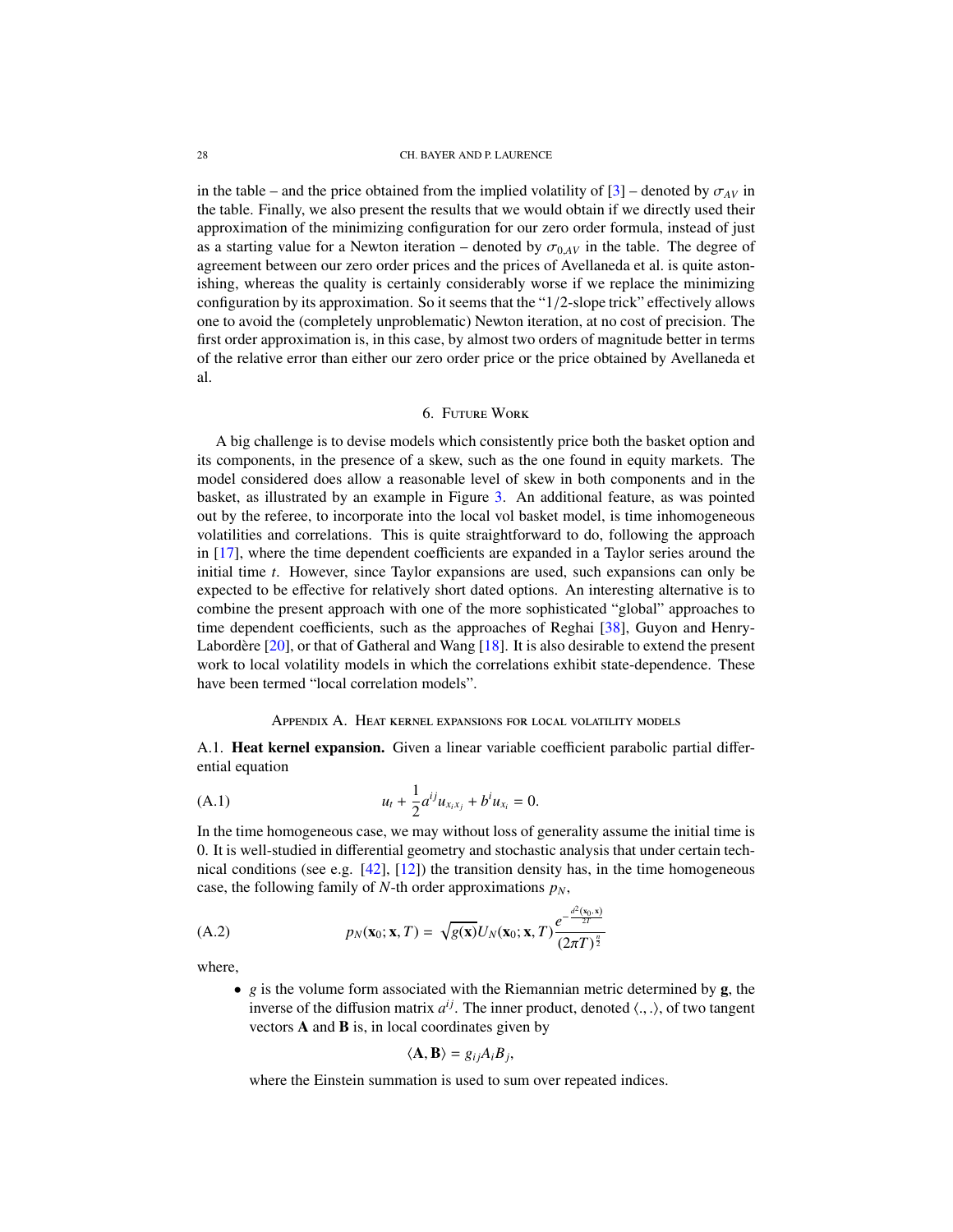in the table – and the price obtained from the implied volatility of [3] – denoted by $\sigma_{AV}$ in the table. Finally, we also present the results that we would obtain if we directly used their approximation of the minimizing configuration for our zero order formula, instead of just as a starting value for a Newton iteration – denoted by $\sigma_{0,AV}$ in the table. The degree of agreement between our zero order prices and the prices of Avellaneda et al. is quite astonishing, whereas the quality is certainly considerably worse if we replace the minimizing configuration by its approximation. So it seems that the "1/2-slope trick" effectively allows one to avoid the (completely unproblematic) Newton iteration, at no cost of precision. The first order approximation is, in this case, by almost two orders of magnitude better in terms of the relative error than either our zero order price or the price obtained by Avellaneda et al.

## 6. Future Work

A big challenge is to devise models which consistently price both the basket option and its components, in the presence of a skew, such as the one found in equity markets. The model considered does allow a reasonable level of skew in both components and in the basket, as illustrated by an example in Figure 3. An additional feature, as was pointed out by the referee, to incorporate into the local vol basket model, is time inhomogeneous volatilities and correlations. This is quite straightforward to do, following the approach in [17], where the time dependent coefficients are expanded in a Taylor series around the initial time $t$. However, since Taylor expansions are used, such expansions can only be expected to be effective for relatively short dated options. An interesting alternative is to combine the present approach with one of the more sophisticated "global" approaches to time dependent coefficients, such as the approaches of Reghai [38], Guyon and Henry-Labordère [20], or that of Gatheral and Wang [18]. It is also desirable to extend the present work to local volatility models in which the correlations exhibit state-dependence. These have been termed "local correlation models".

## Appendix A. Heat kernel expansions for local volatility models

A.1. **Heat kernel expansion.** Given a linear variable coefficient parabolic partial differential equation

$$u_t + \frac{1}{2}a^{ij}u_{x_i x_j} + b^i u_{x_i} = 0. \tag{A.1}$$

In the time homogeneous case, we may without loss of generality assume the initial time is 0. It is well-studied in differential geometry and stochastic analysis that under certain technical conditions (see e.g. [42], [12]) the transition density has, in the time homogeneous case, the following family of $N$-th order approximations $p_N$,

$$p_N(\mathbf{x}_0; \mathbf{x}, T) = \sqrt{g(\mathbf{x})}U_N(\mathbf{x}_0; \mathbf{x}, T)\frac{e^{-\frac{d^2(\mathbf{x}_0,\mathbf{x})}{2T}}}{(2\pi T)^{\frac{n}{2}}} \tag{A.2}$$

where,

- $g$ is the volume form associated with the Riemannian metric determined by $\mathbf{g}$, the inverse of the diffusion matrix $a^{ij}$. The inner product, denoted $\langle .,. \rangle$, of two tangent vectors $\mathbf{A}$ and $\mathbf{B}$ is, in local coordinates given by

  $$\langle \mathbf{A}, \mathbf{B} \rangle = g_{ij}A_i B_j,$$

  where the Einstein summation is used to sum over repeated indices.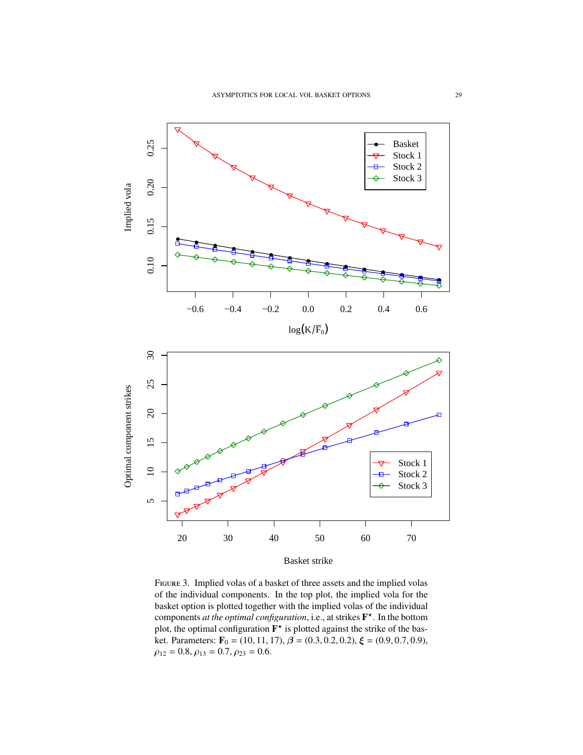FIGURE 3. Implied volas of a basket of three assets and the implied volas of the individual components. In the top plot, the implied vola for the basket option is plotted together with the implied volas of the individual components *at the optimal configuration*, i.e., at strikes $\mathbf{F}^{\star}$. In the bottom plot, the optimal configuration $\mathbf{F}^{\star}$ is plotted against the strike of the basket. Parameters: $\mathbf{F}_0 = (10, 11, 17)$, $\boldsymbol{\beta} = (0.3, 0.2, 0.2)$, $\boldsymbol{\xi} = (0.9, 0.7, 0.9)$, $\rho_{12} = 0.8$, $\rho_{13} = 0.7$, $\rho_{23} = 0.6$.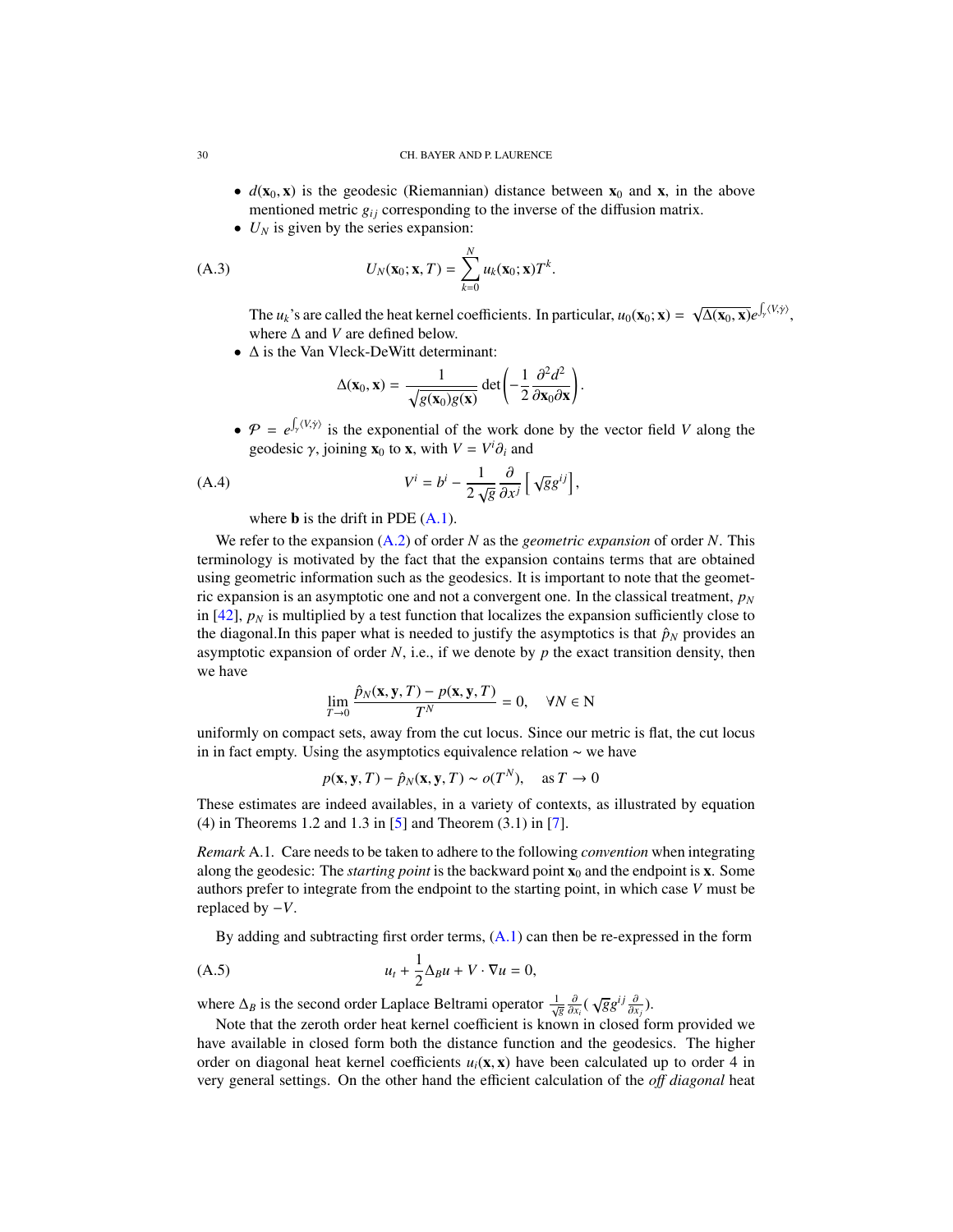- $d(\mathbf{x}_0, \mathbf{x})$ is the geodesic (Riemannian) distance between $\mathbf{x}_0$ and $\mathbf{x}$, in the above mentioned metric $g_{ij}$ corresponding to the inverse of the diffusion matrix.
- $U_N$ is given by the series expansion:

$$U_N(\mathbf{x}_0; \mathbf{x}, T) = \sum_{k=0}^{N} u_k(\mathbf{x}_0; \mathbf{x}) T^k. \tag{A.3}$$

  The $u_k$'s are called the heat kernel coefficients. In particular, $u_0(\mathbf{x}_0; \mathbf{x}) = \sqrt{\Delta(\mathbf{x}_0, \mathbf{x})} e^{\int_\gamma \langle V, \dot{\gamma} \rangle}$, where $\Delta$ and $V$ are defined below.
- $\Delta$ is the Van Vleck-DeWitt determinant:

$$\Delta(\mathbf{x}_0, \mathbf{x}) = \frac{1}{\sqrt{g(\mathbf{x}_0) g(\mathbf{x})}} \det\left( -\frac{1}{2} \frac{\partial^2 d^2}{\partial \mathbf{x}_0 \partial \mathbf{x}} \right).$$

- $\mathcal{P} = e^{\int_\gamma \langle V, \dot{\gamma} \rangle}$ is the exponential of the work done by the vector field $V$ along the geodesic $\gamma$, joining $\mathbf{x}_0$ to $\mathbf{x}$, with $V = V^i \partial_i$ and

$$V^i = b^i - \frac{1}{2\sqrt{g}} \frac{\partial}{\partial x^j} \left[ \sqrt{g} g^{ij} \right], \tag{A.4}$$

  where $\mathbf{b}$ is the drift in PDE (A.1).

We refer to the expansion (A.2) of order $N$ as the *geometric expansion* of order $N$. This terminology is motivated by the fact that the expansion contains terms that are obtained using geometric information such as the geodesics. It is important to note that the geometric expansion is an asymptotic one and not a convergent one. In the classical treatment, $p_N$ in [42], $p_N$ is multiplied by a test function that localizes the expansion sufficiently close to the diagonal.In this paper what is needed to justify the asymptotics is that $\hat{p}_N$ provides an asymptotic expansion of order $N$, i.e., if we denote by $p$ the exact transition density, then we have

$$\lim_{T \to 0} \frac{\hat{p}_N(\mathbf{x}, \mathbf{y}, T) - p(\mathbf{x}, \mathbf{y}, T)}{T^N} = 0, \quad \forall N \in \mathrm{N}$$

uniformly on compact sets, away from the cut locus. Since our metric is flat, the cut locus in in fact empty. Using the asymptotics equivalence relation $\sim$ we have

$$p(\mathbf{x}, \mathbf{y}, T) - \hat{p}_N(\mathbf{x}, \mathbf{y}, T) \sim o(T^N), \quad \text{as } T \to 0$$

These estimates are indeed availables, in a variety of contexts, as illustrated by equation (4) in Theorems 1.2 and 1.3 in [5] and Theorem (3.1) in [7].

*Remark* A.1. Care needs to be taken to adhere to the following *convention* when integrating along the geodesic: The *starting point* is the backward point $\mathbf{x}_0$ and the endpoint is $\mathbf{x}$. Some authors prefer to integrate from the endpoint to the starting point, in which case $V$ must be replaced by $-V$.

By adding and subtracting first order terms, (A.1) can then be re-expressed in the form

$$u_t + \frac{1}{2} \Delta_B u + V \cdot \nabla u = 0, \tag{A.5}$$

where $\Delta_B$ is the second order Laplace Beltrami operator $\frac{1}{\sqrt{g}} \frac{\partial}{\partial x_i} ( \sqrt{g} g^{ij} \frac{\partial}{\partial x_j} )$.

Note that the zeroth order heat kernel coefficient is known in closed form provided we have available in closed form both the distance function and the geodesics. The higher order on diagonal heat kernel coefficients $u_i(\mathbf{x}, \mathbf{x})$ have been calculated up to order 4 in very general settings. On the other hand the efficient calculation of the *off diagonal* heat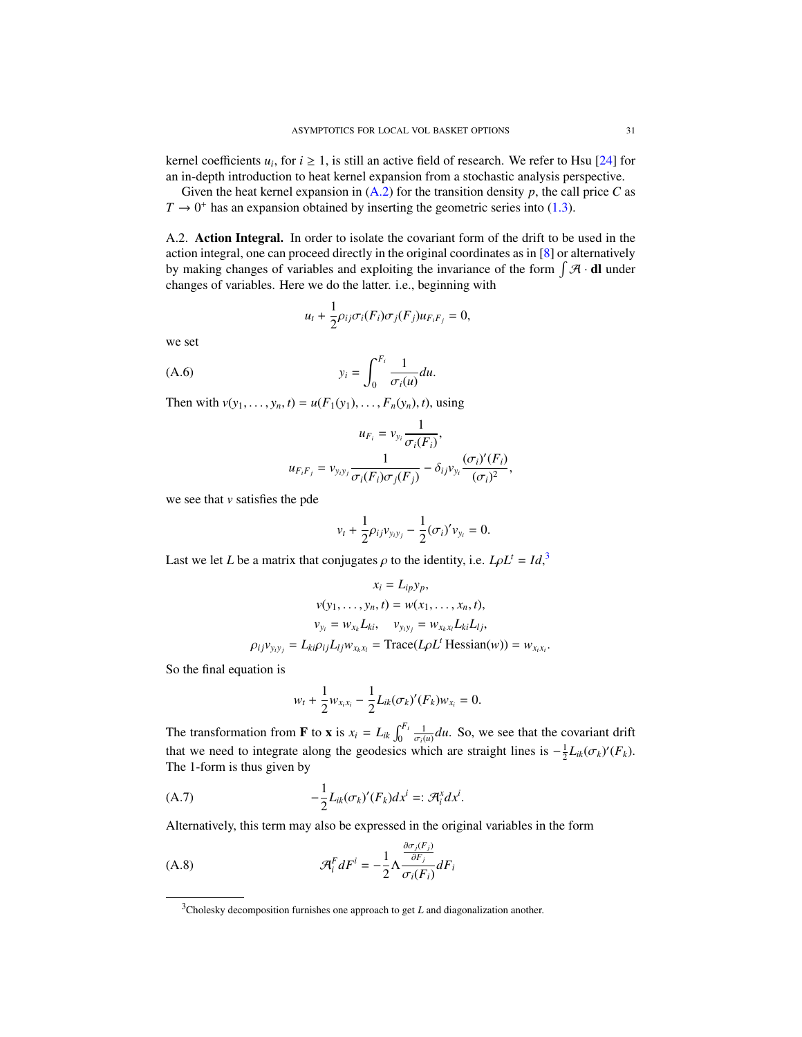kernel coefficients $u_i$, for $i \geq 1$, is still an active field of research. We refer to Hsu [24] for an in-depth introduction to heat kernel expansion from a stochastic analysis perspective.

Given the heat kernel expansion in (A.2) for the transition density $p$, the call price $C$ as $T \to 0^+$ has an expansion obtained by inserting the geometric series into (1.3).

A.2. **Action Integral.** In order to isolate the covariant form of the drift to be used in the action integral, one can proceed directly in the original coordinates as in [8] or alternatively by making changes of variables and exploiting the invariance of the form $\int \mathcal{A} \cdot \mathbf{dl}$ under changes of variables. Here we do the latter. i.e., beginning with

$$u_t + \frac{1}{2}\rho_{ij}\sigma_i(F_i)\sigma_j(F_j)u_{F_iF_j} = 0,$$

we set

$$y_i = \int_0^{F_i} \frac{1}{\sigma_i(u)} du. \tag{A.6}$$

Then with $v(y_1, \ldots, y_n, t) = u(F_1(y_1), \ldots, F_n(y_n), t)$, using

$$u_{F_i} = v_{y_i}\frac{1}{\sigma_i(F_i)},$$

$$u_{F_iF_j} = v_{y_iy_j}\frac{1}{\sigma_i(F_i)\sigma_j(F_j)} - \delta_{ij}v_{y_i}\frac{(\sigma_i)'(F_i)}{(\sigma_i)^2},$$

we see that $v$ satisfies the pde

$$v_t + \frac{1}{2}\rho_{ij}v_{y_iy_j} - \frac{1}{2}(\sigma_i)'v_{y_i} = 0.$$

Last we let $L$ be a matrix that conjugates $\rho$ to the identity, i.e. $L\rho L^t = Id$,[3]

$$x_i = L_{ip}y_p,$$

$$v(y_1, \ldots, y_n, t) = w(x_1, \ldots, x_n, t),$$

$$v_{y_i} = w_{x_k}L_{ki}, \quad v_{y_iy_j} = w_{x_kx_l}L_{ki}L_{lj},$$

$$\rho_{ij}v_{y_iy_j} = L_{ki}\rho_{ij}L_{lj}w_{x_kx_l} = \text{Trace}(L\rho L^t\,\text{Hessian}(w)) = w_{x_ix_i}.$$

So the final equation is

$$w_t + \frac{1}{2}w_{x_ix_i} - \frac{1}{2}L_{ik}(\sigma_k)'(F_k)w_{x_i} = 0.$$

The transformation from $\mathbf{F}$ to $\mathbf{x}$ is $x_i = L_{ik}\int_0^{F_i} \frac{1}{\sigma_i(u)}du$. So, we see that the covariant drift that we need to integrate along the geodesics which are straight lines is $-\frac{1}{2}L_{ik}(\sigma_k)'(F_k)$. The 1-form is thus given by

$$-\frac{1}{2}L_{ik}(\sigma_k)'(F_k)dx^i =: \mathcal{A}_i^x dx^i. \tag{A.7}$$

Alternatively, this term may also be expressed in the original variables in the form

$$\mathcal{A}_i^F dF^i = -\frac{1}{2}\Lambda\frac{\frac{\partial\sigma_j(F_j)}{\partial F_j}}{\sigma_i(F_i)}dF_i \tag{A.8}$$

---

[3] Cholesky decomposition furnishes one approach to get $L$ and diagonalization another.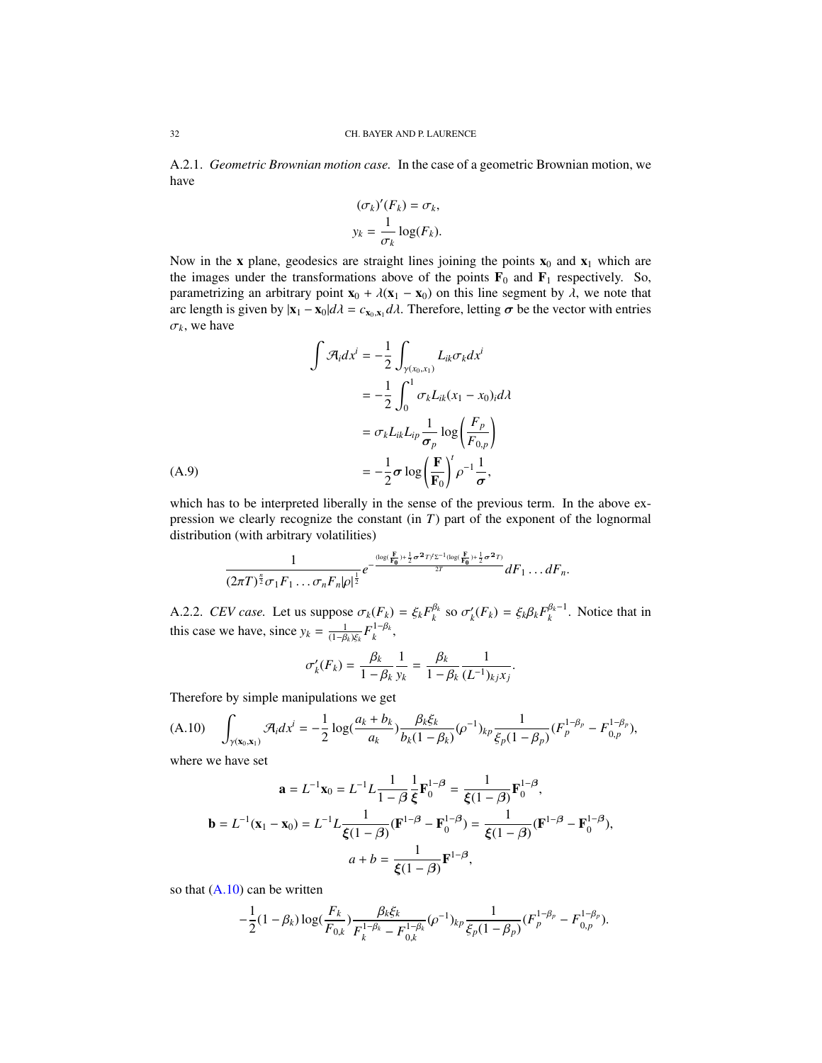A.2.1. *Geometric Brownian motion case.* In the case of a geometric Brownian motion, we have

$$(\sigma_k)'(F_k) = \sigma_k,$$
$$y_k = \frac{1}{\sigma_k}\log(F_k).$$

Now in the $\mathbf{x}$ plane, geodesics are straight lines joining the points $\mathbf{x}_0$ and $\mathbf{x}_1$ which are the images under the transformations above of the points $\mathbf{F}_0$ and $\mathbf{F}_1$ respectively. So, parametrizing an arbitrary point $\mathbf{x}_0 + \lambda(\mathbf{x}_1 - \mathbf{x}_0)$ on this line segment by $\lambda$, we note that arc length is given by $|\mathbf{x}_1 - \mathbf{x}_0| d\lambda = c_{\mathbf{x}_0,\mathbf{x}_1} d\lambda$. Therefore, letting $\boldsymbol{\sigma}$ be the vector with entries $\sigma_k$, we have

$$
\begin{aligned}
\int \mathcal{A}_i dx^i &= -\frac{1}{2}\int_{\gamma(x_0,x_1)} L_{ik}\sigma_k dx^i \\
&= -\frac{1}{2}\int_0^1 \sigma_k L_{ik}(x_1 - x_0)_i d\lambda \\
&= \sigma_k L_{ik} L_{ip} \frac{1}{\boldsymbol{\sigma}_p}\log\left(\frac{F_p}{F_{0,p}}\right) \\
&= -\frac{1}{2}\boldsymbol{\sigma}\log\left(\frac{\mathbf{F}}{\mathbf{F}_0}\right)^t \rho^{-1}\frac{1}{\boldsymbol{\sigma}},
\end{aligned}
\tag{A.9}
$$

which has to be interpreted liberally in the sense of the previous term. In the above expression we clearly recognize the constant (in $T$) part of the exponent of the lognormal distribution (with arbitrary volatilities)

$$\frac{1}{(2\pi T)^{\frac{n}{2}}\sigma_1 F_1 \ldots \sigma_n F_n |\rho|^{\frac{1}{2}}} e^{-\frac{(\log(\frac{\mathbf{F}}{\mathbf{F_0}})+\frac{1}{2}\boldsymbol{\sigma}^2 T)^t \Sigma^{-1}(\log(\frac{\mathbf{F}}{\mathbf{F_0}})+\frac{1}{2}\boldsymbol{\sigma}^2 T)}{2T}} dF_1 \ldots dF_n.$$

A.2.2. *CEV case.* Let us suppose $\sigma_k(F_k) = \xi_k F_k^{\beta_k}$ so $\sigma_k'(F_k) = \xi_k \beta_k F_k^{\beta_k - 1}$. Notice that in this case we have, since $y_k = \frac{1}{(1-\beta_k)\xi_k} F_k^{1-\beta_k}$,

$$\sigma_k'(F_k) = \frac{\beta_k}{1-\beta_k}\frac{1}{y_k} = \frac{\beta_k}{1-\beta_k}\frac{1}{(L^{-1})_{kj}x_j}.$$

Therefore by simple manipulations we get

$$\int_{\gamma(\mathbf{x}_0,\mathbf{x}_1)} \mathcal{A}_i dx^i = -\frac{1}{2}\log\left(\frac{a_k + b_k}{a_k}\right)\frac{\beta_k \xi_k}{b_k(1-\beta_k)}(\rho^{-1})_{kp}\frac{1}{\xi_p(1-\beta_p)}(F_p^{1-\beta_p} - F_{0,p}^{1-\beta_p}), \tag{A.10}$$

where we have set

$$
\begin{aligned}
\mathbf{a} &= L^{-1}\mathbf{x}_0 = L^{-1}L\frac{1}{1-\boldsymbol{\beta}}\frac{1}{\boldsymbol{\xi}}\mathbf{F}_0^{1-\boldsymbol{\beta}} = \frac{1}{\boldsymbol{\xi}(1-\boldsymbol{\beta})}\mathbf{F}_0^{1-\boldsymbol{\beta}}, \\
\mathbf{b} &= L^{-1}(\mathbf{x}_1 - \mathbf{x}_0) = L^{-1}L\frac{1}{\boldsymbol{\xi}(1-\boldsymbol{\beta})}(\mathbf{F}^{1-\boldsymbol{\beta}} - \mathbf{F}_0^{1-\boldsymbol{\beta}}) = \frac{1}{\boldsymbol{\xi}(1-\boldsymbol{\beta})}(\mathbf{F}^{1-\boldsymbol{\beta}} - \mathbf{F}_0^{1-\boldsymbol{\beta}}), \\
a + b &= \frac{1}{\boldsymbol{\xi}(1-\boldsymbol{\beta})}\mathbf{F}^{1-\boldsymbol{\beta}},
\end{aligned}
$$

so that (A.10) can be written

$$-\frac{1}{2}(1-\beta_k)\log\left(\frac{F_k}{F_{0,k}}\right)\frac{\beta_k \xi_k}{F_k^{1-\beta_k} - F_{0,k}^{1-\beta_k}}(\rho^{-1})_{kp}\frac{1}{\xi_p(1-\beta_p)}(F_p^{1-\beta_p} - F_{0,p}^{1-\beta_p}).$$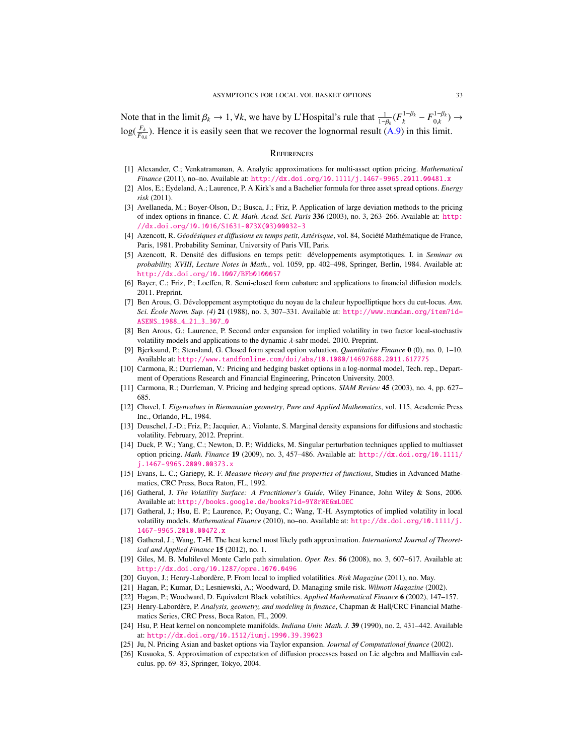Note that in the limit $\beta_k \to 1, \forall k$, we have by L'Hospital's rule that $\frac{1}{1-\beta_k}(F_k^{1-\beta_k} - F_{0,k}^{1-\beta_k}) \to \log(\frac{F_k}{F_{0,k}})$. Hence it is easily seen that we recover the lognormal result (A.9) in this limit.

## References

[1] Alexander, C.; Venkatramanan, A. Analytic approximations for multi-asset option pricing. *Mathematical Finance* (2011), no–no. Available at: http://dx.doi.org/10.1111/j.1467-9965.2011.00481.x

[2] Alos, E.; Eydeland, A.; Laurence, P. A Kirk's and a Bachelier formula for three asset spread options. *Energy risk* (2011).

[3] Avellaneda, M.; Boyer-Olson, D.; Busca, J.; Friz, P. Application of large deviation methods to the pricing of index options in finance. *C. R. Math. Acad. Sci. Paris* **336** (2003), no. 3, 263–266. Available at: http://dx.doi.org/10.1016/S1631-073X(03)00032-3

[4] Azencott, R. *Géodésiques et diffusions en temps petit*, *Astérisque*, vol. 84, Société Mathématique de France, Paris, 1981. Probability Seminar, University of Paris VII, Paris.

[5] Azencott, R. Densité des diffusions en temps petit: développements asymptotiques. I. in *Seminar on probability, XVIII*, *Lecture Notes in Math.*, vol. 1059, pp. 402–498, Springer, Berlin, 1984. Available at: http://dx.doi.org/10.1007/BFb0100057

[6] Bayer, C.; Friz, P.; Loeffen, R. Semi-closed form cubature and applications to financial diffusion models. 2011. Preprint.

[7] Ben Arous, G. Développement asymptotique du noyau de la chaleur hypoelliptique hors du cut-locus. *Ann. Sci. École Norm. Sup. (4)* **21** (1988), no. 3, 307–331. Available at: http://www.numdam.org/item?id=ASENS_1988_4_21_3_307_0

[8] Ben Arous, G.; Laurence, P. Second order expansion for implied volatility in two factor local-stochastiv volatility models and applications to the dynamic $\lambda$-sabr model. 2010. Preprint.

[9] Bjerksund, P.; Stensland, G. Closed form spread option valuation. *Quantitative Finance* **0** (0), no. 0, 1–10. Available at: http://www.tandfonline.com/doi/abs/10.1080/14697688.2011.617775

[10] Carmona, R.; Durrleman, V.: Pricing and hedging basket options in a log-normal model, Tech. rep., Department of Operations Research and Financial Engineering, Princeton University. 2003.

[11] Carmona, R.; Durrleman, V. Pricing and hedging spread options. *SIAM Review* **45** (2003), no. 4, pp. 627–685.

[12] Chavel, I. *Eigenvalues in Riemannian geometry*, *Pure and Applied Mathematics*, vol. 115, Academic Press Inc., Orlando, FL, 1984.

[13] Deuschel, J.-D.; Friz, P.; Jacquier, A.; Violante, S. Marginal density expansions for diffusions and stochastic volatility. February, 2012. Preprint.

[14] Duck, P. W.; Yang, C.; Newton, D. P.; Widdicks, M. Singular perturbation techniques applied to multiasset option pricing. *Math. Finance* **19** (2009), no. 3, 457–486. Available at: http://dx.doi.org/10.1111/j.1467-9965.2009.00373.x

[15] Evans, L. C.; Gariepy, R. F. *Measure theory and fine properties of functions*, Studies in Advanced Mathematics, CRC Press, Boca Raton, FL, 1992.

[16] Gatheral, J. *The Volatility Surface: A Practitioner's Guide*, Wiley Finance, John Wiley & Sons, 2006. Available at: http://books.google.de/books?id=9Y8rWE6mLOEC

[17] Gatheral, J.; Hsu, E. P.; Laurence, P.; Ouyang, C.; Wang, T.-H. Asymptotics of implied volatility in local volatility models. *Mathematical Finance* (2010), no–no. Available at: http://dx.doi.org/10.1111/j.1467-9965.2010.00472.x

[18] Gatheral, J.; Wang, T.-H. The heat kernel most likely path approximation. *International Journal of Theoretical and Applied Finance* **15** (2012), no. 1.

[19] Giles, M. B. Multilevel Monte Carlo path simulation. *Oper. Res.* **56** (2008), no. 3, 607–617. Available at: http://dx.doi.org/10.1287/opre.1070.0496

[20] Guyon, J.; Henry-Labordère, P. From local to implied volatilities. *Risk Magazine* (2011), no. May.

[21] Hagan, P.; Kumar, D.; Lesniewski, A.; Woodward, D. Managing smile risk. *Wilmott Magazine* (2002).

[22] Hagan, P.; Woodward, D. Equivalent Black volatilties. *Applied Mathematical Finance* **6** (2002), 147–157.

[23] Henry-Labordère, P. *Analysis, geometry, and modeling in finance*, Chapman & Hall/CRC Financial Mathematics Series, CRC Press, Boca Raton, FL, 2009.

[24] Hsu, P. Heat kernel on noncomplete manifolds. *Indiana Univ. Math. J.* **39** (1990), no. 2, 431–442. Available at: http://dx.doi.org/10.1512/iumj.1990.39.39023

[25] Ju, N. Pricing Asian and basket options via Taylor expansion. *Journal of Computational finance* (2002).

[26] Kusuoka, S. Approximation of expectation of diffusion processes based on Lie algebra and Malliavin calculus. pp. 69–83, Springer, Tokyo, 2004.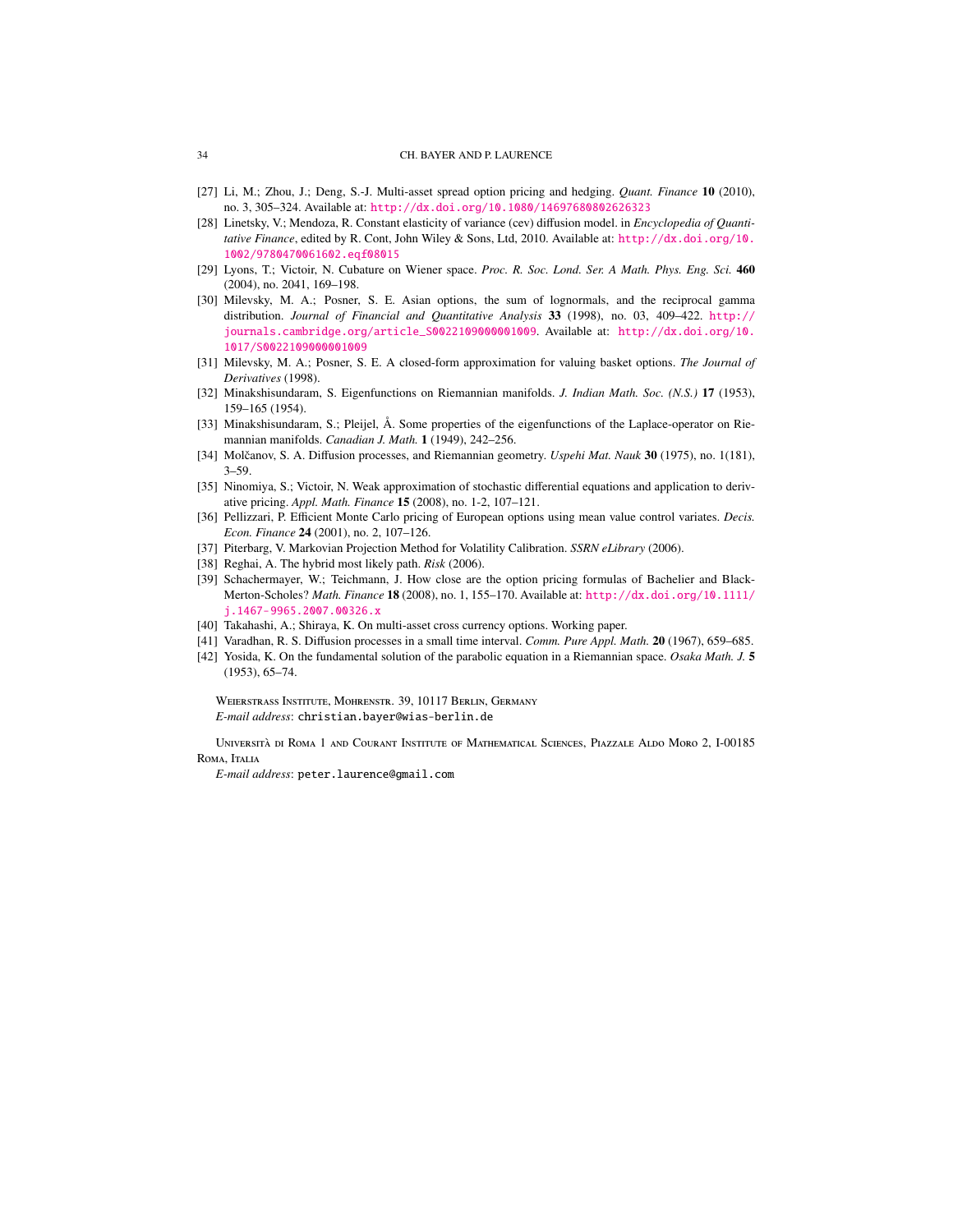[27] Li, M.; Zhou, J.; Deng, S.-J. Multi-asset spread option pricing and hedging. *Quant. Finance* **10** (2010), no. 3, 305–324. Available at: http://dx.doi.org/10.1080/14697680802626323

[28] Linetsky, V.; Mendoza, R. Constant elasticity of variance (cev) diffusion model. in *Encyclopedia of Quantitative Finance*, edited by R. Cont, John Wiley & Sons, Ltd, 2010. Available at: http://dx.doi.org/10.1002/9780470061602.eqf08015

[29] Lyons, T.; Victoir, N. Cubature on Wiener space. *Proc. R. Soc. Lond. Ser. A Math. Phys. Eng. Sci.* **460** (2004), no. 2041, 169–198.

[30] Milevsky, M. A.; Posner, S. E. Asian options, the sum of lognormals, and the reciprocal gamma distribution. *Journal of Financial and Quantitative Analysis* **33** (1998), no. 03, 409–422. http://journals.cambridge.org/article_S0022109000001009. Available at: http://dx.doi.org/10.1017/S0022109000001009

[31] Milevsky, M. A.; Posner, S. E. A closed-form approximation for valuing basket options. *The Journal of Derivatives* (1998).

[32] Minakshisundaram, S. Eigenfunctions on Riemannian manifolds. *J. Indian Math. Soc. (N.S.)* **17** (1953), 159–165 (1954).

[33] Minakshisundaram, S.; Pleijel, Å. Some properties of the eigenfunctions of the Laplace-operator on Riemannian manifolds. *Canadian J. Math.* **1** (1949), 242–256.

[34] Molčanov, S. A. Diffusion processes, and Riemannian geometry. *Uspehi Mat. Nauk* **30** (1975), no. 1(181), 3–59.

[35] Ninomiya, S.; Victoir, N. Weak approximation of stochastic differential equations and application to derivative pricing. *Appl. Math. Finance* **15** (2008), no. 1-2, 107–121.

[36] Pellizzari, P. Efficient Monte Carlo pricing of European options using mean value control variates. *Decis. Econ. Finance* **24** (2001), no. 2, 107–126.

[37] Piterbarg, V. Markovian Projection Method for Volatility Calibration. *SSRN eLibrary* (2006).

[38] Reghai, A. The hybrid most likely path. *Risk* (2006).

[39] Schachermayer, W.; Teichmann, J. How close are the option pricing formulas of Bachelier and Black-Merton-Scholes? *Math. Finance* **18** (2008), no. 1, 155–170. Available at: http://dx.doi.org/10.1111/j.1467-9965.2007.00326.x

[40] Takahashi, A.; Shiraya, K. On multi-asset cross currency options. Working paper.

[41] Varadhan, R. S. Diffusion processes in a small time interval. *Comm. Pure Appl. Math.* **20** (1967), 659–685.

[42] Yosida, K. On the fundamental solution of the parabolic equation in a Riemannian space. *Osaka Math. J.* **5** (1953), 65–74.

Weierstrass Institute, Mohrenstr. 39, 10117 Berlin, Germany
*E-mail address*: christian.bayer@wias-berlin.de

Università di Roma 1 and Courant Institute of Mathematical Sciences, Piazzale Aldo Moro 2, I-00185 Roma, Italia
*E-mail address*: peter.laurence@gmail.com